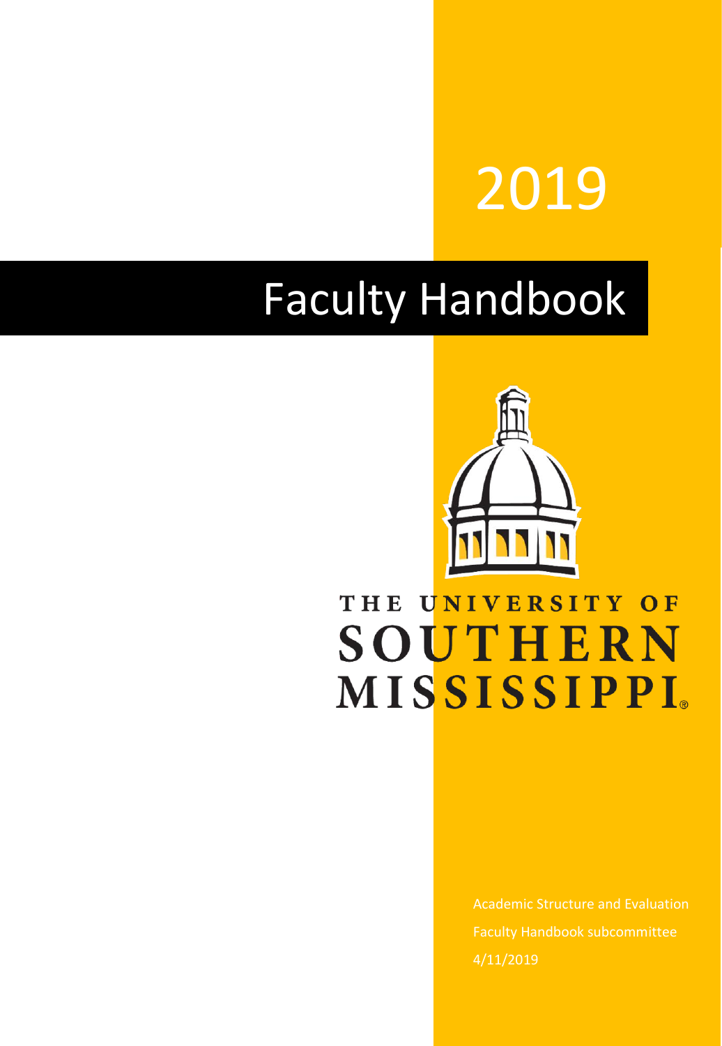# 2019

# Faculty Handbook

THE UNIVERSITY OF
SOUTHERN
MISSISSIPPI®

Academic Structure and Evaluation

Faculty Handbook subcommittee

4/11/2019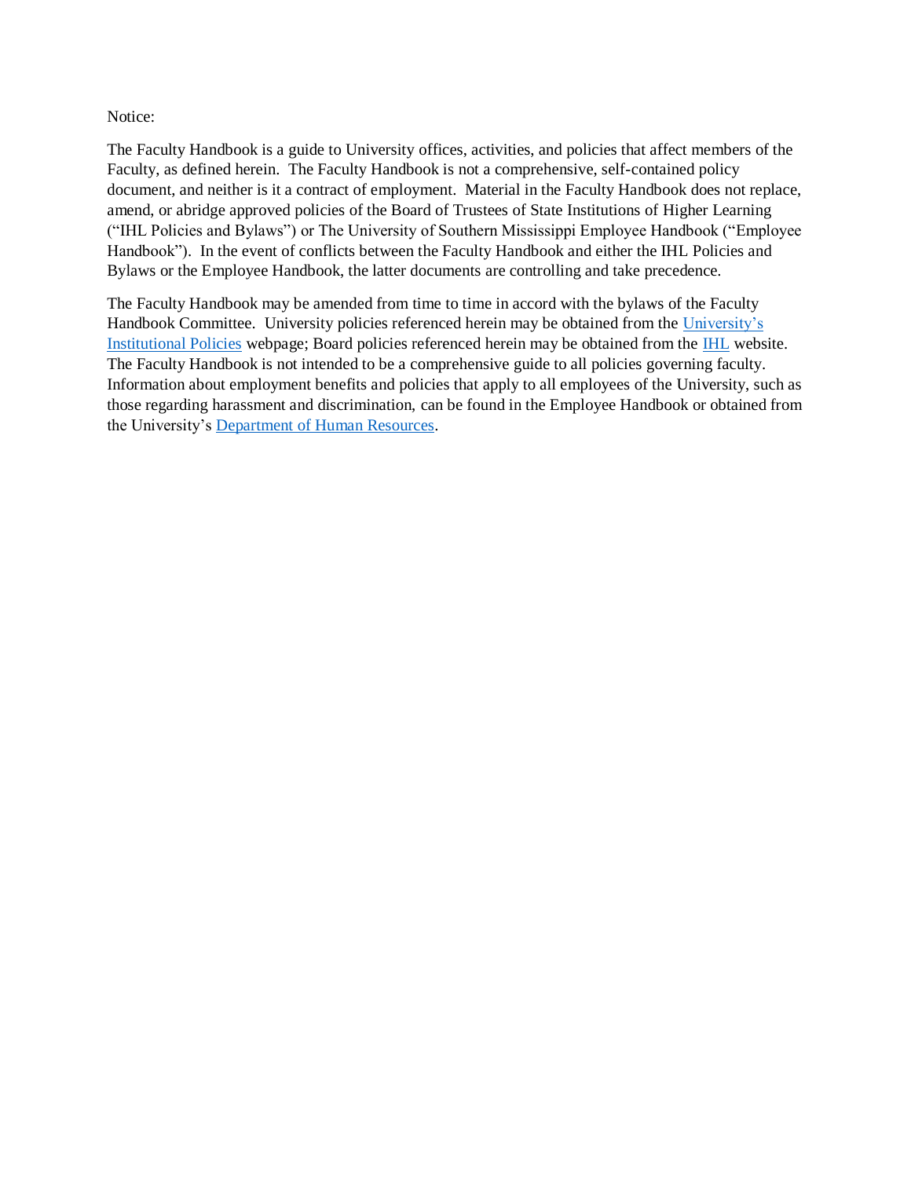Notice:

The Faculty Handbook is a guide to University offices, activities, and policies that affect members of the Faculty, as defined herein. The Faculty Handbook is not a comprehensive, self-contained policy document, and neither is it a contract of employment. Material in the Faculty Handbook does not replace, amend, or abridge approved policies of the Board of Trustees of State Institutions of Higher Learning ("IHL Policies and Bylaws") or The University of Southern Mississippi Employee Handbook ("Employee Handbook"). In the event of conflicts between the Faculty Handbook and either the IHL Policies and Bylaws or the Employee Handbook, the latter documents are controlling and take precedence.

The Faculty Handbook may be amended from time to time in accord with the bylaws of the Faculty Handbook Committee. University policies referenced herein may be obtained from the University's Institutional Policies webpage; Board policies referenced herein may be obtained from the IHL website. The Faculty Handbook is not intended to be a comprehensive guide to all policies governing faculty. Information about employment benefits and policies that apply to all employees of the University, such as those regarding harassment and discrimination, can be found in the Employee Handbook or obtained from the University's Department of Human Resources.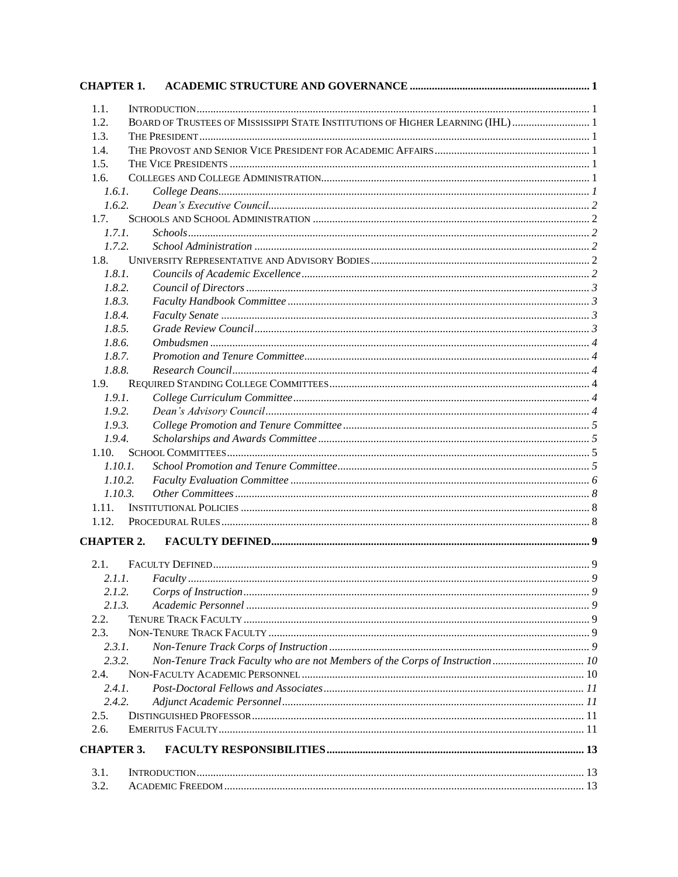**CHAPTER 1. ACADEMIC STRUCTURE AND GOVERNANCE** ..... 1

1.1. INTRODUCTION ..... 1
1.2. BOARD OF TRUSTEES OF MISSISSIPPI STATE INSTITUTIONS OF HIGHER LEARNING (IHL) ..... 1
1.3. THE PRESIDENT ..... 1
1.4. THE PROVOST AND SENIOR VICE PRESIDENT FOR ACADEMIC AFFAIRS ..... 1
1.5. THE VICE PRESIDENTS ..... 1
1.6. COLLEGES AND COLLEGE ADMINISTRATION ..... 1
*1.6.1. College Deans ..... 1*
*1.6.2. Dean's Executive Council ..... 2*
1.7. SCHOOLS AND SCHOOL ADMINISTRATION ..... 2
*1.7.1. Schools ..... 2*
*1.7.2. School Administration ..... 2*
1.8. UNIVERSITY REPRESENTATIVE AND ADVISORY BODIES ..... 2
*1.8.1. Councils of Academic Excellence ..... 2*
*1.8.2. Council of Directors ..... 3*
*1.8.3. Faculty Handbook Committee ..... 3*
*1.8.4. Faculty Senate ..... 3*
*1.8.5. Grade Review Council ..... 3*
*1.8.6. Ombudsmen ..... 4*
*1.8.7. Promotion and Tenure Committee ..... 4*
*1.8.8. Research Council ..... 4*
1.9. REQUIRED STANDING COLLEGE COMMITTEES ..... 4
*1.9.1. College Curriculum Committee ..... 4*
*1.9.2. Dean's Advisory Council ..... 4*
*1.9.3. College Promotion and Tenure Committee ..... 5*
*1.9.4. Scholarships and Awards Committee ..... 5*
1.10. SCHOOL COMMITTEES ..... 5
*1.10.1. School Promotion and Tenure Committee ..... 5*
*1.10.2. Faculty Evaluation Committee ..... 6*
*1.10.3. Other Committees ..... 8*
1.11. INSTITUTIONAL POLICIES ..... 8
1.12. PROCEDURAL RULES ..... 8

**CHAPTER 2. FACULTY DEFINED** ..... 9

2.1. FACULTY DEFINED ..... 9
*2.1.1. Faculty ..... 9*
*2.1.2. Corps of Instruction ..... 9*
*2.1.3. Academic Personnel ..... 9*
2.2. TENURE TRACK FACULTY ..... 9
2.3. NON-TENURE TRACK FACULTY ..... 9
*2.3.1. Non-Tenure Track Corps of Instruction ..... 9*
*2.3.2. Non-Tenure Track Faculty who are not Members of the Corps of Instruction ..... 10*
2.4. NON-FACULTY ACADEMIC PERSONNEL ..... 10
*2.4.1. Post-Doctoral Fellows and Associates ..... 11*
*2.4.2. Adjunct Academic Personnel ..... 11*
2.5. DISTINGUISHED PROFESSOR ..... 11
2.6. EMERITUS FACULTY ..... 11

**CHAPTER 3. FACULTY RESPONSIBILITIES** ..... 13

3.1. INTRODUCTION ..... 13
3.2. ACADEMIC FREEDOM ..... 13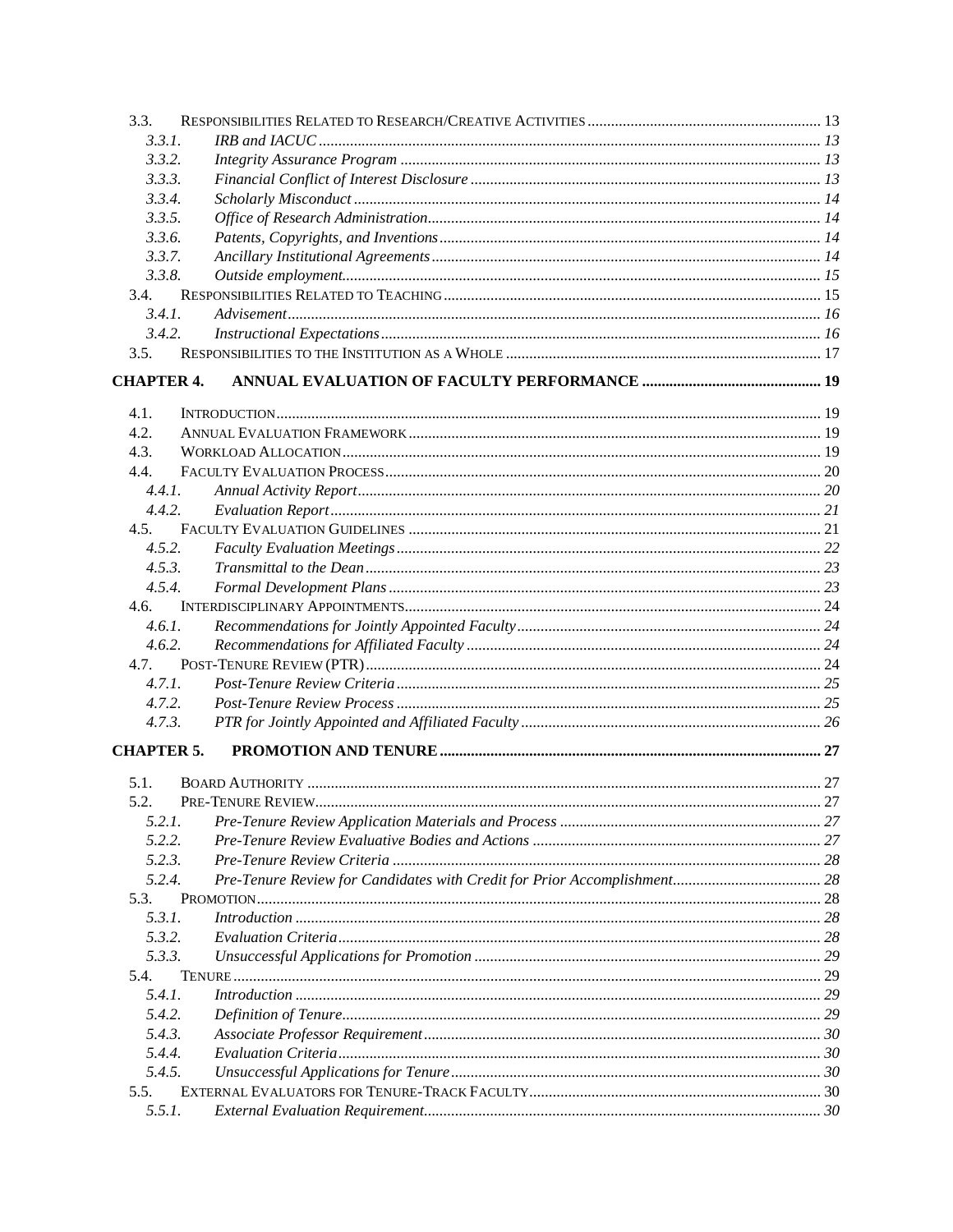3.3. RESPONSIBILITIES RELATED TO RESEARCH/CREATIVE ACTIVITIES ........ 13
- 3.3.1. *IRB and IACUC* ........ 13
- 3.3.2. *Integrity Assurance Program* ........ 13
- 3.3.3. *Financial Conflict of Interest Disclosure* ........ 13
- 3.3.4. *Scholarly Misconduct* ........ 14
- 3.3.5. *Office of Research Administration* ........ 14
- 3.3.6. *Patents, Copyrights, and Inventions* ........ 14
- 3.3.7. *Ancillary Institutional Agreements* ........ 14
- 3.3.8. *Outside employment* ........ 15

3.4. RESPONSIBILITIES RELATED TO TEACHING ........ 15
- 3.4.1. *Advisement* ........ 16
- 3.4.2. *Instructional Expectations* ........ 16

3.5. RESPONSIBILITIES TO THE INSTITUTION AS A WHOLE ........ 17

**CHAPTER 4. ANNUAL EVALUATION OF FACULTY PERFORMANCE ........ 19**

4.1. INTRODUCTION ........ 19

4.2. ANNUAL EVALUATION FRAMEWORK ........ 19

4.3. WORKLOAD ALLOCATION ........ 19

4.4. FACULTY EVALUATION PROCESS ........ 20
- 4.4.1. *Annual Activity Report* ........ 20
- 4.4.2. *Evaluation Report* ........ 21

4.5. FACULTY EVALUATION GUIDELINES ........ 21
- 4.5.2. *Faculty Evaluation Meetings* ........ 22
- 4.5.3. *Transmittal to the Dean* ........ 23
- 4.5.4. *Formal Development Plans* ........ 23

4.6. INTERDISCIPLINARY APPOINTMENTS ........ 24
- 4.6.1. *Recommendations for Jointly Appointed Faculty* ........ 24
- 4.6.2. *Recommendations for Affiliated Faculty* ........ 24

4.7. POST-TENURE REVIEW (PTR) ........ 24
- 4.7.1. *Post-Tenure Review Criteria* ........ 25
- 4.7.2. *Post-Tenure Review Process* ........ 25
- 4.7.3. *PTR for Jointly Appointed and Affiliated Faculty* ........ 26

**CHAPTER 5. PROMOTION AND TENURE ........ 27**

5.1. BOARD AUTHORITY ........ 27

5.2. PRE-TENURE REVIEW ........ 27
- 5.2.1. *Pre-Tenure Review Application Materials and Process* ........ 27
- 5.2.2. *Pre-Tenure Review Evaluative Bodies and Actions* ........ 27
- 5.2.3. *Pre-Tenure Review Criteria* ........ 28
- 5.2.4. *Pre-Tenure Review for Candidates with Credit for Prior Accomplishment* ........ 28

5.3. PROMOTION ........ 28
- 5.3.1. *Introduction* ........ 28
- 5.3.2. *Evaluation Criteria* ........ 28
- 5.3.3. *Unsuccessful Applications for Promotion* ........ 29

5.4. TENURE ........ 29
- 5.4.1. *Introduction* ........ 29
- 5.4.2. *Definition of Tenure* ........ 29
- 5.4.3. *Associate Professor Requirement* ........ 30
- 5.4.4. *Evaluation Criteria* ........ 30
- 5.4.5. *Unsuccessful Applications for Tenure* ........ 30

5.5. EXTERNAL EVALUATORS FOR TENURE-TRACK FACULTY ........ 30
- 5.5.1. *External Evaluation Requirement* ........ 30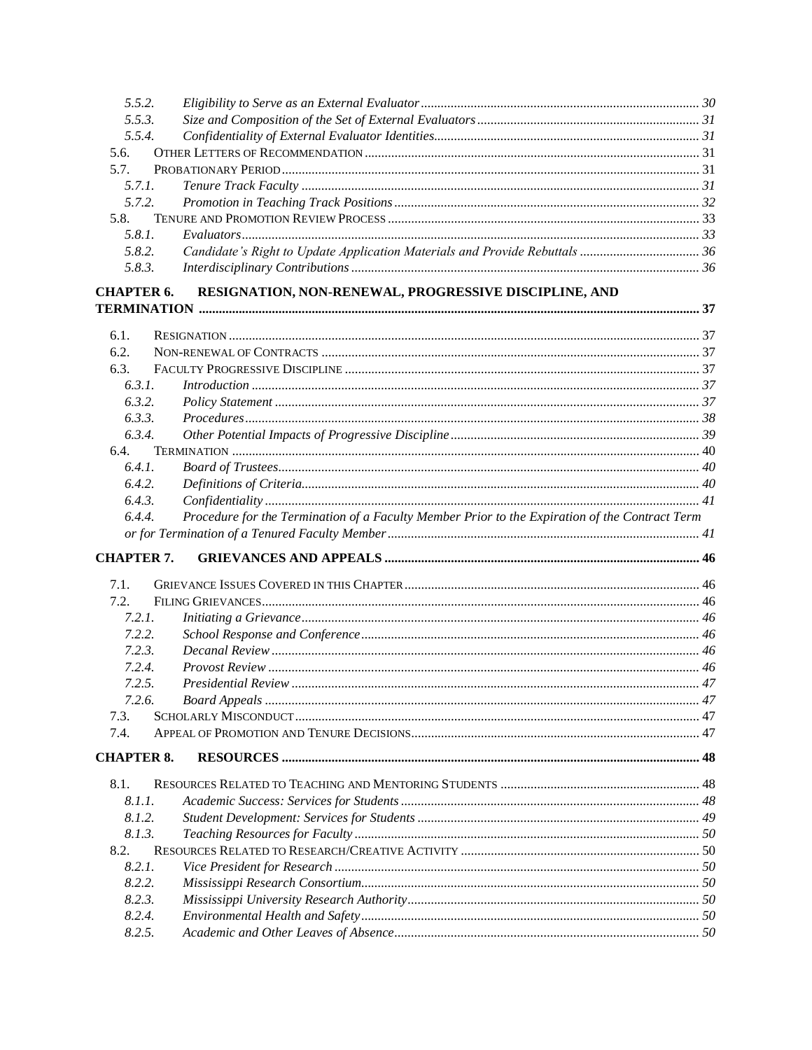5.5.2. *Eligibility to Serve as an External Evaluator* ..... 30
5.5.3. *Size and Composition of the Set of External Evaluators* ..... 31
5.5.4. *Confidentiality of External Evaluator Identities* ..... 31
5.6. Other Letters of Recommendation ..... 31
5.7. Probationary Period ..... 31
5.7.1. *Tenure Track Faculty* ..... 31
5.7.2. *Promotion in Teaching Track Positions* ..... 32
5.8. Tenure and Promotion Review Process ..... 33
5.8.1. *Evaluators* ..... 33
5.8.2. *Candidate's Right to Update Application Materials and Provide Rebuttals* ..... 36
5.8.3. *Interdisciplinary Contributions* ..... 36

**CHAPTER 6. RESIGNATION, NON-RENEWAL, PROGRESSIVE DISCIPLINE, AND TERMINATION ..... 37**

6.1. Resignation ..... 37
6.2. Non-renewal of Contracts ..... 37
6.3. Faculty Progressive Discipline ..... 37
6.3.1. *Introduction* ..... 37
6.3.2. *Policy Statement* ..... 37
6.3.3. *Procedures* ..... 38
6.3.4. *Other Potential Impacts of Progressive Discipline* ..... 39
6.4. Termination ..... 40
6.4.1. *Board of Trustees* ..... 40
6.4.2. *Definitions of Criteria* ..... 40
6.4.3. *Confidentiality* ..... 41
6.4.4. *Procedure for the Termination of a Faculty Member Prior to the Expiration of the Contract Term or for Termination of a Tenured Faculty Member* ..... 41

**CHAPTER 7. GRIEVANCES AND APPEALS ..... 46**

7.1. Grievance Issues Covered in this Chapter ..... 46
7.2. Filing Grievances ..... 46
7.2.1. *Initiating a Grievance* ..... 46
7.2.2. *School Response and Conference* ..... 46
7.2.3. *Decanal Review* ..... 46
7.2.4. *Provost Review* ..... 46
7.2.5. *Presidential Review* ..... 47
7.2.6. *Board Appeals* ..... 47
7.3. Scholarly Misconduct ..... 47
7.4. Appeal of Promotion and Tenure Decisions ..... 47

**CHAPTER 8. RESOURCES ..... 48**

8.1. Resources Related to Teaching and Mentoring Students ..... 48
8.1.1. *Academic Success: Services for Students* ..... 48
8.1.2. *Student Development: Services for Students* ..... 49
8.1.3. *Teaching Resources for Faculty* ..... 50
8.2. Resources Related to Research/Creative Activity ..... 50
8.2.1. *Vice President for Research* ..... 50
8.2.2. *Mississippi Research Consortium* ..... 50
8.2.3. *Mississippi University Research Authority* ..... 50
8.2.4. *Environmental Health and Safety* ..... 50
8.2.5. *Academic and Other Leaves of Absence* ..... 50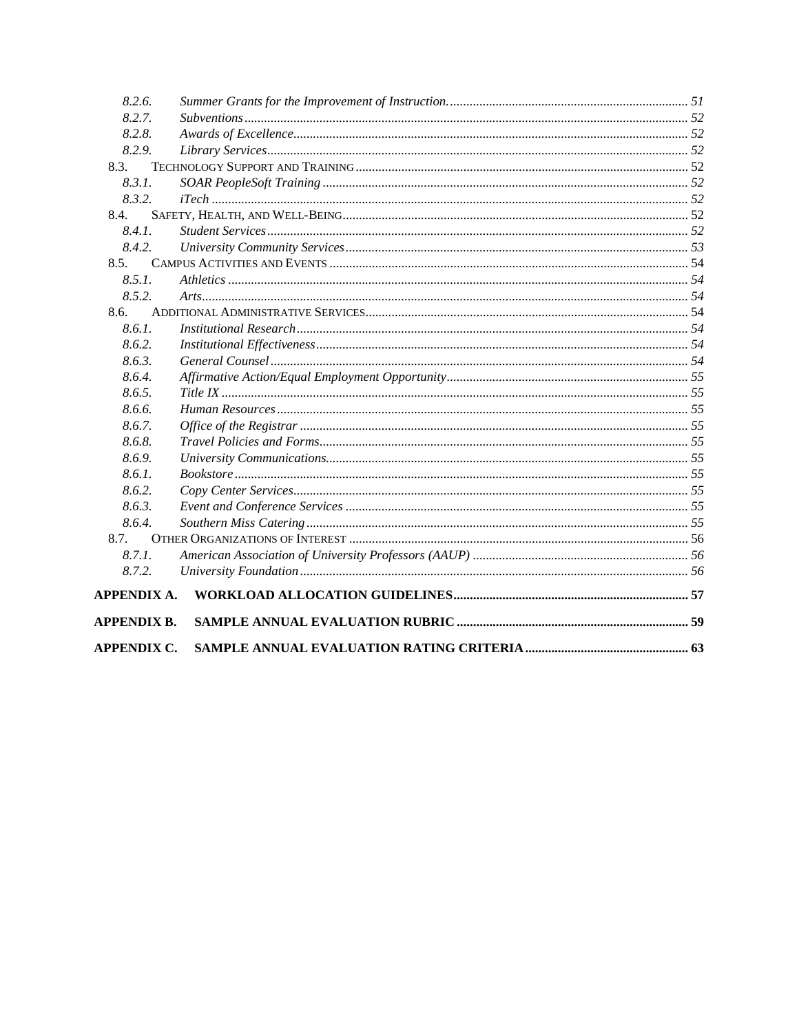8.2.6. *Summer Grants for the Improvement of Instruction.* ... 51
8.2.7. *Subventions* ... 52
8.2.8. *Awards of Excellence* ... 52
8.2.9. *Library Services* ... 52
8.3. TECHNOLOGY SUPPORT AND TRAINING ... 52
8.3.1. *SOAR PeopleSoft Training* ... 52
8.3.2. *iTech* ... 52
8.4. SAFETY, HEALTH, AND WELL-BEING ... 52
8.4.1. *Student Services* ... 52
8.4.2. *University Community Services* ... 53
8.5. CAMPUS ACTIVITIES AND EVENTS ... 54
8.5.1. *Athletics* ... 54
8.5.2. *Arts* ... 54
8.6. ADDITIONAL ADMINISTRATIVE SERVICES ... 54
8.6.1. *Institutional Research* ... 54
8.6.2. *Institutional Effectiveness* ... 54
8.6.3. *General Counsel* ... 54
8.6.4. *Affirmative Action/Equal Employment Opportunity* ... 55
8.6.5. *Title IX* ... 55
8.6.6. *Human Resources* ... 55
8.6.7. *Office of the Registrar* ... 55
8.6.8. *Travel Policies and Forms* ... 55
8.6.9. *University Communications* ... 55
8.6.1. *Bookstore* ... 55
8.6.2. *Copy Center Services* ... 55
8.6.3. *Event and Conference Services* ... 55
8.6.4. *Southern Miss Catering* ... 55
8.7. OTHER ORGANIZATIONS OF INTEREST ... 56
8.7.1. *American Association of University Professors (AAUP)* ... 56
8.7.2. *University Foundation* ... 56

**APPENDIX A. WORKLOAD ALLOCATION GUIDELINES ... 57**

**APPENDIX B. SAMPLE ANNUAL EVALUATION RUBRIC ... 59**

**APPENDIX C. SAMPLE ANNUAL EVALUATION RATING CRITERIA ... 63**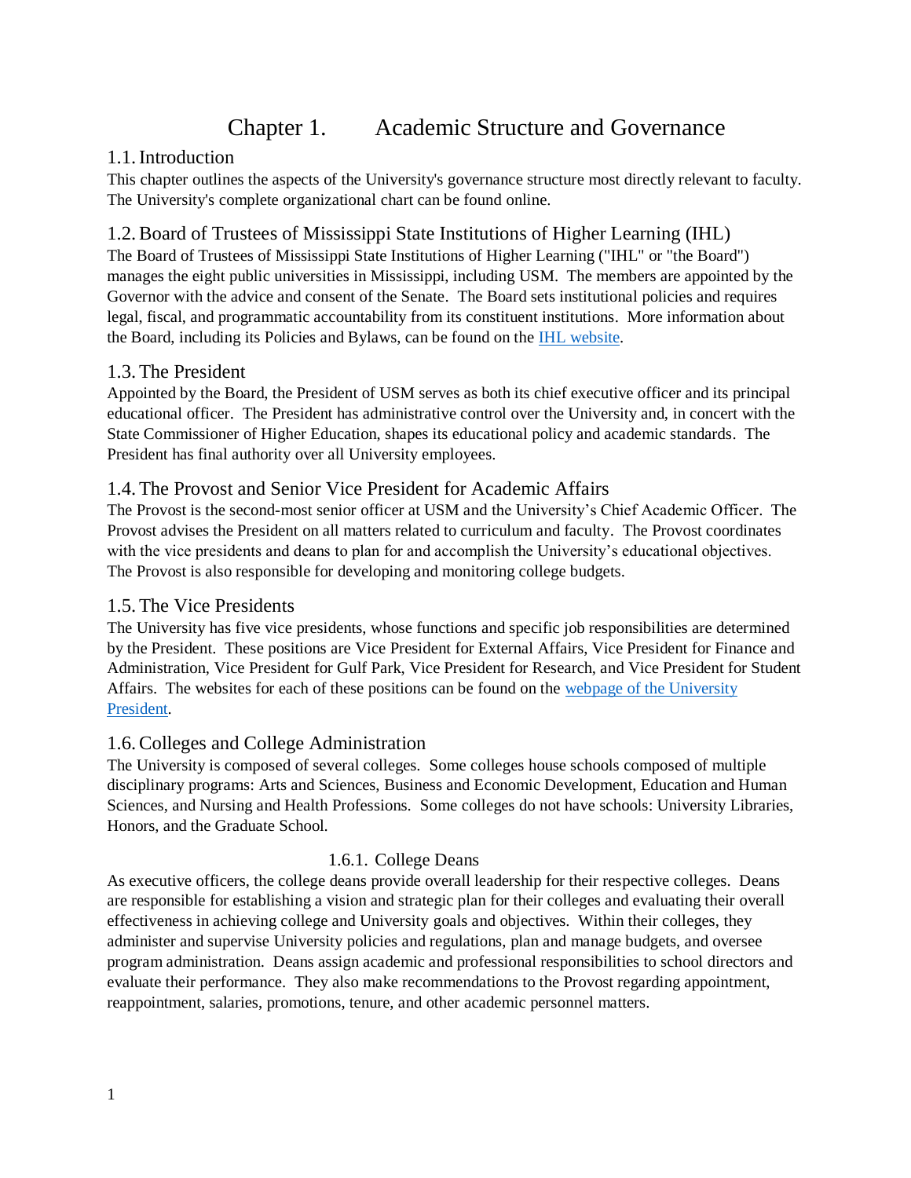# Chapter 1. Academic Structure and Governance

## 1.1. Introduction

This chapter outlines the aspects of the University's governance structure most directly relevant to faculty. The University's complete organizational chart can be found online.

## 1.2. Board of Trustees of Mississippi State Institutions of Higher Learning (IHL)

The Board of Trustees of Mississippi State Institutions of Higher Learning ("IHL" or "the Board") manages the eight public universities in Mississippi, including USM. The members are appointed by the Governor with the advice and consent of the Senate. The Board sets institutional policies and requires legal, fiscal, and programmatic accountability from its constituent institutions. More information about the Board, including its Policies and Bylaws, can be found on the [IHL website](#).

## 1.3. The President

Appointed by the Board, the President of USM serves as both its chief executive officer and its principal educational officer. The President has administrative control over the University and, in concert with the State Commissioner of Higher Education, shapes its educational policy and academic standards. The President has final authority over all University employees.

## 1.4. The Provost and Senior Vice President for Academic Affairs

The Provost is the second-most senior officer at USM and the University's Chief Academic Officer. The Provost advises the President on all matters related to curriculum and faculty. The Provost coordinates with the vice presidents and deans to plan for and accomplish the University's educational objectives. The Provost is also responsible for developing and monitoring college budgets.

## 1.5. The Vice Presidents

The University has five vice presidents, whose functions and specific job responsibilities are determined by the President. These positions are Vice President for External Affairs, Vice President for Finance and Administration, Vice President for Gulf Park, Vice President for Research, and Vice President for Student Affairs. The websites for each of these positions can be found on the [webpage of the University President](#).

## 1.6. Colleges and College Administration

The University is composed of several colleges. Some colleges house schools composed of multiple disciplinary programs: Arts and Sciences, Business and Economic Development, Education and Human Sciences, and Nursing and Health Professions. Some colleges do not have schools: University Libraries, Honors, and the Graduate School.

### 1.6.1. College Deans

As executive officers, the college deans provide overall leadership for their respective colleges. Deans are responsible for establishing a vision and strategic plan for their colleges and evaluating their overall effectiveness in achieving college and University goals and objectives. Within their colleges, they administer and supervise University policies and regulations, plan and manage budgets, and oversee program administration. Deans assign academic and professional responsibilities to school directors and evaluate their performance. They also make recommendations to the Provost regarding appointment, reappointment, salaries, promotions, tenure, and other academic personnel matters.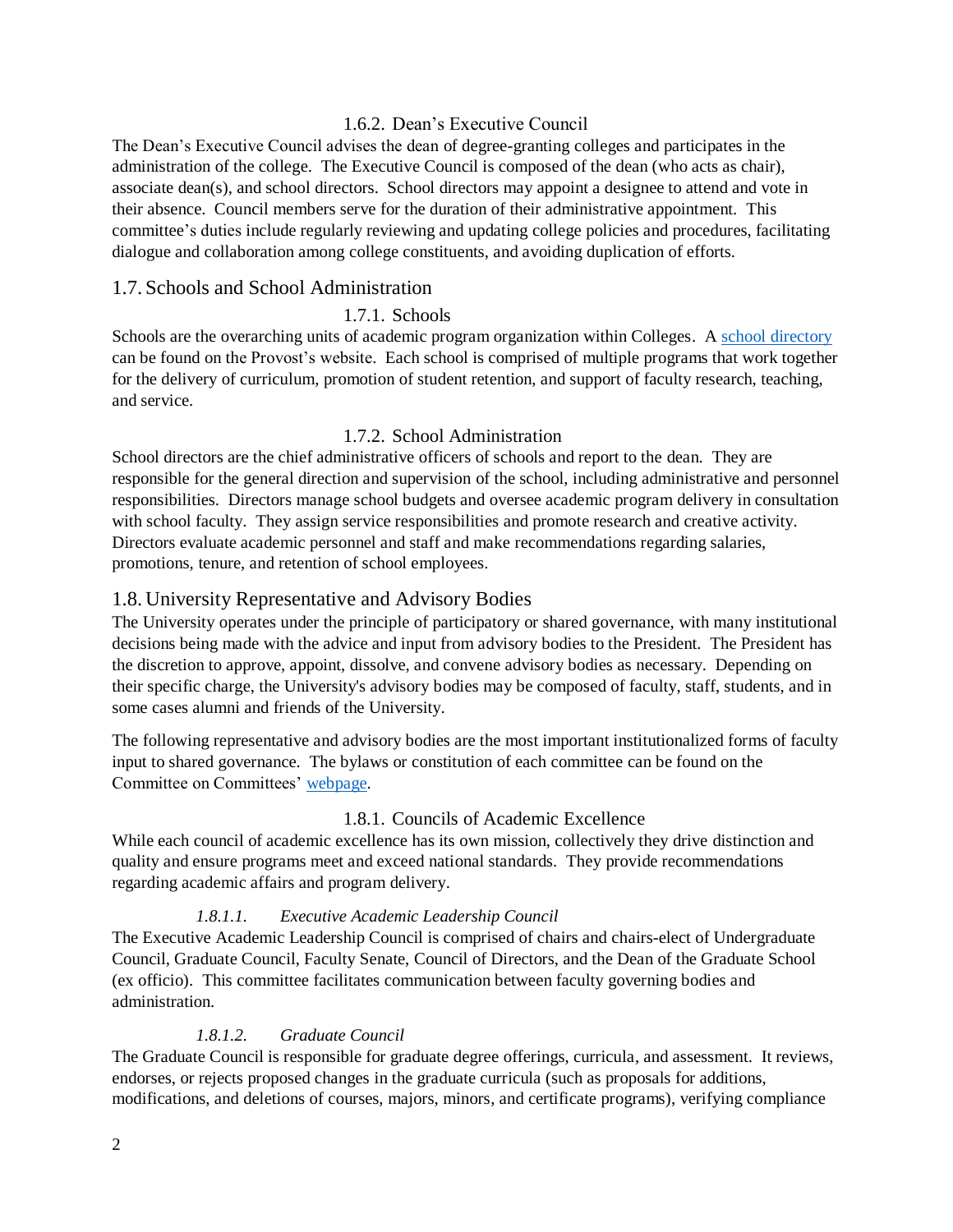### 1.6.2. Dean's Executive Council

The Dean's Executive Council advises the dean of degree-granting colleges and participates in the administration of the college. The Executive Council is composed of the dean (who acts as chair), associate dean(s), and school directors. School directors may appoint a designee to attend and vote in their absence. Council members serve for the duration of their administrative appointment. This committee's duties include regularly reviewing and updating college policies and procedures, facilitating dialogue and collaboration among college constituents, and avoiding duplication of efforts.

## 1.7. Schools and School Administration

### 1.7.1. Schools

Schools are the overarching units of academic program organization within Colleges. A school directory can be found on the Provost's website. Each school is comprised of multiple programs that work together for the delivery of curriculum, promotion of student retention, and support of faculty research, teaching, and service.

### 1.7.2. School Administration

School directors are the chief administrative officers of schools and report to the dean. They are responsible for the general direction and supervision of the school, including administrative and personnel responsibilities. Directors manage school budgets and oversee academic program delivery in consultation with school faculty. They assign service responsibilities and promote research and creative activity. Directors evaluate academic personnel and staff and make recommendations regarding salaries, promotions, tenure, and retention of school employees.

## 1.8. University Representative and Advisory Bodies

The University operates under the principle of participatory or shared governance, with many institutional decisions being made with the advice and input from advisory bodies to the President. The President has the discretion to approve, appoint, dissolve, and convene advisory bodies as necessary. Depending on their specific charge, the University's advisory bodies may be composed of faculty, staff, students, and in some cases alumni and friends of the University.

The following representative and advisory bodies are the most important institutionalized forms of faculty input to shared governance. The bylaws or constitution of each committee can be found on the Committee on Committees' webpage.

### 1.8.1. Councils of Academic Excellence

While each council of academic excellence has its own mission, collectively they drive distinction and quality and ensure programs meet and exceed national standards. They provide recommendations regarding academic affairs and program delivery.

#### *1.8.1.1. Executive Academic Leadership Council*

The Executive Academic Leadership Council is comprised of chairs and chairs-elect of Undergraduate Council, Graduate Council, Faculty Senate, Council of Directors, and the Dean of the Graduate School (ex officio). This committee facilitates communication between faculty governing bodies and administration.

#### *1.8.1.2. Graduate Council*

The Graduate Council is responsible for graduate degree offerings, curricula, and assessment. It reviews, endorses, or rejects proposed changes in the graduate curricula (such as proposals for additions, modifications, and deletions of courses, majors, minors, and certificate programs), verifying compliance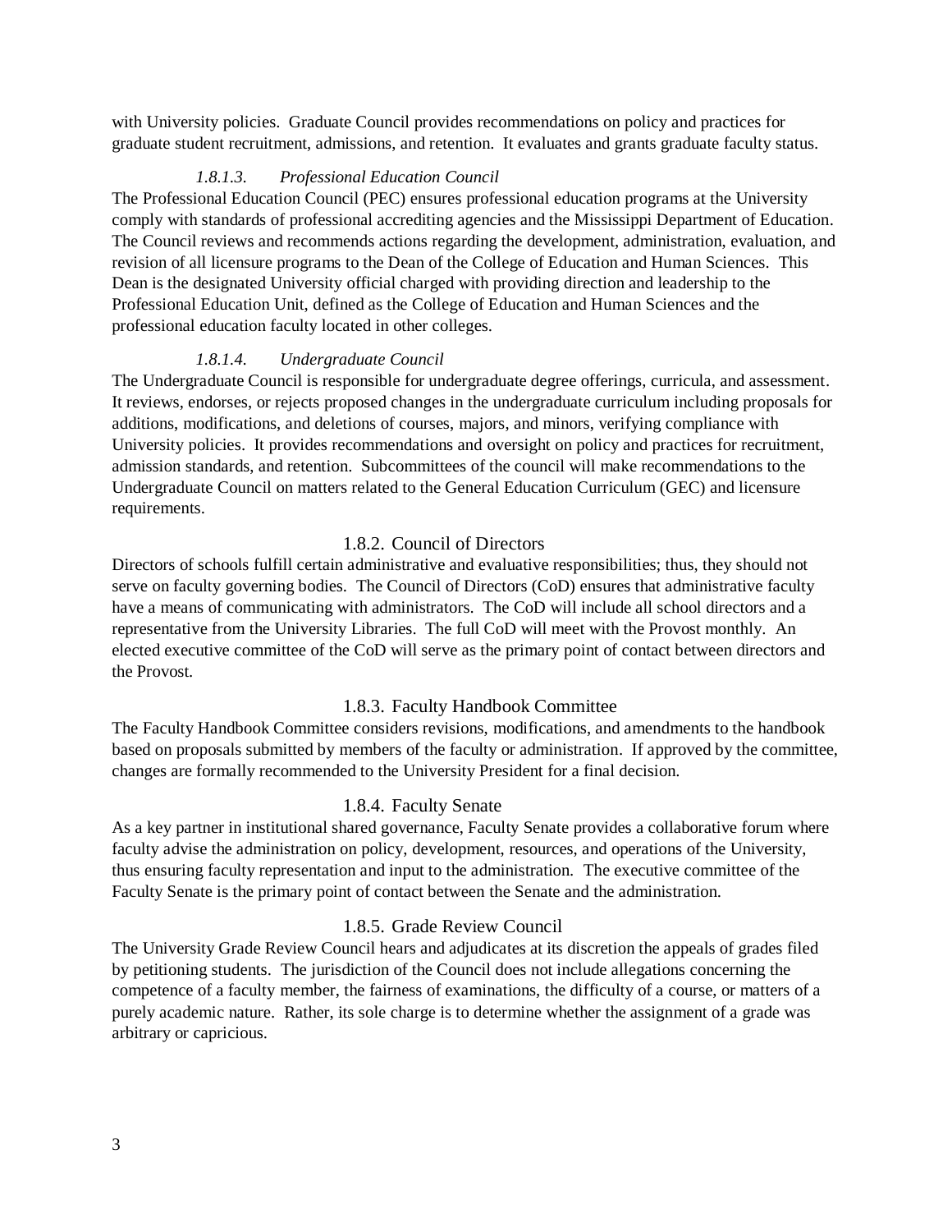with University policies. Graduate Council provides recommendations on policy and practices for graduate student recruitment, admissions, and retention. It evaluates and grants graduate faculty status.

#### *1.8.1.3. Professional Education Council*

The Professional Education Council (PEC) ensures professional education programs at the University comply with standards of professional accrediting agencies and the Mississippi Department of Education. The Council reviews and recommends actions regarding the development, administration, evaluation, and revision of all licensure programs to the Dean of the College of Education and Human Sciences. This Dean is the designated University official charged with providing direction and leadership to the Professional Education Unit, defined as the College of Education and Human Sciences and the professional education faculty located in other colleges.

#### *1.8.1.4. Undergraduate Council*

The Undergraduate Council is responsible for undergraduate degree offerings, curricula, and assessment. It reviews, endorses, or rejects proposed changes in the undergraduate curriculum including proposals for additions, modifications, and deletions of courses, majors, and minors, verifying compliance with University policies. It provides recommendations and oversight on policy and practices for recruitment, admission standards, and retention. Subcommittees of the council will make recommendations to the Undergraduate Council on matters related to the General Education Curriculum (GEC) and licensure requirements.

### 1.8.2. Council of Directors

Directors of schools fulfill certain administrative and evaluative responsibilities; thus, they should not serve on faculty governing bodies. The Council of Directors (CoD) ensures that administrative faculty have a means of communicating with administrators. The CoD will include all school directors and a representative from the University Libraries. The full CoD will meet with the Provost monthly. An elected executive committee of the CoD will serve as the primary point of contact between directors and the Provost.

### 1.8.3. Faculty Handbook Committee

The Faculty Handbook Committee considers revisions, modifications, and amendments to the handbook based on proposals submitted by members of the faculty or administration. If approved by the committee, changes are formally recommended to the University President for a final decision.

### 1.8.4. Faculty Senate

As a key partner in institutional shared governance, Faculty Senate provides a collaborative forum where faculty advise the administration on policy, development, resources, and operations of the University, thus ensuring faculty representation and input to the administration. The executive committee of the Faculty Senate is the primary point of contact between the Senate and the administration.

### 1.8.5. Grade Review Council

The University Grade Review Council hears and adjudicates at its discretion the appeals of grades filed by petitioning students. The jurisdiction of the Council does not include allegations concerning the competence of a faculty member, the fairness of examinations, the difficulty of a course, or matters of a purely academic nature. Rather, its sole charge is to determine whether the assignment of a grade was arbitrary or capricious.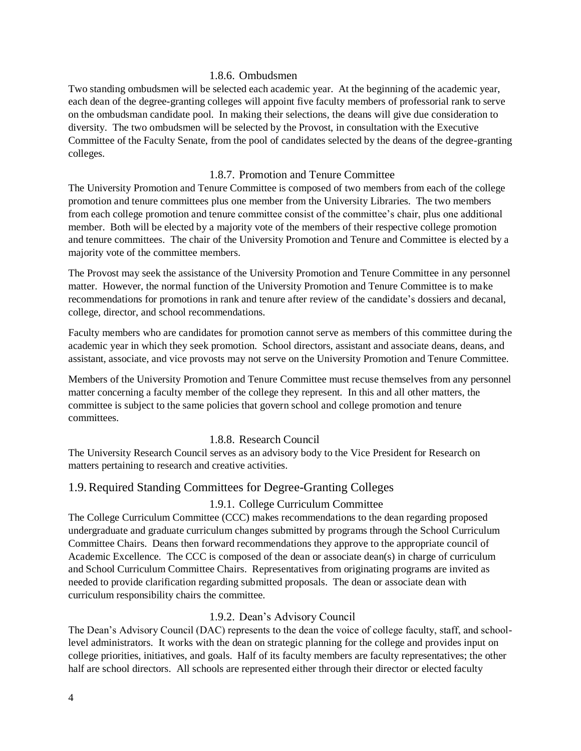#### 1.8.6. Ombudsmen

Two standing ombudsmen will be selected each academic year. At the beginning of the academic year, each dean of the degree-granting colleges will appoint five faculty members of professorial rank to serve on the ombudsman candidate pool. In making their selections, the deans will give due consideration to diversity. The two ombudsmen will be selected by the Provost, in consultation with the Executive Committee of the Faculty Senate, from the pool of candidates selected by the deans of the degree-granting colleges.

#### 1.8.7. Promotion and Tenure Committee

The University Promotion and Tenure Committee is composed of two members from each of the college promotion and tenure committees plus one member from the University Libraries. The two members from each college promotion and tenure committee consist of the committee's chair, plus one additional member. Both will be elected by a majority vote of the members of their respective college promotion and tenure committees. The chair of the University Promotion and Tenure and Committee is elected by a majority vote of the committee members.

The Provost may seek the assistance of the University Promotion and Tenure Committee in any personnel matter. However, the normal function of the University Promotion and Tenure Committee is to make recommendations for promotions in rank and tenure after review of the candidate's dossiers and decanal, college, director, and school recommendations.

Faculty members who are candidates for promotion cannot serve as members of this committee during the academic year in which they seek promotion. School directors, assistant and associate deans, deans, and assistant, associate, and vice provosts may not serve on the University Promotion and Tenure Committee.

Members of the University Promotion and Tenure Committee must recuse themselves from any personnel matter concerning a faculty member of the college they represent. In this and all other matters, the committee is subject to the same policies that govern school and college promotion and tenure committees.

#### 1.8.8. Research Council

The University Research Council serves as an advisory body to the Vice President for Research on matters pertaining to research and creative activities.

### 1.9. Required Standing Committees for Degree-Granting Colleges

#### 1.9.1. College Curriculum Committee

The College Curriculum Committee (CCC) makes recommendations to the dean regarding proposed undergraduate and graduate curriculum changes submitted by programs through the School Curriculum Committee Chairs. Deans then forward recommendations they approve to the appropriate council of Academic Excellence. The CCC is composed of the dean or associate dean(s) in charge of curriculum and School Curriculum Committee Chairs. Representatives from originating programs are invited as needed to provide clarification regarding submitted proposals. The dean or associate dean with curriculum responsibility chairs the committee.

#### 1.9.2. Dean's Advisory Council

The Dean's Advisory Council (DAC) represents to the dean the voice of college faculty, staff, and school-level administrators. It works with the dean on strategic planning for the college and provides input on college priorities, initiatives, and goals. Half of its faculty members are faculty representatives; the other half are school directors. All schools are represented either through their director or elected faculty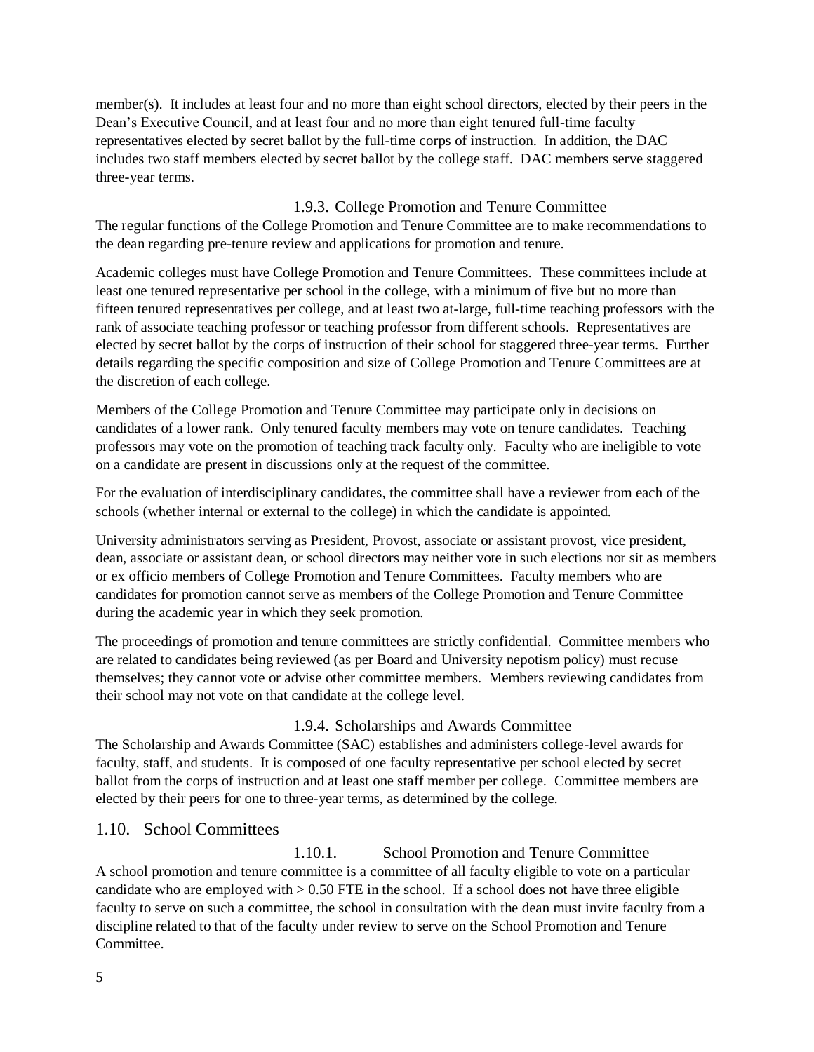member(s). It includes at least four and no more than eight school directors, elected by their peers in the Dean's Executive Council, and at least four and no more than eight tenured full-time faculty representatives elected by secret ballot by the full-time corps of instruction. In addition, the DAC includes two staff members elected by secret ballot by the college staff. DAC members serve staggered three-year terms.

#### 1.9.3. College Promotion and Tenure Committee

The regular functions of the College Promotion and Tenure Committee are to make recommendations to the dean regarding pre-tenure review and applications for promotion and tenure.

Academic colleges must have College Promotion and Tenure Committees. These committees include at least one tenured representative per school in the college, with a minimum of five but no more than fifteen tenured representatives per college, and at least two at-large, full-time teaching professors with the rank of associate teaching professor or teaching professor from different schools. Representatives are elected by secret ballot by the corps of instruction of their school for staggered three-year terms. Further details regarding the specific composition and size of College Promotion and Tenure Committees are at the discretion of each college.

Members of the College Promotion and Tenure Committee may participate only in decisions on candidates of a lower rank. Only tenured faculty members may vote on tenure candidates. Teaching professors may vote on the promotion of teaching track faculty only. Faculty who are ineligible to vote on a candidate are present in discussions only at the request of the committee.

For the evaluation of interdisciplinary candidates, the committee shall have a reviewer from each of the schools (whether internal or external to the college) in which the candidate is appointed.

University administrators serving as President, Provost, associate or assistant provost, vice president, dean, associate or assistant dean, or school directors may neither vote in such elections nor sit as members or ex officio members of College Promotion and Tenure Committees. Faculty members who are candidates for promotion cannot serve as members of the College Promotion and Tenure Committee during the academic year in which they seek promotion.

The proceedings of promotion and tenure committees are strictly confidential. Committee members who are related to candidates being reviewed (as per Board and University nepotism policy) must recuse themselves; they cannot vote or advise other committee members. Members reviewing candidates from their school may not vote on that candidate at the college level.

#### 1.9.4. Scholarships and Awards Committee

The Scholarship and Awards Committee (SAC) establishes and administers college-level awards for faculty, staff, and students. It is composed of one faculty representative per school elected by secret ballot from the corps of instruction and at least one staff member per college. Committee members are elected by their peers for one to three-year terms, as determined by the college.

## 1.10. School Committees

#### 1.10.1. School Promotion and Tenure Committee

A school promotion and tenure committee is a committee of all faculty eligible to vote on a particular candidate who are employed with > 0.50 FTE in the school. If a school does not have three eligible faculty to serve on such a committee, the school in consultation with the dean must invite faculty from a discipline related to that of the faculty under review to serve on the School Promotion and Tenure Committee.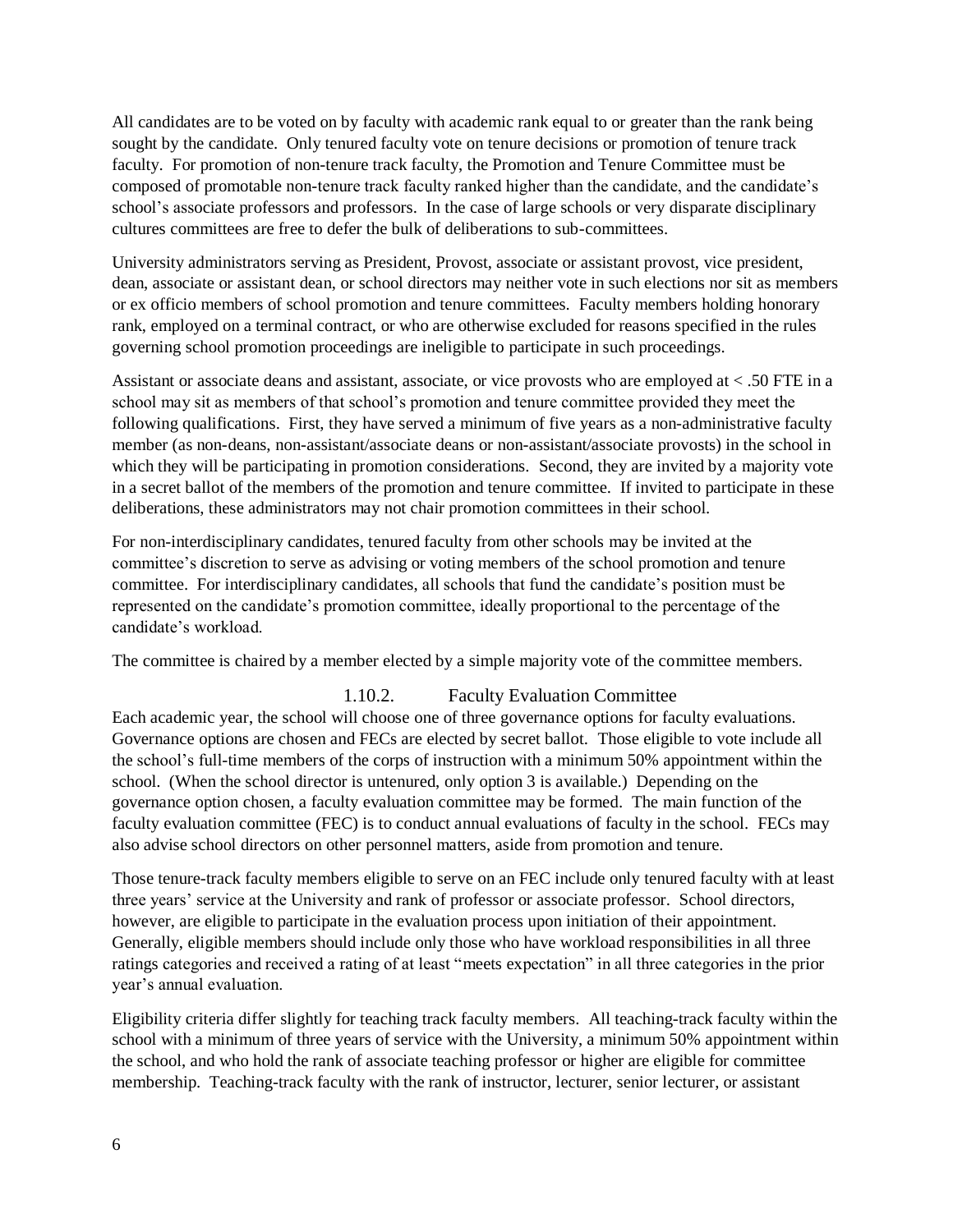All candidates are to be voted on by faculty with academic rank equal to or greater than the rank being sought by the candidate. Only tenured faculty vote on tenure decisions or promotion of tenure track faculty. For promotion of non-tenure track faculty, the Promotion and Tenure Committee must be composed of promotable non-tenure track faculty ranked higher than the candidate, and the candidate's school's associate professors and professors. In the case of large schools or very disparate disciplinary cultures committees are free to defer the bulk of deliberations to sub-committees.

University administrators serving as President, Provost, associate or assistant provost, vice president, dean, associate or assistant dean, or school directors may neither vote in such elections nor sit as members or ex officio members of school promotion and tenure committees. Faculty members holding honorary rank, employed on a terminal contract, or who are otherwise excluded for reasons specified in the rules governing school promotion proceedings are ineligible to participate in such proceedings.

Assistant or associate deans and assistant, associate, or vice provosts who are employed at < .50 FTE in a school may sit as members of that school's promotion and tenure committee provided they meet the following qualifications. First, they have served a minimum of five years as a non-administrative faculty member (as non-deans, non-assistant/associate deans or non-assistant/associate provosts) in the school in which they will be participating in promotion considerations. Second, they are invited by a majority vote in a secret ballot of the members of the promotion and tenure committee. If invited to participate in these deliberations, these administrators may not chair promotion committees in their school.

For non-interdisciplinary candidates, tenured faculty from other schools may be invited at the committee's discretion to serve as advising or voting members of the school promotion and tenure committee. For interdisciplinary candidates, all schools that fund the candidate's position must be represented on the candidate's promotion committee, ideally proportional to the percentage of the candidate's workload.

The committee is chaired by a member elected by a simple majority vote of the committee members.

### 1.10.2. Faculty Evaluation Committee

Each academic year, the school will choose one of three governance options for faculty evaluations. Governance options are chosen and FECs are elected by secret ballot. Those eligible to vote include all the school's full-time members of the corps of instruction with a minimum 50% appointment within the school. (When the school director is untenured, only option 3 is available.) Depending on the governance option chosen, a faculty evaluation committee may be formed. The main function of the faculty evaluation committee (FEC) is to conduct annual evaluations of faculty in the school. FECs may also advise school directors on other personnel matters, aside from promotion and tenure.

Those tenure-track faculty members eligible to serve on an FEC include only tenured faculty with at least three years' service at the University and rank of professor or associate professor. School directors, however, are eligible to participate in the evaluation process upon initiation of their appointment. Generally, eligible members should include only those who have workload responsibilities in all three ratings categories and received a rating of at least "meets expectation" in all three categories in the prior year's annual evaluation.

Eligibility criteria differ slightly for teaching track faculty members. All teaching-track faculty within the school with a minimum of three years of service with the University, a minimum 50% appointment within the school, and who hold the rank of associate teaching professor or higher are eligible for committee membership. Teaching-track faculty with the rank of instructor, lecturer, senior lecturer, or assistant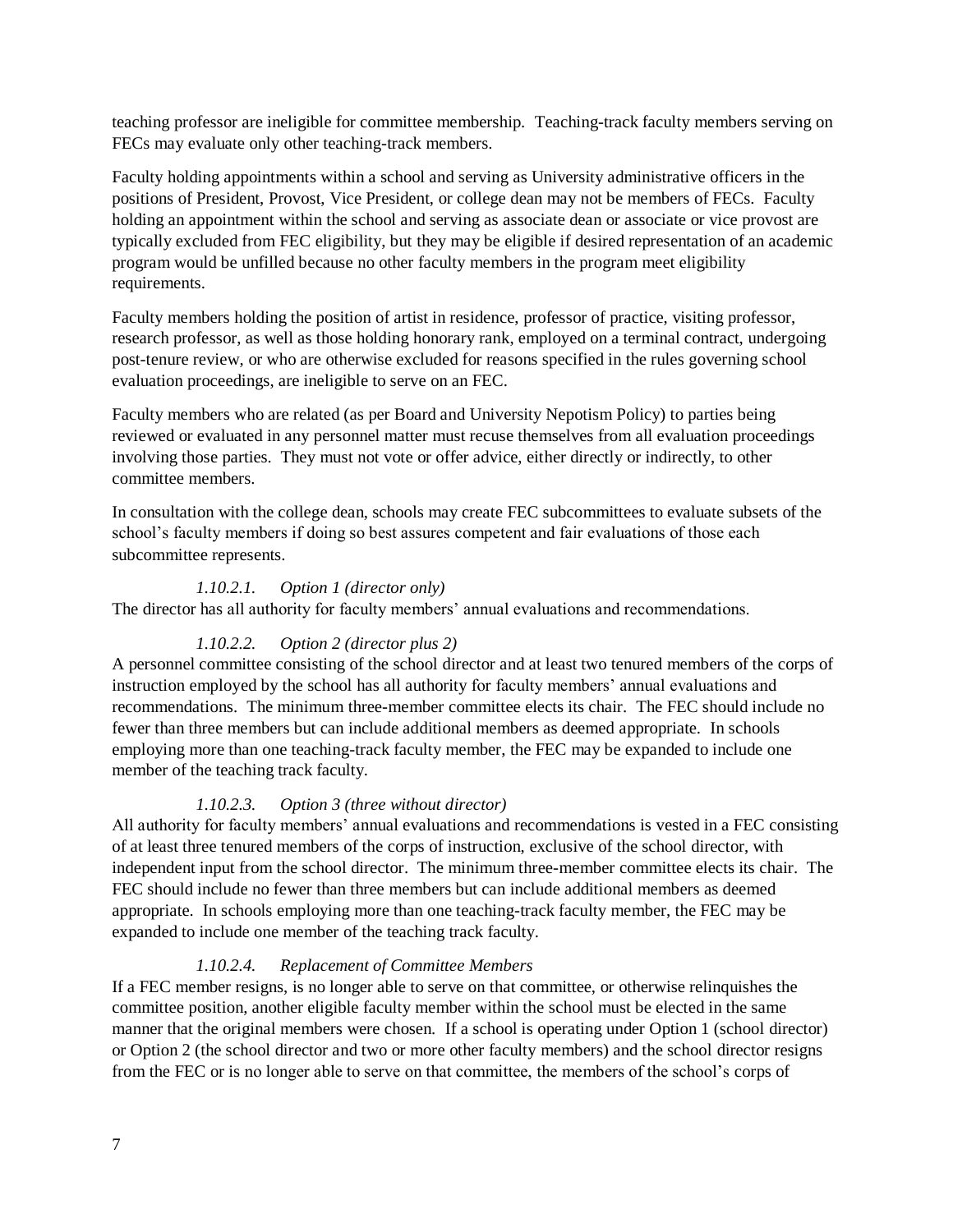teaching professor are ineligible for committee membership. Teaching-track faculty members serving on FECs may evaluate only other teaching-track members.

Faculty holding appointments within a school and serving as University administrative officers in the positions of President, Provost, Vice President, or college dean may not be members of FECs. Faculty holding an appointment within the school and serving as associate dean or associate or vice provost are typically excluded from FEC eligibility, but they may be eligible if desired representation of an academic program would be unfilled because no other faculty members in the program meet eligibility requirements.

Faculty members holding the position of artist in residence, professor of practice, visiting professor, research professor, as well as those holding honorary rank, employed on a terminal contract, undergoing post-tenure review, or who are otherwise excluded for reasons specified in the rules governing school evaluation proceedings, are ineligible to serve on an FEC.

Faculty members who are related (as per Board and University Nepotism Policy) to parties being reviewed or evaluated in any personnel matter must recuse themselves from all evaluation proceedings involving those parties. They must not vote or offer advice, either directly or indirectly, to other committee members.

In consultation with the college dean, schools may create FEC subcommittees to evaluate subsets of the school's faculty members if doing so best assures competent and fair evaluations of those each subcommittee represents.

#### *1.10.2.1. Option 1 (director only)*

The director has all authority for faculty members' annual evaluations and recommendations.

#### *1.10.2.2. Option 2 (director plus 2)*

A personnel committee consisting of the school director and at least two tenured members of the corps of instruction employed by the school has all authority for faculty members' annual evaluations and recommendations. The minimum three-member committee elects its chair. The FEC should include no fewer than three members but can include additional members as deemed appropriate. In schools employing more than one teaching-track faculty member, the FEC may be expanded to include one member of the teaching track faculty.

#### *1.10.2.3. Option 3 (three without director)*

All authority for faculty members' annual evaluations and recommendations is vested in a FEC consisting of at least three tenured members of the corps of instruction, exclusive of the school director, with independent input from the school director. The minimum three-member committee elects its chair. The FEC should include no fewer than three members but can include additional members as deemed appropriate. In schools employing more than one teaching-track faculty member, the FEC may be expanded to include one member of the teaching track faculty.

#### *1.10.2.4. Replacement of Committee Members*

If a FEC member resigns, is no longer able to serve on that committee, or otherwise relinquishes the committee position, another eligible faculty member within the school must be elected in the same manner that the original members were chosen. If a school is operating under Option 1 (school director) or Option 2 (the school director and two or more other faculty members) and the school director resigns from the FEC or is no longer able to serve on that committee, the members of the school's corps of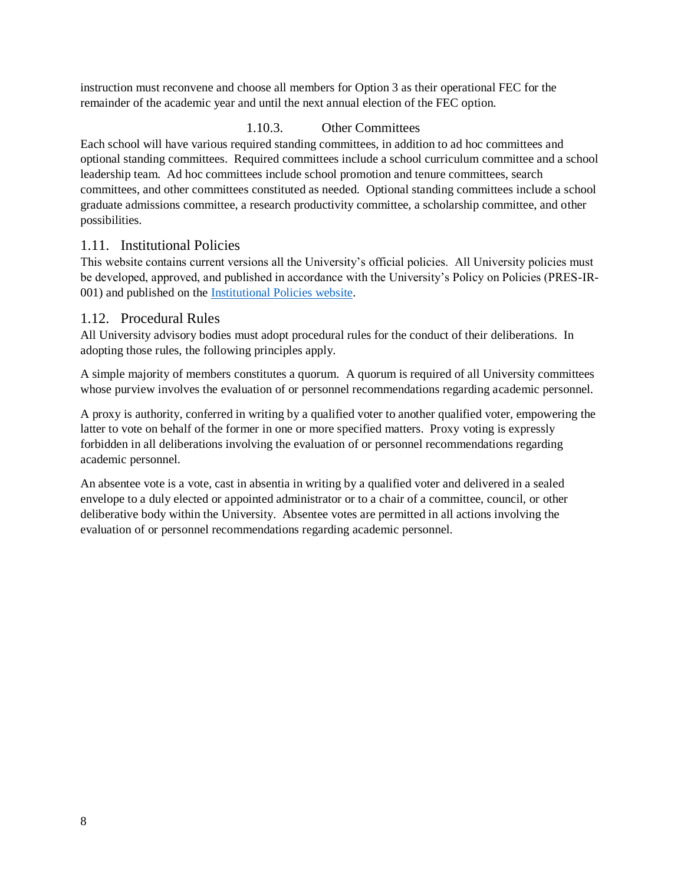instruction must reconvene and choose all members for Option 3 as their operational FEC for the remainder of the academic year and until the next annual election of the FEC option.

#### 1.10.3. Other Committees

Each school will have various required standing committees, in addition to ad hoc committees and optional standing committees. Required committees include a school curriculum committee and a school leadership team. Ad hoc committees include school promotion and tenure committees, search committees, and other committees constituted as needed. Optional standing committees include a school graduate admissions committee, a research productivity committee, a scholarship committee, and other possibilities.

### 1.11. Institutional Policies

This website contains current versions all the University's official policies. All University policies must be developed, approved, and published in accordance with the University's Policy on Policies (PRES-IR-001) and published on the [Institutional Policies website].

### 1.12. Procedural Rules

All University advisory bodies must adopt procedural rules for the conduct of their deliberations. In adopting those rules, the following principles apply.

A simple majority of members constitutes a quorum. A quorum is required of all University committees whose purview involves the evaluation of or personnel recommendations regarding academic personnel.

A proxy is authority, conferred in writing by a qualified voter to another qualified voter, empowering the latter to vote on behalf of the former in one or more specified matters. Proxy voting is expressly forbidden in all deliberations involving the evaluation of or personnel recommendations regarding academic personnel.

An absentee vote is a vote, cast in absentia in writing by a qualified voter and delivered in a sealed envelope to a duly elected or appointed administrator or to a chair of a committee, council, or other deliberative body within the University. Absentee votes are permitted in all actions involving the evaluation of or personnel recommendations regarding academic personnel.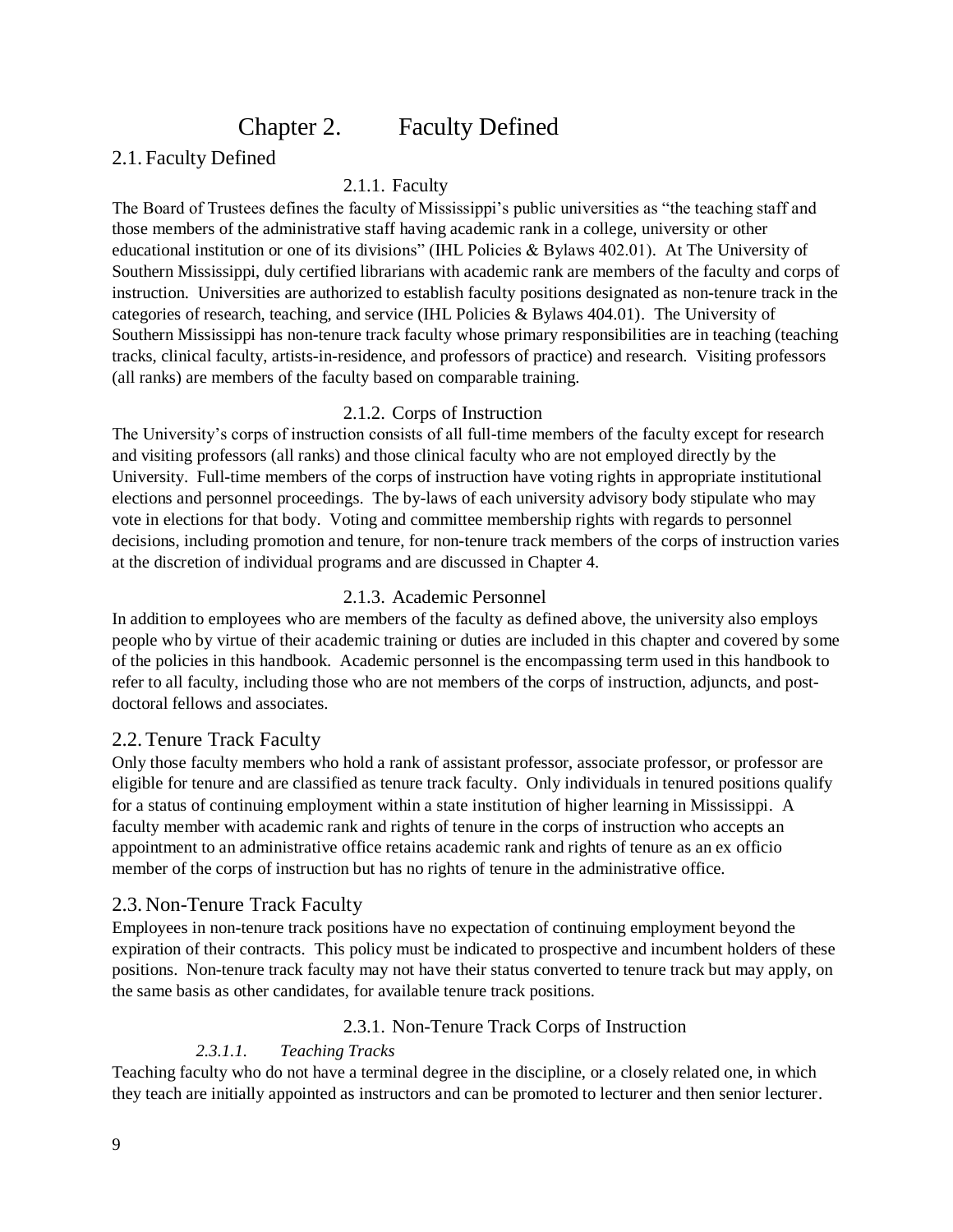# Chapter 2. Faculty Defined

## 2.1. Faculty Defined

### 2.1.1. Faculty

The Board of Trustees defines the faculty of Mississippi's public universities as "the teaching staff and those members of the administrative staff having academic rank in a college, university or other educational institution or one of its divisions" (IHL Policies & Bylaws 402.01). At The University of Southern Mississippi, duly certified librarians with academic rank are members of the faculty and corps of instruction. Universities are authorized to establish faculty positions designated as non-tenure track in the categories of research, teaching, and service (IHL Policies & Bylaws 404.01). The University of Southern Mississippi has non-tenure track faculty whose primary responsibilities are in teaching (teaching tracks, clinical faculty, artists-in-residence, and professors of practice) and research. Visiting professors (all ranks) are members of the faculty based on comparable training.

### 2.1.2. Corps of Instruction

The University's corps of instruction consists of all full-time members of the faculty except for research and visiting professors (all ranks) and those clinical faculty who are not employed directly by the University. Full-time members of the corps of instruction have voting rights in appropriate institutional elections and personnel proceedings. The by-laws of each university advisory body stipulate who may vote in elections for that body. Voting and committee membership rights with regards to personnel decisions, including promotion and tenure, for non-tenure track members of the corps of instruction varies at the discretion of individual programs and are discussed in Chapter 4.

### 2.1.3. Academic Personnel

In addition to employees who are members of the faculty as defined above, the university also employs people who by virtue of their academic training or duties are included in this chapter and covered by some of the policies in this handbook. Academic personnel is the encompassing term used in this handbook to refer to all faculty, including those who are not members of the corps of instruction, adjuncts, and post-doctoral fellows and associates.

## 2.2. Tenure Track Faculty

Only those faculty members who hold a rank of assistant professor, associate professor, or professor are eligible for tenure and are classified as tenure track faculty. Only individuals in tenured positions qualify for a status of continuing employment within a state institution of higher learning in Mississippi. A faculty member with academic rank and rights of tenure in the corps of instruction who accepts an appointment to an administrative office retains academic rank and rights of tenure as an ex officio member of the corps of instruction but has no rights of tenure in the administrative office.

## 2.3. Non-Tenure Track Faculty

Employees in non-tenure track positions have no expectation of continuing employment beyond the expiration of their contracts. This policy must be indicated to prospective and incumbent holders of these positions. Non-tenure track faculty may not have their status converted to tenure track but may apply, on the same basis as other candidates, for available tenure track positions.

### 2.3.1. Non-Tenure Track Corps of Instruction

#### *2.3.1.1. Teaching Tracks*

Teaching faculty who do not have a terminal degree in the discipline, or a closely related one, in which they teach are initially appointed as instructors and can be promoted to lecturer and then senior lecturer.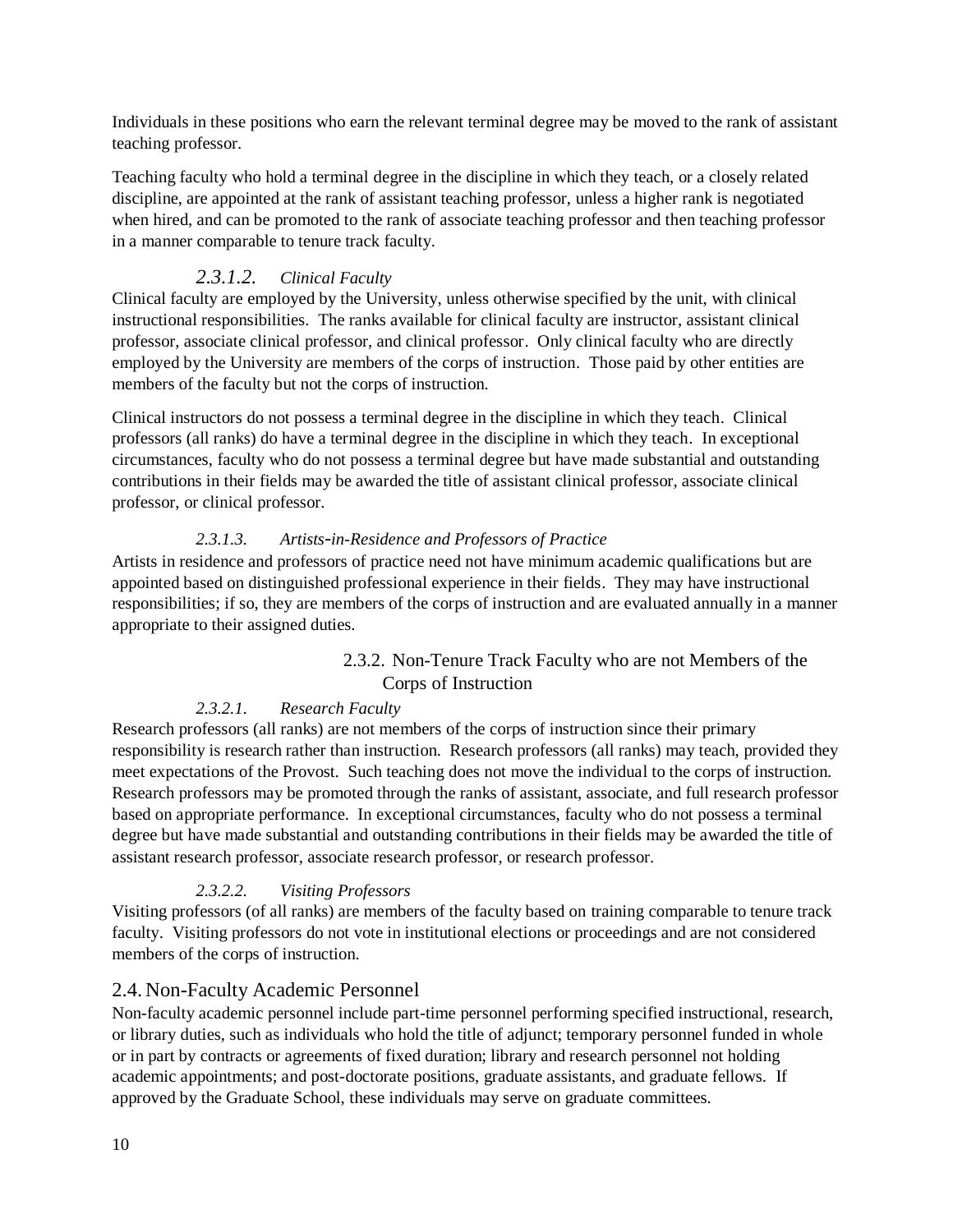Individuals in these positions who earn the relevant terminal degree may be moved to the rank of assistant teaching professor.

Teaching faculty who hold a terminal degree in the discipline in which they teach, or a closely related discipline, are appointed at the rank of assistant teaching professor, unless a higher rank is negotiated when hired, and can be promoted to the rank of associate teaching professor and then teaching professor in a manner comparable to tenure track faculty.

#### *2.3.1.2. Clinical Faculty*

Clinical faculty are employed by the University, unless otherwise specified by the unit, with clinical instructional responsibilities. The ranks available for clinical faculty are instructor, assistant clinical professor, associate clinical professor, and clinical professor. Only clinical faculty who are directly employed by the University are members of the corps of instruction. Those paid by other entities are members of the faculty but not the corps of instruction.

Clinical instructors do not possess a terminal degree in the discipline in which they teach. Clinical professors (all ranks) do have a terminal degree in the discipline in which they teach. In exceptional circumstances, faculty who do not possess a terminal degree but have made substantial and outstanding contributions in their fields may be awarded the title of assistant clinical professor, associate clinical professor, or clinical professor.

#### *2.3.1.3. Artists-in-Residence and Professors of Practice*

Artists in residence and professors of practice need not have minimum academic qualifications but are appointed based on distinguished professional experience in their fields. They may have instructional responsibilities; if so, they are members of the corps of instruction and are evaluated annually in a manner appropriate to their assigned duties.

### 2.3.2. Non-Tenure Track Faculty who are not Members of the Corps of Instruction

#### *2.3.2.1. Research Faculty*

Research professors (all ranks) are not members of the corps of instruction since their primary responsibility is research rather than instruction. Research professors (all ranks) may teach, provided they meet expectations of the Provost. Such teaching does not move the individual to the corps of instruction. Research professors may be promoted through the ranks of assistant, associate, and full research professor based on appropriate performance. In exceptional circumstances, faculty who do not possess a terminal degree but have made substantial and outstanding contributions in their fields may be awarded the title of assistant research professor, associate research professor, or research professor.

#### *2.3.2.2. Visiting Professors*

Visiting professors (of all ranks) are members of the faculty based on training comparable to tenure track faculty. Visiting professors do not vote in institutional elections or proceedings and are not considered members of the corps of instruction.

## 2.4. Non-Faculty Academic Personnel

Non-faculty academic personnel include part-time personnel performing specified instructional, research, or library duties, such as individuals who hold the title of adjunct; temporary personnel funded in whole or in part by contracts or agreements of fixed duration; library and research personnel not holding academic appointments; and post-doctorate positions, graduate assistants, and graduate fellows. If approved by the Graduate School, these individuals may serve on graduate committees.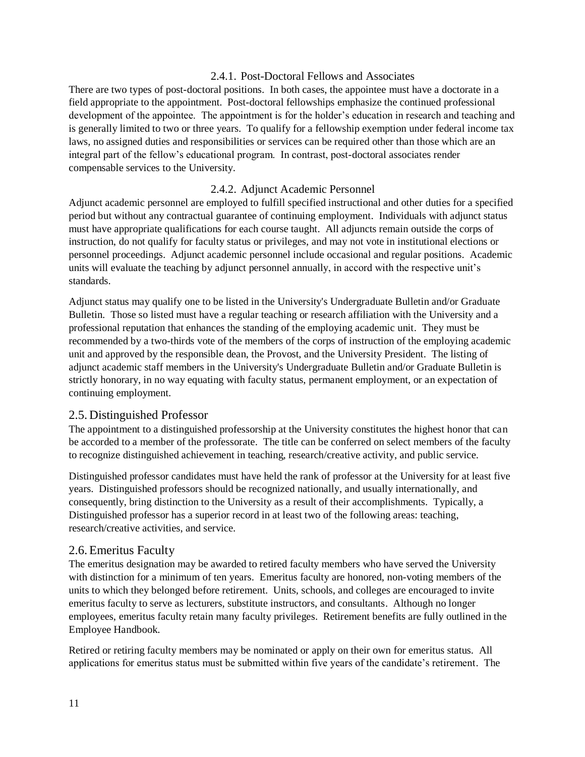#### 2.4.1. Post-Doctoral Fellows and Associates

There are two types of post-doctoral positions. In both cases, the appointee must have a doctorate in a field appropriate to the appointment. Post-doctoral fellowships emphasize the continued professional development of the appointee. The appointment is for the holder's education in research and teaching and is generally limited to two or three years. To qualify for a fellowship exemption under federal income tax laws, no assigned duties and responsibilities or services can be required other than those which are an integral part of the fellow's educational program. In contrast, post-doctoral associates render compensable services to the University.

#### 2.4.2. Adjunct Academic Personnel

Adjunct academic personnel are employed to fulfill specified instructional and other duties for a specified period but without any contractual guarantee of continuing employment. Individuals with adjunct status must have appropriate qualifications for each course taught. All adjuncts remain outside the corps of instruction, do not qualify for faculty status or privileges, and may not vote in institutional elections or personnel proceedings. Adjunct academic personnel include occasional and regular positions. Academic units will evaluate the teaching by adjunct personnel annually, in accord with the respective unit's standards.

Adjunct status may qualify one to be listed in the University's Undergraduate Bulletin and/or Graduate Bulletin. Those so listed must have a regular teaching or research affiliation with the University and a professional reputation that enhances the standing of the employing academic unit. They must be recommended by a two-thirds vote of the members of the corps of instruction of the employing academic unit and approved by the responsible dean, the Provost, and the University President. The listing of adjunct academic staff members in the University's Undergraduate Bulletin and/or Graduate Bulletin is strictly honorary, in no way equating with faculty status, permanent employment, or an expectation of continuing employment.

## 2.5. Distinguished Professor

The appointment to a distinguished professorship at the University constitutes the highest honor that can be accorded to a member of the professorate. The title can be conferred on select members of the faculty to recognize distinguished achievement in teaching, research/creative activity, and public service.

Distinguished professor candidates must have held the rank of professor at the University for at least five years. Distinguished professors should be recognized nationally, and usually internationally, and consequently, bring distinction to the University as a result of their accomplishments. Typically, a Distinguished professor has a superior record in at least two of the following areas: teaching, research/creative activities, and service.

## 2.6. Emeritus Faculty

The emeritus designation may be awarded to retired faculty members who have served the University with distinction for a minimum of ten years. Emeritus faculty are honored, non-voting members of the units to which they belonged before retirement. Units, schools, and colleges are encouraged to invite emeritus faculty to serve as lecturers, substitute instructors, and consultants. Although no longer employees, emeritus faculty retain many faculty privileges. Retirement benefits are fully outlined in the Employee Handbook.

Retired or retiring faculty members may be nominated or apply on their own for emeritus status. All applications for emeritus status must be submitted within five years of the candidate's retirement. The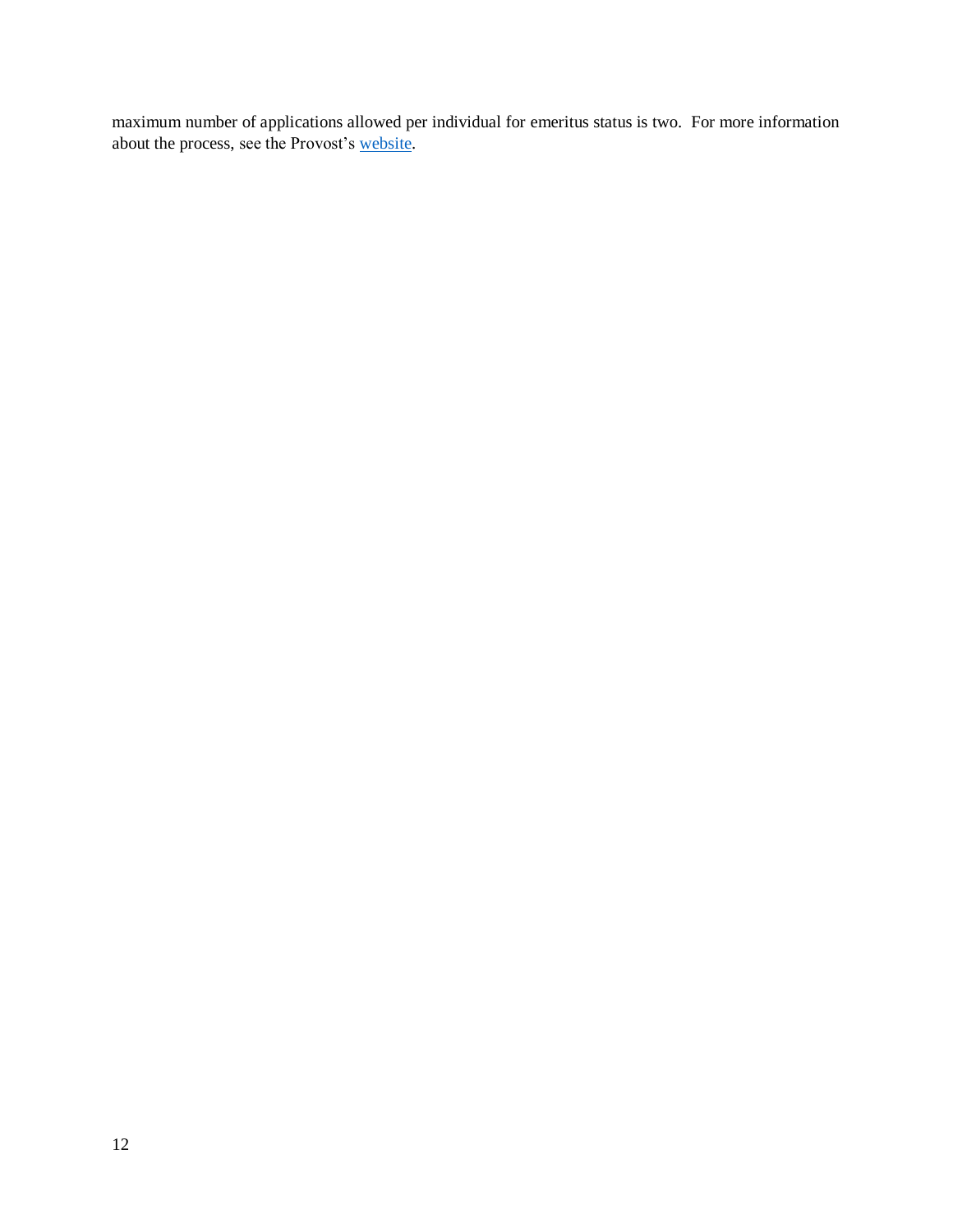maximum number of applications allowed per individual for emeritus status is two. For more information about the process, see the Provost's website.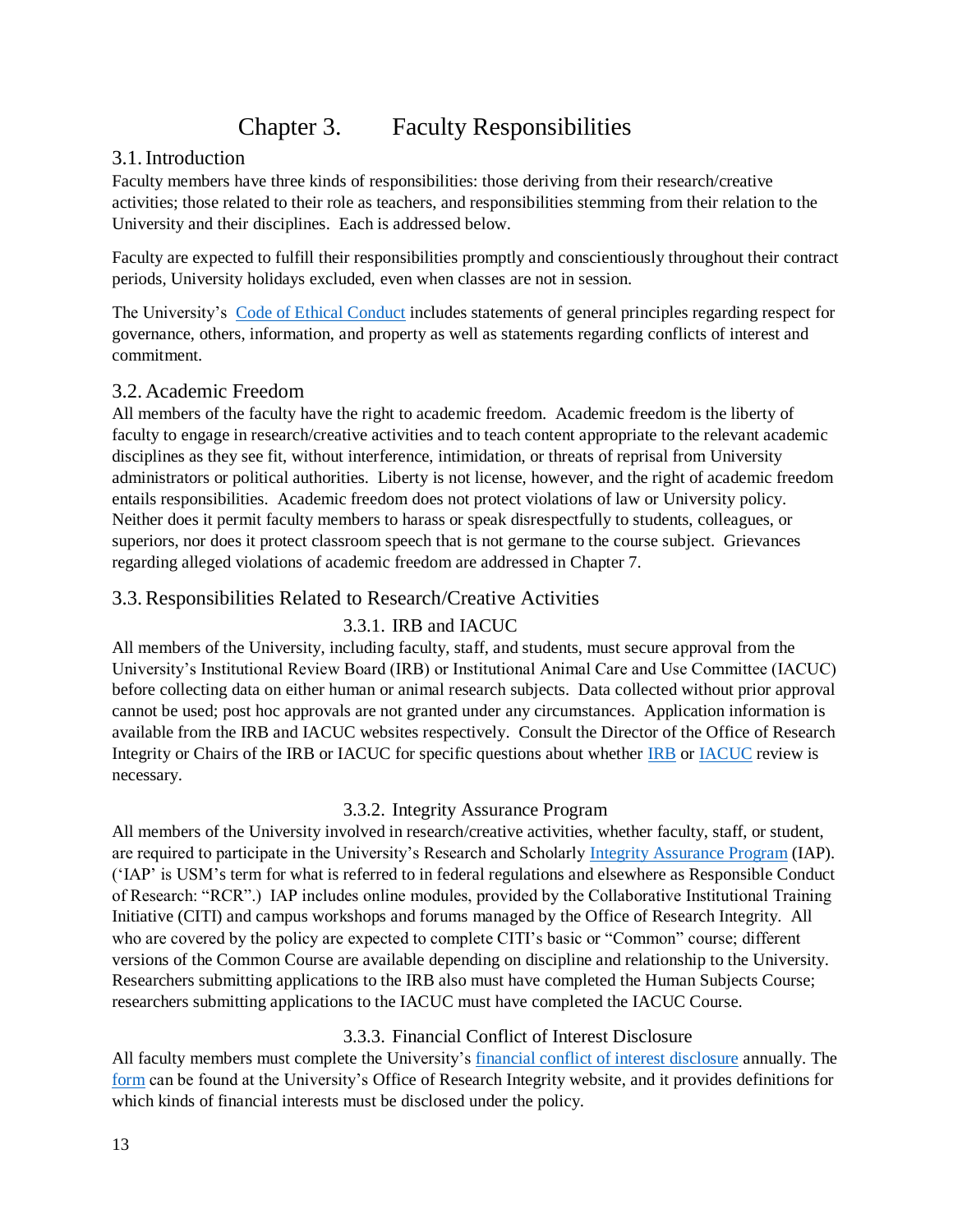# Chapter 3. Faculty Responsibilities

## 3.1. Introduction

Faculty members have three kinds of responsibilities: those deriving from their research/creative activities; those related to their role as teachers, and responsibilities stemming from their relation to the University and their disciplines. Each is addressed below.

Faculty are expected to fulfill their responsibilities promptly and conscientiously throughout their contract periods, University holidays excluded, even when classes are not in session.

The University's Code of Ethical Conduct includes statements of general principles regarding respect for governance, others, information, and property as well as statements regarding conflicts of interest and commitment.

## 3.2. Academic Freedom

All members of the faculty have the right to academic freedom. Academic freedom is the liberty of faculty to engage in research/creative activities and to teach content appropriate to the relevant academic disciplines as they see fit, without interference, intimidation, or threats of reprisal from University administrators or political authorities. Liberty is not license, however, and the right of academic freedom entails responsibilities. Academic freedom does not protect violations of law or University policy. Neither does it permit faculty members to harass or speak disrespectfully to students, colleagues, or superiors, nor does it protect classroom speech that is not germane to the course subject. Grievances regarding alleged violations of academic freedom are addressed in Chapter 7.

## 3.3. Responsibilities Related to Research/Creative Activities

### 3.3.1. IRB and IACUC

All members of the University, including faculty, staff, and students, must secure approval from the University's Institutional Review Board (IRB) or Institutional Animal Care and Use Committee (IACUC) before collecting data on either human or animal research subjects. Data collected without prior approval cannot be used; post hoc approvals are not granted under any circumstances. Application information is available from the IRB and IACUC websites respectively. Consult the Director of the Office of Research Integrity or Chairs of the IRB or IACUC for specific questions about whether IRB or IACUC review is necessary.

### 3.3.2. Integrity Assurance Program

All members of the University involved in research/creative activities, whether faculty, staff, or student, are required to participate in the University's Research and Scholarly Integrity Assurance Program (IAP). ('IAP' is USM's term for what is referred to in federal regulations and elsewhere as Responsible Conduct of Research: "RCR".) IAP includes online modules, provided by the Collaborative Institutional Training Initiative (CITI) and campus workshops and forums managed by the Office of Research Integrity. All who are covered by the policy are expected to complete CITI's basic or "Common" course; different versions of the Common Course are available depending on discipline and relationship to the University. Researchers submitting applications to the IRB also must have completed the Human Subjects Course; researchers submitting applications to the IACUC must have completed the IACUC Course.

### 3.3.3. Financial Conflict of Interest Disclosure

All faculty members must complete the University's financial conflict of interest disclosure annually. The form can be found at the University's Office of Research Integrity website, and it provides definitions for which kinds of financial interests must be disclosed under the policy.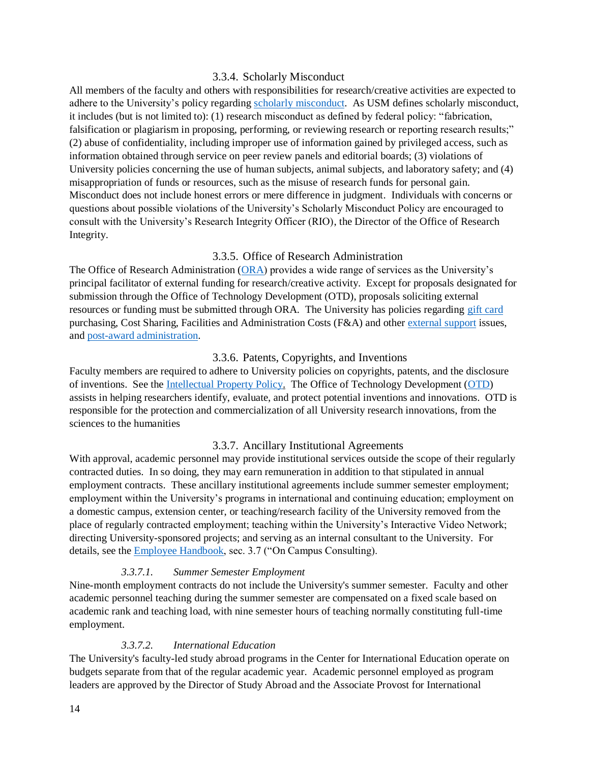### 3.3.4. Scholarly Misconduct

All members of the faculty and others with responsibilities for research/creative activities are expected to adhere to the University's policy regarding scholarly misconduct. As USM defines scholarly misconduct, it includes (but is not limited to): (1) research misconduct as defined by federal policy: "fabrication, falsification or plagiarism in proposing, performing, or reviewing research or reporting research results;" (2) abuse of confidentiality, including improper use of information gained by privileged access, such as information obtained through service on peer review panels and editorial boards; (3) violations of University policies concerning the use of human subjects, animal subjects, and laboratory safety; and (4) misappropriation of funds or resources, such as the misuse of research funds for personal gain. Misconduct does not include honest errors or mere difference in judgment. Individuals with concerns or questions about possible violations of the University's Scholarly Misconduct Policy are encouraged to consult with the University's Research Integrity Officer (RIO), the Director of the Office of Research Integrity.

### 3.3.5. Office of Research Administration

The Office of Research Administration (ORA) provides a wide range of services as the University's principal facilitator of external funding for research/creative activity. Except for proposals designated for submission through the Office of Technology Development (OTD), proposals soliciting external resources or funding must be submitted through ORA. The University has policies regarding gift card purchasing, Cost Sharing, Facilities and Administration Costs (F&A) and other external support issues, and post-award administration.

### 3.3.6. Patents, Copyrights, and Inventions

Faculty members are required to adhere to University policies on copyrights, patents, and the disclosure of inventions. See the Intellectual Property Policy. The Office of Technology Development (OTD) assists in helping researchers identify, evaluate, and protect potential inventions and innovations. OTD is responsible for the protection and commercialization of all University research innovations, from the sciences to the humanities

### 3.3.7. Ancillary Institutional Agreements

With approval, academic personnel may provide institutional services outside the scope of their regularly contracted duties. In so doing, they may earn remuneration in addition to that stipulated in annual employment contracts. These ancillary institutional agreements include summer semester employment; employment within the University's programs in international and continuing education; employment on a domestic campus, extension center, or teaching/research facility of the University removed from the place of regularly contracted employment; teaching within the University's Interactive Video Network; directing University-sponsored projects; and serving as an internal consultant to the University. For details, see the Employee Handbook, sec. 3.7 ("On Campus Consulting).

#### *3.3.7.1. Summer Semester Employment*

Nine-month employment contracts do not include the University's summer semester. Faculty and other academic personnel teaching during the summer semester are compensated on a fixed scale based on academic rank and teaching load, with nine semester hours of teaching normally constituting full-time employment.

#### *3.3.7.2. International Education*

The University's faculty-led study abroad programs in the Center for International Education operate on budgets separate from that of the regular academic year. Academic personnel employed as program leaders are approved by the Director of Study Abroad and the Associate Provost for International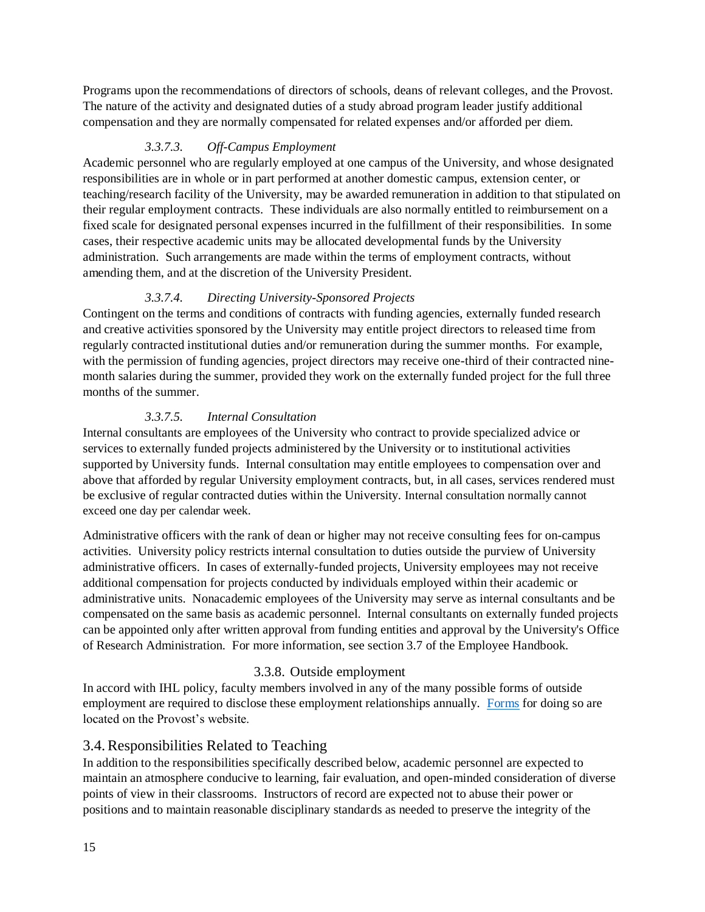Programs upon the recommendations of directors of schools, deans of relevant colleges, and the Provost. The nature of the activity and designated duties of a study abroad program leader justify additional compensation and they are normally compensated for related expenses and/or afforded per diem.

#### *3.3.7.3. Off-Campus Employment*

Academic personnel who are regularly employed at one campus of the University, and whose designated responsibilities are in whole or in part performed at another domestic campus, extension center, or teaching/research facility of the University, may be awarded remuneration in addition to that stipulated on their regular employment contracts. These individuals are also normally entitled to reimbursement on a fixed scale for designated personal expenses incurred in the fulfillment of their responsibilities. In some cases, their respective academic units may be allocated developmental funds by the University administration. Such arrangements are made within the terms of employment contracts, without amending them, and at the discretion of the University President.

#### *3.3.7.4. Directing University-Sponsored Projects*

Contingent on the terms and conditions of contracts with funding agencies, externally funded research and creative activities sponsored by the University may entitle project directors to released time from regularly contracted institutional duties and/or remuneration during the summer months. For example, with the permission of funding agencies, project directors may receive one-third of their contracted nine-month salaries during the summer, provided they work on the externally funded project for the full three months of the summer.

#### *3.3.7.5. Internal Consultation*

Internal consultants are employees of the University who contract to provide specialized advice or services to externally funded projects administered by the University or to institutional activities supported by University funds. Internal consultation may entitle employees to compensation over and above that afforded by regular University employment contracts, but, in all cases, services rendered must be exclusive of regular contracted duties within the University. Internal consultation normally cannot exceed one day per calendar week.

Administrative officers with the rank of dean or higher may not receive consulting fees for on-campus activities. University policy restricts internal consultation to duties outside the purview of University administrative officers. In cases of externally-funded projects, University employees may not receive additional compensation for projects conducted by individuals employed within their academic or administrative units. Nonacademic employees of the University may serve as internal consultants and be compensated on the same basis as academic personnel. Internal consultants on externally funded projects can be appointed only after written approval from funding entities and approval by the University's Office of Research Administration. For more information, see section 3.7 of the Employee Handbook.

### 3.3.8. Outside employment

In accord with IHL policy, faculty members involved in any of the many possible forms of outside employment are required to disclose these employment relationships annually. Forms for doing so are located on the Provost's website.

## 3.4. Responsibilities Related to Teaching

In addition to the responsibilities specifically described below, academic personnel are expected to maintain an atmosphere conducive to learning, fair evaluation, and open-minded consideration of diverse points of view in their classrooms. Instructors of record are expected not to abuse their power or positions and to maintain reasonable disciplinary standards as needed to preserve the integrity of the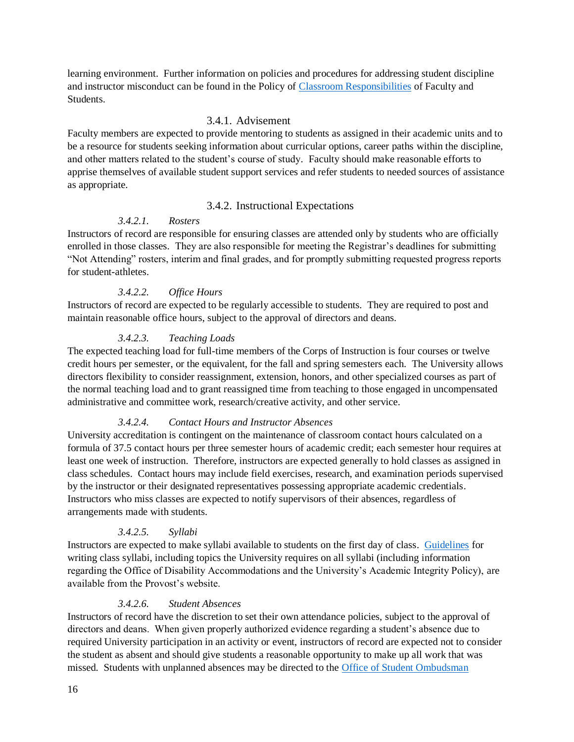learning environment. Further information on policies and procedures for addressing student discipline and instructor misconduct can be found in the Policy of [Classroom Responsibilities] of Faculty and Students.

### 3.4.1. Advisement

Faculty members are expected to provide mentoring to students as assigned in their academic units and to be a resource for students seeking information about curricular options, career paths within the discipline, and other matters related to the student's course of study. Faculty should make reasonable efforts to apprise themselves of available student support services and refer students to needed sources of assistance as appropriate.

### 3.4.2. Instructional Expectations

#### *3.4.2.1. Rosters*

Instructors of record are responsible for ensuring classes are attended only by students who are officially enrolled in those classes. They are also responsible for meeting the Registrar's deadlines for submitting "Not Attending" rosters, interim and final grades, and for promptly submitting requested progress reports for student-athletes.

#### *3.4.2.2. Office Hours*

Instructors of record are expected to be regularly accessible to students. They are required to post and maintain reasonable office hours, subject to the approval of directors and deans.

#### *3.4.2.3. Teaching Loads*

The expected teaching load for full-time members of the Corps of Instruction is four courses or twelve credit hours per semester, or the equivalent, for the fall and spring semesters each. The University allows directors flexibility to consider reassignment, extension, honors, and other specialized courses as part of the normal teaching load and to grant reassigned time from teaching to those engaged in uncompensated administrative and committee work, research/creative activity, and other service.

#### *3.4.2.4. Contact Hours and Instructor Absences*

University accreditation is contingent on the maintenance of classroom contact hours calculated on a formula of 37.5 contact hours per three semester hours of academic credit; each semester hour requires at least one week of instruction. Therefore, instructors are expected generally to hold classes as assigned in class schedules. Contact hours may include field exercises, research, and examination periods supervised by the instructor or their designated representatives possessing appropriate academic credentials. Instructors who miss classes are expected to notify supervisors of their absences, regardless of arrangements made with students.

#### *3.4.2.5. Syllabi*

Instructors are expected to make syllabi available to students on the first day of class. [Guidelines] for writing class syllabi, including topics the University requires on all syllabi (including information regarding the Office of Disability Accommodations and the University's Academic Integrity Policy), are available from the Provost's website.

#### *3.4.2.6. Student Absences*

Instructors of record have the discretion to set their own attendance policies, subject to the approval of directors and deans. When given properly authorized evidence regarding a student's absence due to required University participation in an activity or event, instructors of record are expected not to consider the student as absent and should give students a reasonable opportunity to make up all work that was missed. Students with unplanned absences may be directed to the [Office of Student Ombudsman]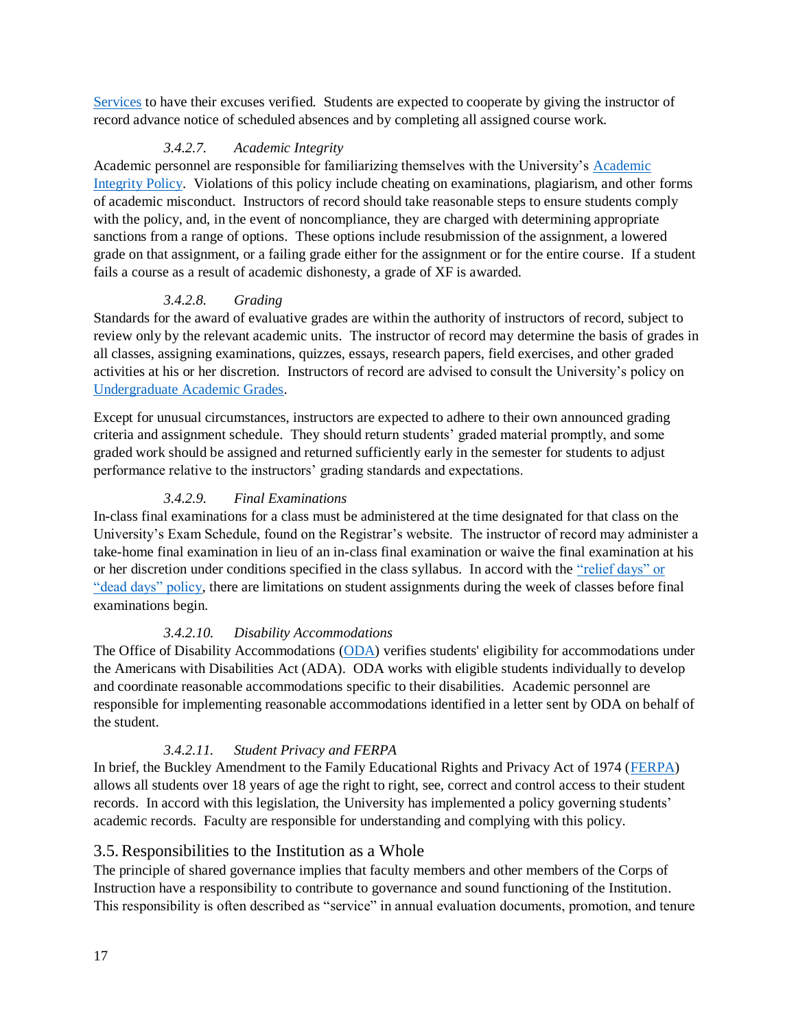Services to have their excuses verified. Students are expected to cooperate by giving the instructor of record advance notice of scheduled absences and by completing all assigned course work.

#### *3.4.2.7. Academic Integrity*

Academic personnel are responsible for familiarizing themselves with the University's Academic Integrity Policy. Violations of this policy include cheating on examinations, plagiarism, and other forms of academic misconduct. Instructors of record should take reasonable steps to ensure students comply with the policy, and, in the event of noncompliance, they are charged with determining appropriate sanctions from a range of options. These options include resubmission of the assignment, a lowered grade on that assignment, or a failing grade either for the assignment or for the entire course. If a student fails a course as a result of academic dishonesty, a grade of XF is awarded.

#### *3.4.2.8. Grading*

Standards for the award of evaluative grades are within the authority of instructors of record, subject to review only by the relevant academic units. The instructor of record may determine the basis of grades in all classes, assigning examinations, quizzes, essays, research papers, field exercises, and other graded activities at his or her discretion. Instructors of record are advised to consult the University's policy on Undergraduate Academic Grades.

Except for unusual circumstances, instructors are expected to adhere to their own announced grading criteria and assignment schedule. They should return students' graded material promptly, and some graded work should be assigned and returned sufficiently early in the semester for students to adjust performance relative to the instructors' grading standards and expectations.

#### *3.4.2.9. Final Examinations*

In-class final examinations for a class must be administered at the time designated for that class on the University's Exam Schedule, found on the Registrar's website. The instructor of record may administer a take-home final examination in lieu of an in-class final examination or waive the final examination at his or her discretion under conditions specified in the class syllabus. In accord with the "relief days" or "dead days" policy, there are limitations on student assignments during the week of classes before final examinations begin.

#### *3.4.2.10. Disability Accommodations*

The Office of Disability Accommodations (ODA) verifies students' eligibility for accommodations under the Americans with Disabilities Act (ADA). ODA works with eligible students individually to develop and coordinate reasonable accommodations specific to their disabilities. Academic personnel are responsible for implementing reasonable accommodations identified in a letter sent by ODA on behalf of the student.

#### *3.4.2.11. Student Privacy and FERPA*

In brief, the Buckley Amendment to the Family Educational Rights and Privacy Act of 1974 (FERPA) allows all students over 18 years of age the right to right, see, correct and control access to their student records. In accord with this legislation, the University has implemented a policy governing students' academic records. Faculty are responsible for understanding and complying with this policy.

## 3.5. Responsibilities to the Institution as a Whole

The principle of shared governance implies that faculty members and other members of the Corps of Instruction have a responsibility to contribute to governance and sound functioning of the Institution. This responsibility is often described as "service" in annual evaluation documents, promotion, and tenure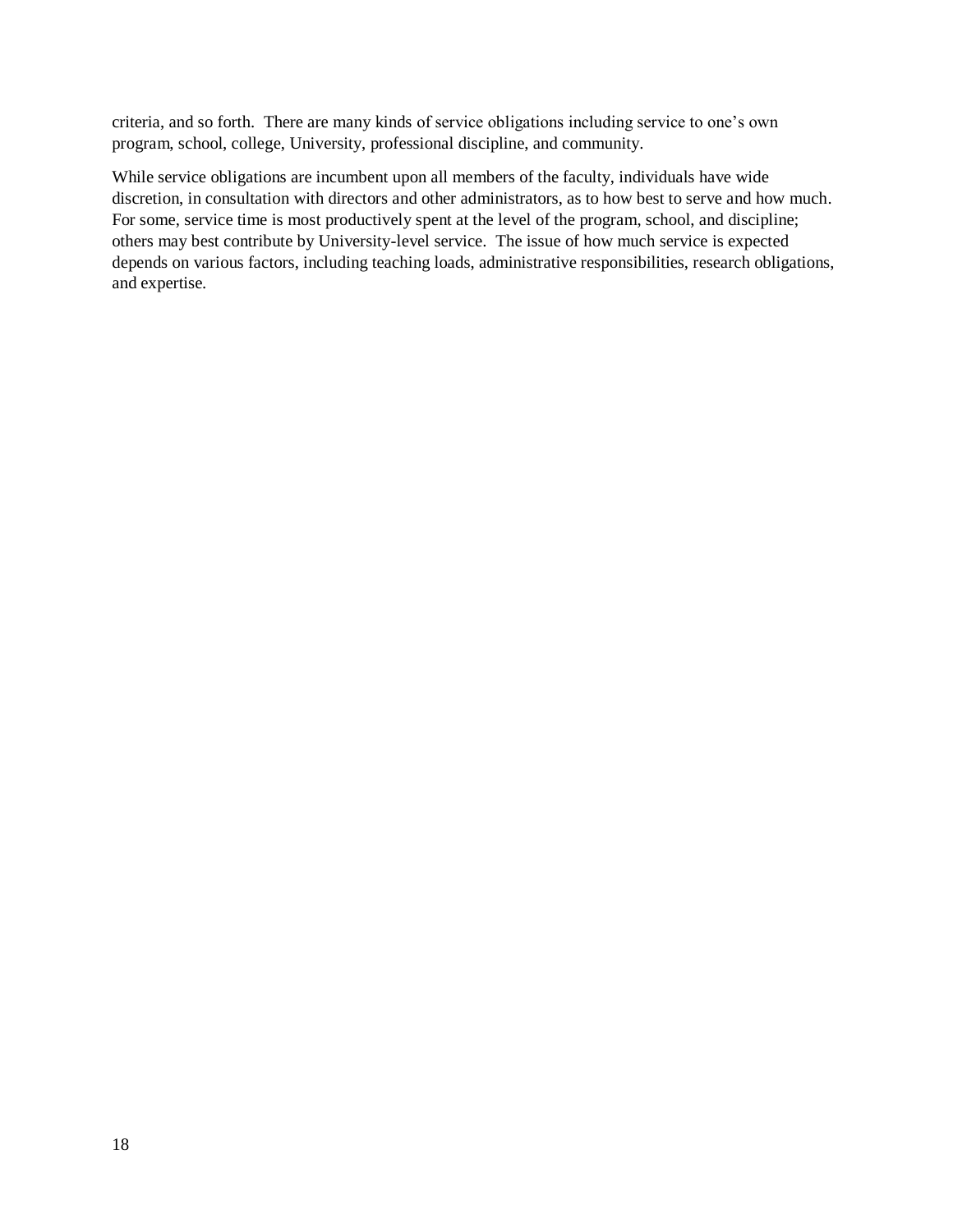criteria, and so forth. There are many kinds of service obligations including service to one's own program, school, college, University, professional discipline, and community.

While service obligations are incumbent upon all members of the faculty, individuals have wide discretion, in consultation with directors and other administrators, as to how best to serve and how much. For some, service time is most productively spent at the level of the program, school, and discipline; others may best contribute by University-level service. The issue of how much service is expected depends on various factors, including teaching loads, administrative responsibilities, research obligations, and expertise.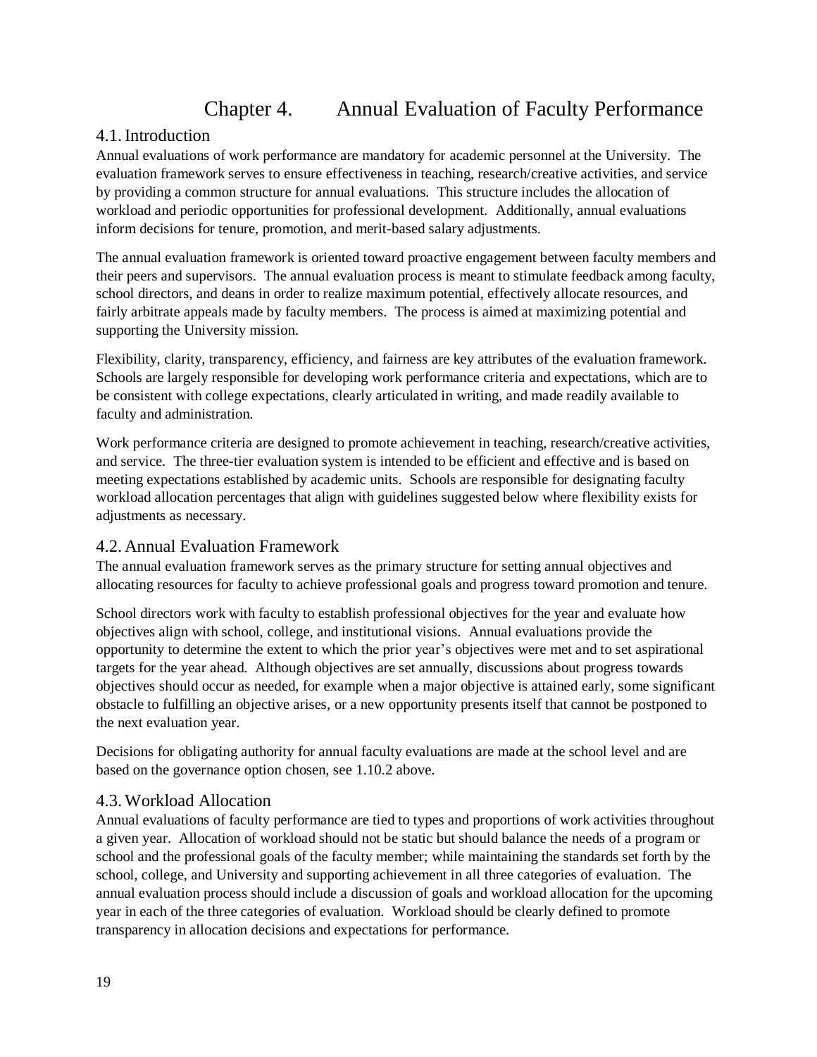# Chapter 4. Annual Evaluation of Faculty Performance

## 4.1. Introduction

Annual evaluations of work performance are mandatory for academic personnel at the University. The evaluation framework serves to ensure effectiveness in teaching, research/creative activities, and service by providing a common structure for annual evaluations. This structure includes the allocation of workload and periodic opportunities for professional development. Additionally, annual evaluations inform decisions for tenure, promotion, and merit-based salary adjustments.

The annual evaluation framework is oriented toward proactive engagement between faculty members and their peers and supervisors. The annual evaluation process is meant to stimulate feedback among faculty, school directors, and deans in order to realize maximum potential, effectively allocate resources, and fairly arbitrate appeals made by faculty members. The process is aimed at maximizing potential and supporting the University mission.

Flexibility, clarity, transparency, efficiency, and fairness are key attributes of the evaluation framework. Schools are largely responsible for developing work performance criteria and expectations, which are to be consistent with college expectations, clearly articulated in writing, and made readily available to faculty and administration.

Work performance criteria are designed to promote achievement in teaching, research/creative activities, and service. The three-tier evaluation system is intended to be efficient and effective and is based on meeting expectations established by academic units. Schools are responsible for designating faculty workload allocation percentages that align with guidelines suggested below where flexibility exists for adjustments as necessary.

## 4.2. Annual Evaluation Framework

The annual evaluation framework serves as the primary structure for setting annual objectives and allocating resources for faculty to achieve professional goals and progress toward promotion and tenure.

School directors work with faculty to establish professional objectives for the year and evaluate how objectives align with school, college, and institutional visions. Annual evaluations provide the opportunity to determine the extent to which the prior year's objectives were met and to set aspirational targets for the year ahead. Although objectives are set annually, discussions about progress towards objectives should occur as needed, for example when a major objective is attained early, some significant obstacle to fulfilling an objective arises, or a new opportunity presents itself that cannot be postponed to the next evaluation year.

Decisions for obligating authority for annual faculty evaluations are made at the school level and are based on the governance option chosen, see 1.10.2 above.

## 4.3. Workload Allocation

Annual evaluations of faculty performance are tied to types and proportions of work activities throughout a given year. Allocation of workload should not be static but should balance the needs of a program or school and the professional goals of the faculty member; while maintaining the standards set forth by the school, college, and University and supporting achievement in all three categories of evaluation. The annual evaluation process should include a discussion of goals and workload allocation for the upcoming year in each of the three categories of evaluation. Workload should be clearly defined to promote transparency in allocation decisions and expectations for performance.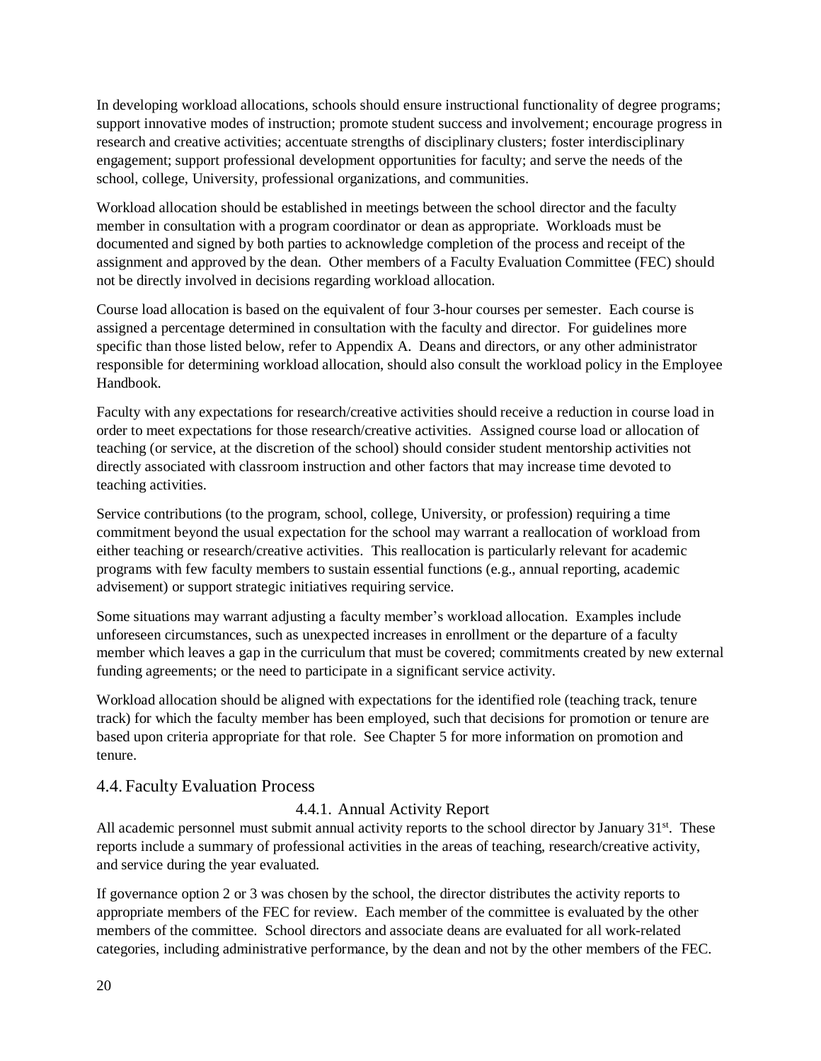In developing workload allocations, schools should ensure instructional functionality of degree programs; support innovative modes of instruction; promote student success and involvement; encourage progress in research and creative activities; accentuate strengths of disciplinary clusters; foster interdisciplinary engagement; support professional development opportunities for faculty; and serve the needs of the school, college, University, professional organizations, and communities.

Workload allocation should be established in meetings between the school director and the faculty member in consultation with a program coordinator or dean as appropriate. Workloads must be documented and signed by both parties to acknowledge completion of the process and receipt of the assignment and approved by the dean. Other members of a Faculty Evaluation Committee (FEC) should not be directly involved in decisions regarding workload allocation.

Course load allocation is based on the equivalent of four 3-hour courses per semester. Each course is assigned a percentage determined in consultation with the faculty and director. For guidelines more specific than those listed below, refer to Appendix A. Deans and directors, or any other administrator responsible for determining workload allocation, should also consult the workload policy in the Employee Handbook.

Faculty with any expectations for research/creative activities should receive a reduction in course load in order to meet expectations for those research/creative activities. Assigned course load or allocation of teaching (or service, at the discretion of the school) should consider student mentorship activities not directly associated with classroom instruction and other factors that may increase time devoted to teaching activities.

Service contributions (to the program, school, college, University, or profession) requiring a time commitment beyond the usual expectation for the school may warrant a reallocation of workload from either teaching or research/creative activities. This reallocation is particularly relevant for academic programs with few faculty members to sustain essential functions (e.g., annual reporting, academic advisement) or support strategic initiatives requiring service.

Some situations may warrant adjusting a faculty member's workload allocation. Examples include unforeseen circumstances, such as unexpected increases in enrollment or the departure of a faculty member which leaves a gap in the curriculum that must be covered; commitments created by new external funding agreements; or the need to participate in a significant service activity.

Workload allocation should be aligned with expectations for the identified role (teaching track, tenure track) for which the faculty member has been employed, such that decisions for promotion or tenure are based upon criteria appropriate for that role. See Chapter 5 for more information on promotion and tenure.

## 4.4. Faculty Evaluation Process

### 4.4.1. Annual Activity Report

All academic personnel must submit annual activity reports to the school director by January 31st. These reports include a summary of professional activities in the areas of teaching, research/creative activity, and service during the year evaluated.

If governance option 2 or 3 was chosen by the school, the director distributes the activity reports to appropriate members of the FEC for review. Each member of the committee is evaluated by the other members of the committee. School directors and associate deans are evaluated for all work-related categories, including administrative performance, by the dean and not by the other members of the FEC.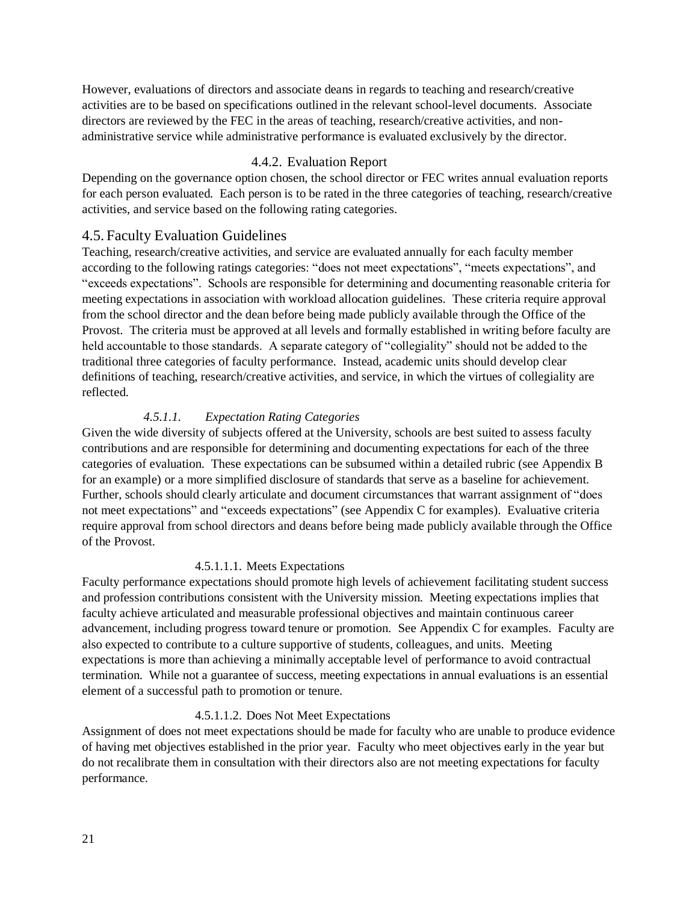However, evaluations of directors and associate deans in regards to teaching and research/creative activities are to be based on specifications outlined in the relevant school-level documents. Associate directors are reviewed by the FEC in the areas of teaching, research/creative activities, and non-administrative service while administrative performance is evaluated exclusively by the director.

#### 4.4.2. Evaluation Report

Depending on the governance option chosen, the school director or FEC writes annual evaluation reports for each person evaluated. Each person is to be rated in the three categories of teaching, research/creative activities, and service based on the following rating categories.

## 4.5. Faculty Evaluation Guidelines

Teaching, research/creative activities, and service are evaluated annually for each faculty member according to the following ratings categories: "does not meet expectations", "meets expectations", and "exceeds expectations". Schools are responsible for determining and documenting reasonable criteria for meeting expectations in association with workload allocation guidelines. These criteria require approval from the school director and the dean before being made publicly available through the Office of the Provost. The criteria must be approved at all levels and formally established in writing before faculty are held accountable to those standards. A separate category of "collegiality" should not be added to the traditional three categories of faculty performance. Instead, academic units should develop clear definitions of teaching, research/creative activities, and service, in which the virtues of collegiality are reflected.

#### *4.5.1.1. Expectation Rating Categories*

Given the wide diversity of subjects offered at the University, schools are best suited to assess faculty contributions and are responsible for determining and documenting expectations for each of the three categories of evaluation. These expectations can be subsumed within a detailed rubric (see Appendix B for an example) or a more simplified disclosure of standards that serve as a baseline for achievement. Further, schools should clearly articulate and document circumstances that warrant assignment of "does not meet expectations" and "exceeds expectations" (see Appendix C for examples). Evaluative criteria require approval from school directors and deans before being made publicly available through the Office of the Provost.

##### 4.5.1.1.1. Meets Expectations

Faculty performance expectations should promote high levels of achievement facilitating student success and profession contributions consistent with the University mission. Meeting expectations implies that faculty achieve articulated and measurable professional objectives and maintain continuous career advancement, including progress toward tenure or promotion. See Appendix C for examples. Faculty are also expected to contribute to a culture supportive of students, colleagues, and units. Meeting expectations is more than achieving a minimally acceptable level of performance to avoid contractual termination. While not a guarantee of success, meeting expectations in annual evaluations is an essential element of a successful path to promotion or tenure.

##### 4.5.1.1.2. Does Not Meet Expectations

Assignment of does not meet expectations should be made for faculty who are unable to produce evidence of having met objectives established in the prior year. Faculty who meet objectives early in the year but do not recalibrate them in consultation with their directors also are not meeting expectations for faculty performance.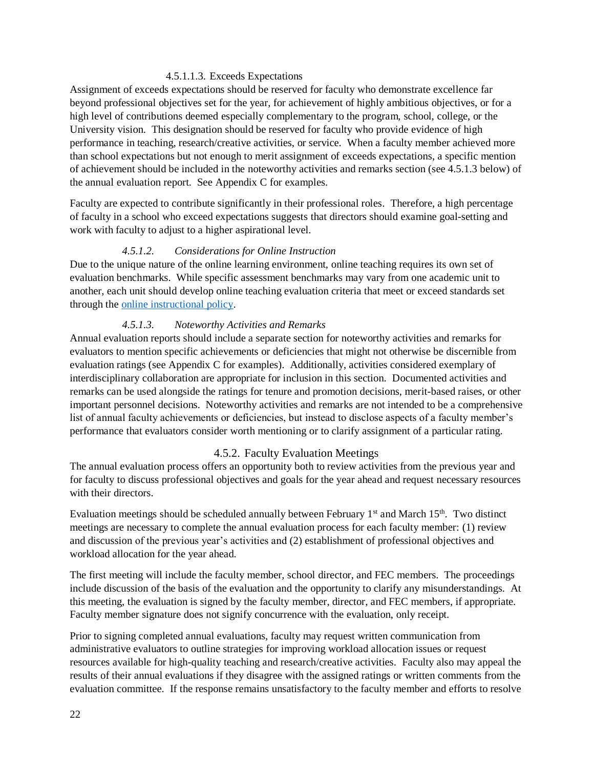##### 4.5.1.1.3. Exceeds Expectations

Assignment of exceeds expectations should be reserved for faculty who demonstrate excellence far beyond professional objectives set for the year, for achievement of highly ambitious objectives, or for a high level of contributions deemed especially complementary to the program, school, college, or the University vision. This designation should be reserved for faculty who provide evidence of high performance in teaching, research/creative activities, or service. When a faculty member achieved more than school expectations but not enough to merit assignment of exceeds expectations, a specific mention of achievement should be included in the noteworthy activities and remarks section (see 4.5.1.3 below) of the annual evaluation report. See Appendix C for examples.

Faculty are expected to contribute significantly in their professional roles. Therefore, a high percentage of faculty in a school who exceed expectations suggests that directors should examine goal-setting and work with faculty to adjust to a higher aspirational level.

#### *4.5.1.2. Considerations for Online Instruction*

Due to the unique nature of the online learning environment, online teaching requires its own set of evaluation benchmarks. While specific assessment benchmarks may vary from one academic unit to another, each unit should develop online teaching evaluation criteria that meet or exceed standards set through the online instructional policy.

#### *4.5.1.3. Noteworthy Activities and Remarks*

Annual evaluation reports should include a separate section for noteworthy activities and remarks for evaluators to mention specific achievements or deficiencies that might not otherwise be discernible from evaluation ratings (see Appendix C for examples). Additionally, activities considered exemplary of interdisciplinary collaboration are appropriate for inclusion in this section. Documented activities and remarks can be used alongside the ratings for tenure and promotion decisions, merit-based raises, or other important personnel decisions. Noteworthy activities and remarks are not intended to be a comprehensive list of annual faculty achievements or deficiencies, but instead to disclose aspects of a faculty member's performance that evaluators consider worth mentioning or to clarify assignment of a particular rating.

### 4.5.2. Faculty Evaluation Meetings

The annual evaluation process offers an opportunity both to review activities from the previous year and for faculty to discuss professional objectives and goals for the year ahead and request necessary resources with their directors.

Evaluation meetings should be scheduled annually between February 1st and March 15th. Two distinct meetings are necessary to complete the annual evaluation process for each faculty member: (1) review and discussion of the previous year's activities and (2) establishment of professional objectives and workload allocation for the year ahead.

The first meeting will include the faculty member, school director, and FEC members. The proceedings include discussion of the basis of the evaluation and the opportunity to clarify any misunderstandings. At this meeting, the evaluation is signed by the faculty member, director, and FEC members, if appropriate. Faculty member signature does not signify concurrence with the evaluation, only receipt.

Prior to signing completed annual evaluations, faculty may request written communication from administrative evaluators to outline strategies for improving workload allocation issues or request resources available for high-quality teaching and research/creative activities. Faculty also may appeal the results of their annual evaluations if they disagree with the assigned ratings or written comments from the evaluation committee. If the response remains unsatisfactory to the faculty member and efforts to resolve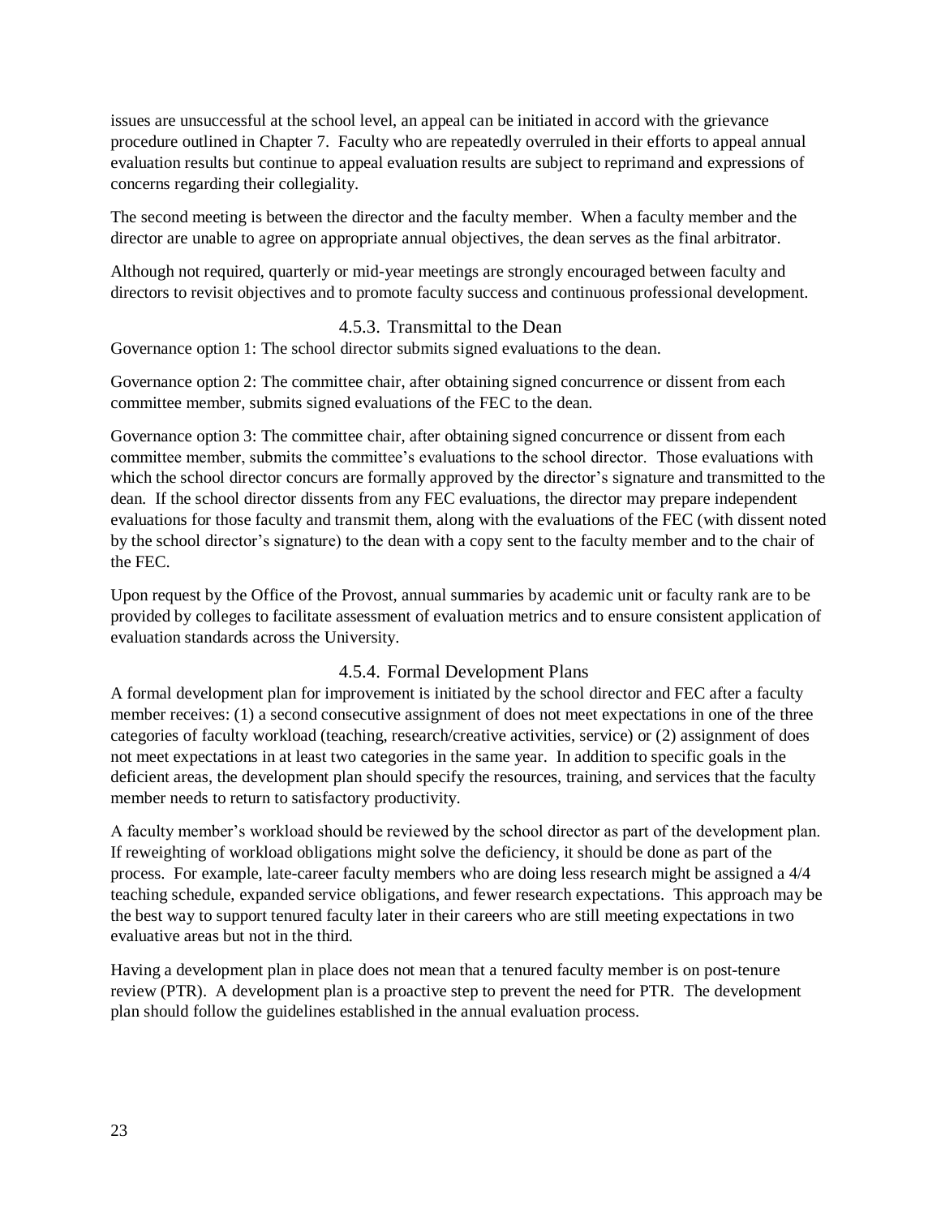issues are unsuccessful at the school level, an appeal can be initiated in accord with the grievance procedure outlined in Chapter 7. Faculty who are repeatedly overruled in their efforts to appeal annual evaluation results but continue to appeal evaluation results are subject to reprimand and expressions of concerns regarding their collegiality.

The second meeting is between the director and the faculty member. When a faculty member and the director are unable to agree on appropriate annual objectives, the dean serves as the final arbitrator.

Although not required, quarterly or mid-year meetings are strongly encouraged between faculty and directors to revisit objectives and to promote faculty success and continuous professional development.

### 4.5.3. Transmittal to the Dean

Governance option 1: The school director submits signed evaluations to the dean.

Governance option 2: The committee chair, after obtaining signed concurrence or dissent from each committee member, submits signed evaluations of the FEC to the dean.

Governance option 3: The committee chair, after obtaining signed concurrence or dissent from each committee member, submits the committee's evaluations to the school director. Those evaluations with which the school director concurs are formally approved by the director's signature and transmitted to the dean. If the school director dissents from any FEC evaluations, the director may prepare independent evaluations for those faculty and transmit them, along with the evaluations of the FEC (with dissent noted by the school director's signature) to the dean with a copy sent to the faculty member and to the chair of the FEC.

Upon request by the Office of the Provost, annual summaries by academic unit or faculty rank are to be provided by colleges to facilitate assessment of evaluation metrics and to ensure consistent application of evaluation standards across the University.

### 4.5.4. Formal Development Plans

A formal development plan for improvement is initiated by the school director and FEC after a faculty member receives: (1) a second consecutive assignment of does not meet expectations in one of the three categories of faculty workload (teaching, research/creative activities, service) or (2) assignment of does not meet expectations in at least two categories in the same year. In addition to specific goals in the deficient areas, the development plan should specify the resources, training, and services that the faculty member needs to return to satisfactory productivity.

A faculty member's workload should be reviewed by the school director as part of the development plan. If reweighting of workload obligations might solve the deficiency, it should be done as part of the process. For example, late-career faculty members who are doing less research might be assigned a 4/4 teaching schedule, expanded service obligations, and fewer research expectations. This approach may be the best way to support tenured faculty later in their careers who are still meeting expectations in two evaluative areas but not in the third.

Having a development plan in place does not mean that a tenured faculty member is on post-tenure review (PTR). A development plan is a proactive step to prevent the need for PTR. The development plan should follow the guidelines established in the annual evaluation process.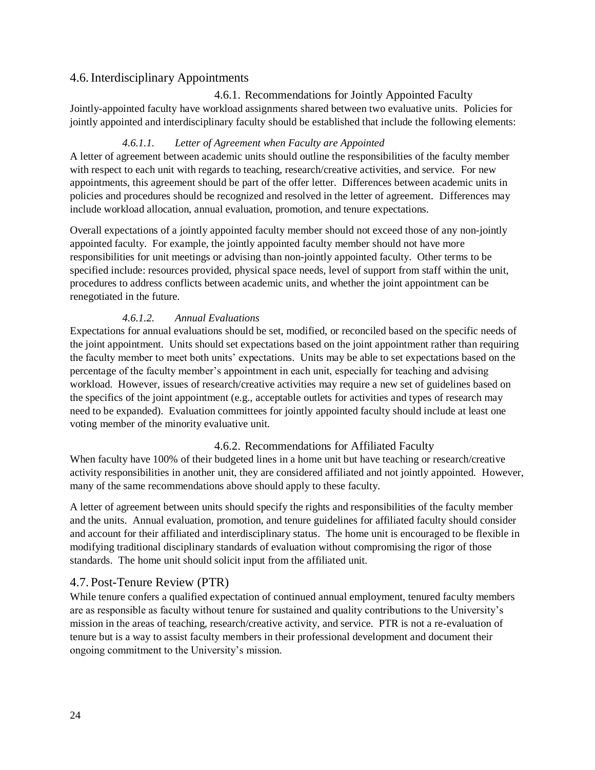## 4.6. Interdisciplinary Appointments

### 4.6.1. Recommendations for Jointly Appointed Faculty

Jointly-appointed faculty have workload assignments shared between two evaluative units. Policies for jointly appointed and interdisciplinary faculty should be established that include the following elements:

#### *4.6.1.1. Letter of Agreement when Faculty are Appointed*

A letter of agreement between academic units should outline the responsibilities of the faculty member with respect to each unit with regards to teaching, research/creative activities, and service. For new appointments, this agreement should be part of the offer letter. Differences between academic units in policies and procedures should be recognized and resolved in the letter of agreement. Differences may include workload allocation, annual evaluation, promotion, and tenure expectations.

Overall expectations of a jointly appointed faculty member should not exceed those of any non-jointly appointed faculty. For example, the jointly appointed faculty member should not have more responsibilities for unit meetings or advising than non-jointly appointed faculty. Other terms to be specified include: resources provided, physical space needs, level of support from staff within the unit, procedures to address conflicts between academic units, and whether the joint appointment can be renegotiated in the future.

#### *4.6.1.2. Annual Evaluations*

Expectations for annual evaluations should be set, modified, or reconciled based on the specific needs of the joint appointment. Units should set expectations based on the joint appointment rather than requiring the faculty member to meet both units' expectations. Units may be able to set expectations based on the percentage of the faculty member's appointment in each unit, especially for teaching and advising workload. However, issues of research/creative activities may require a new set of guidelines based on the specifics of the joint appointment (e.g., acceptable outlets for activities and types of research may need to be expanded). Evaluation committees for jointly appointed faculty should include at least one voting member of the minority evaluative unit.

### 4.6.2. Recommendations for Affiliated Faculty

When faculty have 100% of their budgeted lines in a home unit but have teaching or research/creative activity responsibilities in another unit, they are considered affiliated and not jointly appointed. However, many of the same recommendations above should apply to these faculty.

A letter of agreement between units should specify the rights and responsibilities of the faculty member and the units. Annual evaluation, promotion, and tenure guidelines for affiliated faculty should consider and account for their affiliated and interdisciplinary status. The home unit is encouraged to be flexible in modifying traditional disciplinary standards of evaluation without compromising the rigor of those standards. The home unit should solicit input from the affiliated unit.

## 4.7. Post-Tenure Review (PTR)

While tenure confers a qualified expectation of continued annual employment, tenured faculty members are as responsible as faculty without tenure for sustained and quality contributions to the University's mission in the areas of teaching, research/creative activity, and service. PTR is not a re-evaluation of tenure but is a way to assist faculty members in their professional development and document their ongoing commitment to the University's mission.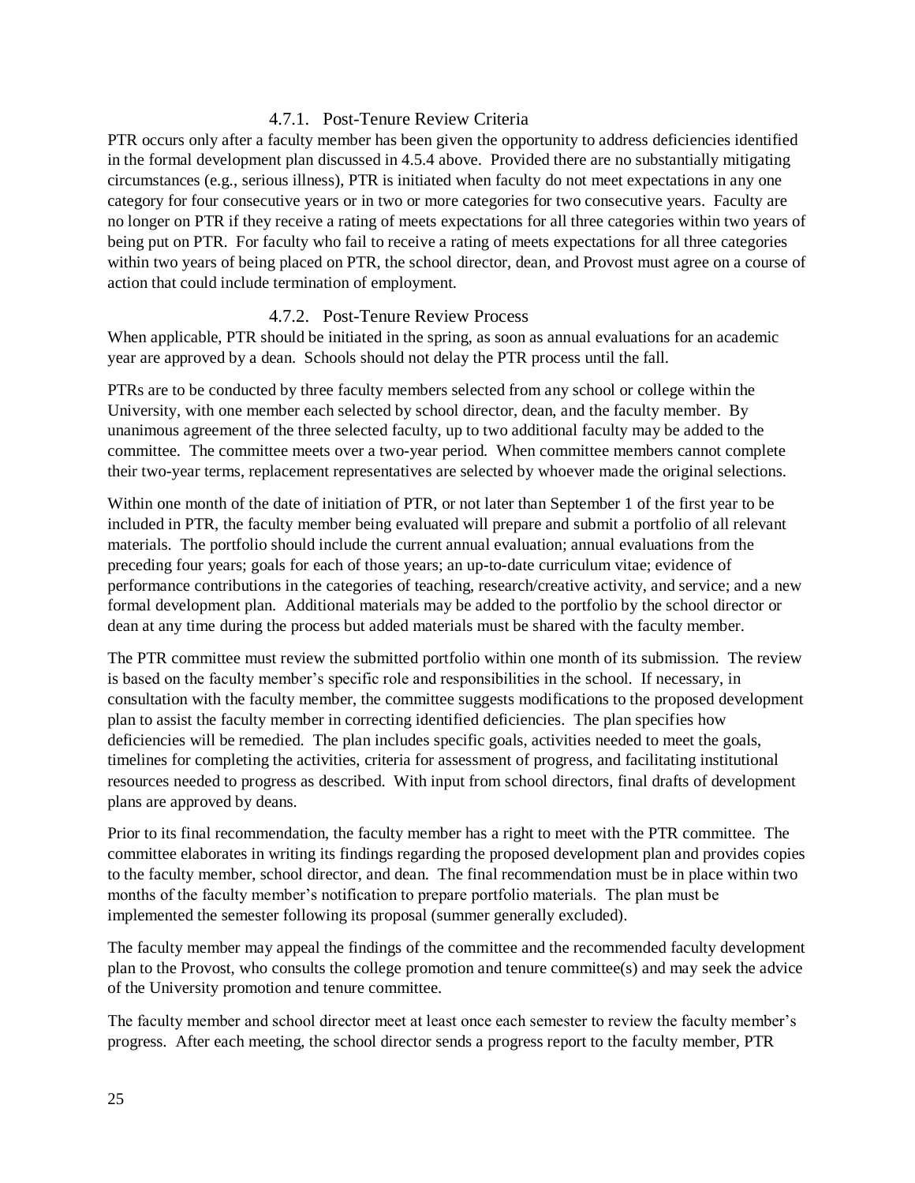#### 4.7.1. Post-Tenure Review Criteria

PTR occurs only after a faculty member has been given the opportunity to address deficiencies identified in the formal development plan discussed in 4.5.4 above. Provided there are no substantially mitigating circumstances (e.g., serious illness), PTR is initiated when faculty do not meet expectations in any one category for four consecutive years or in two or more categories for two consecutive years. Faculty are no longer on PTR if they receive a rating of meets expectations for all three categories within two years of being put on PTR. For faculty who fail to receive a rating of meets expectations for all three categories within two years of being placed on PTR, the school director, dean, and Provost must agree on a course of action that could include termination of employment.

#### 4.7.2. Post-Tenure Review Process

When applicable, PTR should be initiated in the spring, as soon as annual evaluations for an academic year are approved by a dean. Schools should not delay the PTR process until the fall.

PTRs are to be conducted by three faculty members selected from any school or college within the University, with one member each selected by school director, dean, and the faculty member. By unanimous agreement of the three selected faculty, up to two additional faculty may be added to the committee. The committee meets over a two-year period. When committee members cannot complete their two-year terms, replacement representatives are selected by whoever made the original selections.

Within one month of the date of initiation of PTR, or not later than September 1 of the first year to be included in PTR, the faculty member being evaluated will prepare and submit a portfolio of all relevant materials. The portfolio should include the current annual evaluation; annual evaluations from the preceding four years; goals for each of those years; an up-to-date curriculum vitae; evidence of performance contributions in the categories of teaching, research/creative activity, and service; and a new formal development plan. Additional materials may be added to the portfolio by the school director or dean at any time during the process but added materials must be shared with the faculty member.

The PTR committee must review the submitted portfolio within one month of its submission. The review is based on the faculty member's specific role and responsibilities in the school. If necessary, in consultation with the faculty member, the committee suggests modifications to the proposed development plan to assist the faculty member in correcting identified deficiencies. The plan specifies how deficiencies will be remedied. The plan includes specific goals, activities needed to meet the goals, timelines for completing the activities, criteria for assessment of progress, and facilitating institutional resources needed to progress as described. With input from school directors, final drafts of development plans are approved by deans.

Prior to its final recommendation, the faculty member has a right to meet with the PTR committee. The committee elaborates in writing its findings regarding the proposed development plan and provides copies to the faculty member, school director, and dean. The final recommendation must be in place within two months of the faculty member's notification to prepare portfolio materials. The plan must be implemented the semester following its proposal (summer generally excluded).

The faculty member may appeal the findings of the committee and the recommended faculty development plan to the Provost, who consults the college promotion and tenure committee(s) and may seek the advice of the University promotion and tenure committee.

The faculty member and school director meet at least once each semester to review the faculty member's progress. After each meeting, the school director sends a progress report to the faculty member, PTR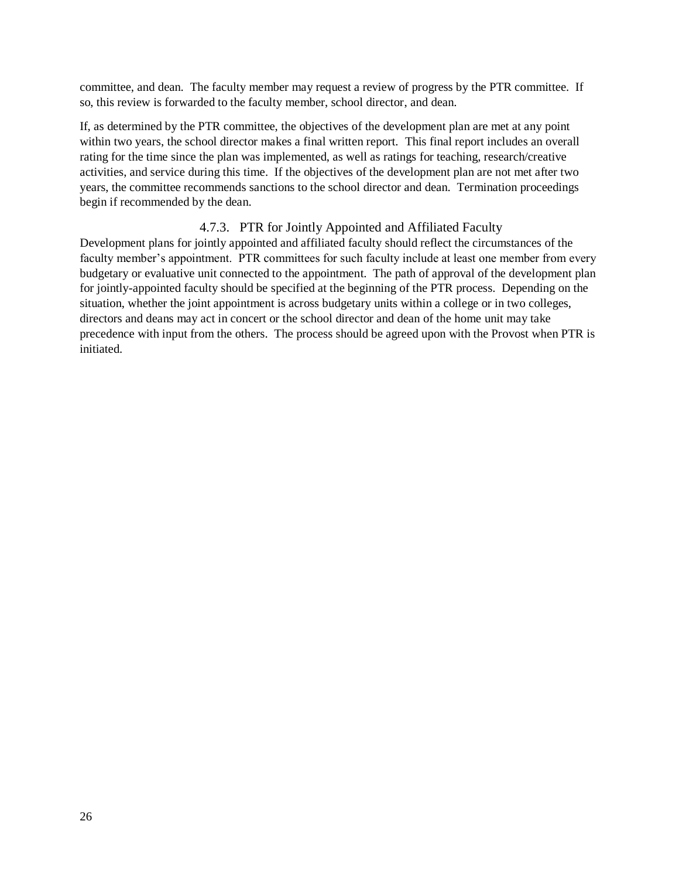committee, and dean. The faculty member may request a review of progress by the PTR committee. If so, this review is forwarded to the faculty member, school director, and dean.

If, as determined by the PTR committee, the objectives of the development plan are met at any point within two years, the school director makes a final written report. This final report includes an overall rating for the time since the plan was implemented, as well as ratings for teaching, research/creative activities, and service during this time. If the objectives of the development plan are not met after two years, the committee recommends sanctions to the school director and dean. Termination proceedings begin if recommended by the dean.

### 4.7.3. PTR for Jointly Appointed and Affiliated Faculty

Development plans for jointly appointed and affiliated faculty should reflect the circumstances of the faculty member's appointment. PTR committees for such faculty include at least one member from every budgetary or evaluative unit connected to the appointment. The path of approval of the development plan for jointly-appointed faculty should be specified at the beginning of the PTR process. Depending on the situation, whether the joint appointment is across budgetary units within a college or in two colleges, directors and deans may act in concert or the school director and dean of the home unit may take precedence with input from the others. The process should be agreed upon with the Provost when PTR is initiated.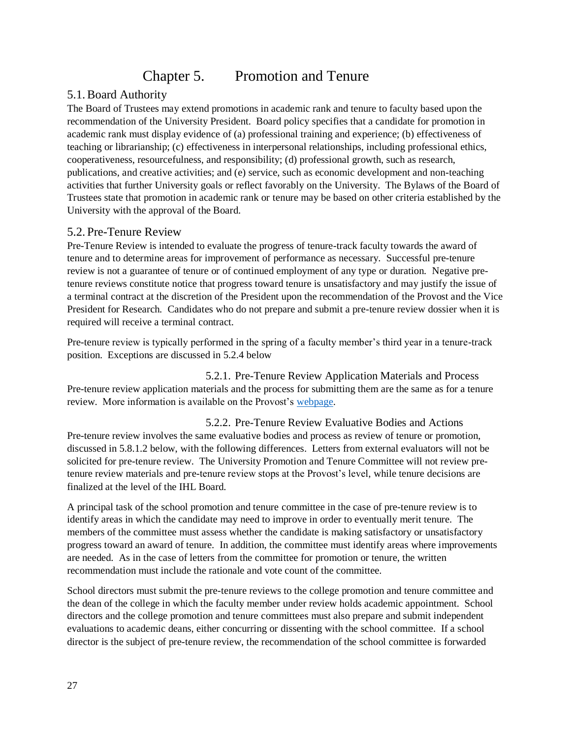# Chapter 5. Promotion and Tenure

## 5.1. Board Authority

The Board of Trustees may extend promotions in academic rank and tenure to faculty based upon the recommendation of the University President. Board policy specifies that a candidate for promotion in academic rank must display evidence of (a) professional training and experience; (b) effectiveness of teaching or librarianship; (c) effectiveness in interpersonal relationships, including professional ethics, cooperativeness, resourcefulness, and responsibility; (d) professional growth, such as research, publications, and creative activities; and (e) service, such as economic development and non-teaching activities that further University goals or reflect favorably on the University. The Bylaws of the Board of Trustees state that promotion in academic rank or tenure may be based on other criteria established by the University with the approval of the Board.

## 5.2. Pre-Tenure Review

Pre-Tenure Review is intended to evaluate the progress of tenure-track faculty towards the award of tenure and to determine areas for improvement of performance as necessary. Successful pre-tenure review is not a guarantee of tenure or of continued employment of any type or duration. Negative pre-tenure reviews constitute notice that progress toward tenure is unsatisfactory and may justify the issue of a terminal contract at the discretion of the President upon the recommendation of the Provost and the Vice President for Research. Candidates who do not prepare and submit a pre-tenure review dossier when it is required will receive a terminal contract.

Pre-tenure review is typically performed in the spring of a faculty member's third year in a tenure-track position. Exceptions are discussed in 5.2.4 below

### 5.2.1. Pre-Tenure Review Application Materials and Process

Pre-tenure review application materials and the process for submitting them are the same as for a tenure review. More information is available on the Provost's webpage.

### 5.2.2. Pre-Tenure Review Evaluative Bodies and Actions

Pre-tenure review involves the same evaluative bodies and process as review of tenure or promotion, discussed in 5.8.1.2 below, with the following differences. Letters from external evaluators will not be solicited for pre-tenure review. The University Promotion and Tenure Committee will not review pre-tenure review materials and pre-tenure review stops at the Provost's level, while tenure decisions are finalized at the level of the IHL Board.

A principal task of the school promotion and tenure committee in the case of pre-tenure review is to identify areas in which the candidate may need to improve in order to eventually merit tenure. The members of the committee must assess whether the candidate is making satisfactory or unsatisfactory progress toward an award of tenure. In addition, the committee must identify areas where improvements are needed. As in the case of letters from the committee for promotion or tenure, the written recommendation must include the rationale and vote count of the committee.

School directors must submit the pre-tenure reviews to the college promotion and tenure committee and the dean of the college in which the faculty member under review holds academic appointment. School directors and the college promotion and tenure committees must also prepare and submit independent evaluations to academic deans, either concurring or dissenting with the school committee. If a school director is the subject of pre-tenure review, the recommendation of the school committee is forwarded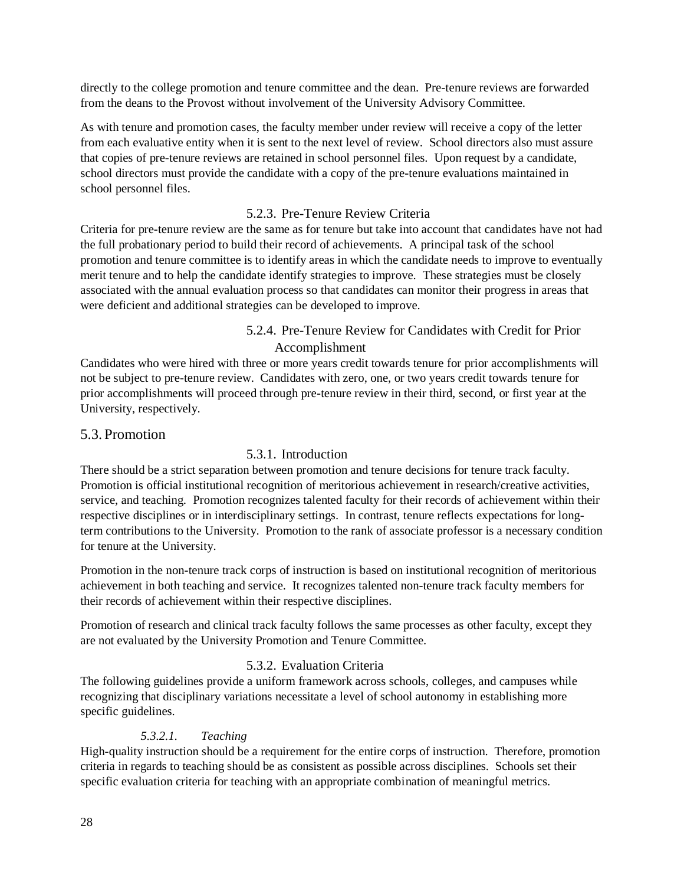directly to the college promotion and tenure committee and the dean. Pre-tenure reviews are forwarded from the deans to the Provost without involvement of the University Advisory Committee.

As with tenure and promotion cases, the faculty member under review will receive a copy of the letter from each evaluative entity when it is sent to the next level of review. School directors also must assure that copies of pre-tenure reviews are retained in school personnel files. Upon request by a candidate, school directors must provide the candidate with a copy of the pre-tenure evaluations maintained in school personnel files.

### 5.2.3. Pre-Tenure Review Criteria

Criteria for pre-tenure review are the same as for tenure but take into account that candidates have not had the full probationary period to build their record of achievements. A principal task of the school promotion and tenure committee is to identify areas in which the candidate needs to improve to eventually merit tenure and to help the candidate identify strategies to improve. These strategies must be closely associated with the annual evaluation process so that candidates can monitor their progress in areas that were deficient and additional strategies can be developed to improve.

### 5.2.4. Pre-Tenure Review for Candidates with Credit for Prior Accomplishment

Candidates who were hired with three or more years credit towards tenure for prior accomplishments will not be subject to pre-tenure review. Candidates with zero, one, or two years credit towards tenure for prior accomplishments will proceed through pre-tenure review in their third, second, or first year at the University, respectively.

## 5.3. Promotion

### 5.3.1. Introduction

There should be a strict separation between promotion and tenure decisions for tenure track faculty. Promotion is official institutional recognition of meritorious achievement in research/creative activities, service, and teaching. Promotion recognizes talented faculty for their records of achievement within their respective disciplines or in interdisciplinary settings. In contrast, tenure reflects expectations for long-term contributions to the University. Promotion to the rank of associate professor is a necessary condition for tenure at the University.

Promotion in the non-tenure track corps of instruction is based on institutional recognition of meritorious achievement in both teaching and service. It recognizes talented non-tenure track faculty members for their records of achievement within their respective disciplines.

Promotion of research and clinical track faculty follows the same processes as other faculty, except they are not evaluated by the University Promotion and Tenure Committee.

### 5.3.2. Evaluation Criteria

The following guidelines provide a uniform framework across schools, colleges, and campuses while recognizing that disciplinary variations necessitate a level of school autonomy in establishing more specific guidelines.

#### *5.3.2.1. Teaching*

High-quality instruction should be a requirement for the entire corps of instruction. Therefore, promotion criteria in regards to teaching should be as consistent as possible across disciplines. Schools set their specific evaluation criteria for teaching with an appropriate combination of meaningful metrics.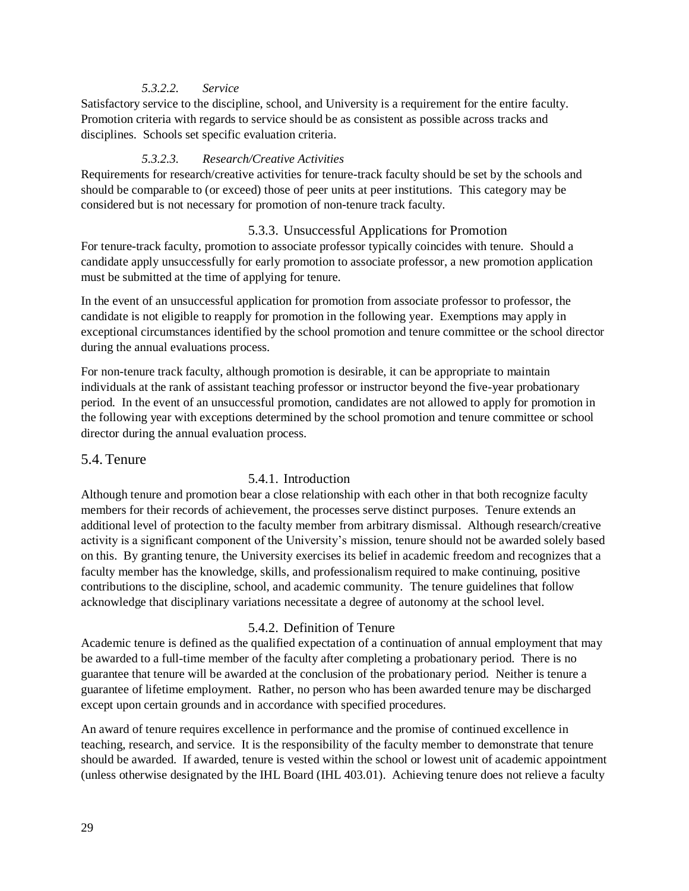#### *5.3.2.2. Service*

Satisfactory service to the discipline, school, and University is a requirement for the entire faculty. Promotion criteria with regards to service should be as consistent as possible across tracks and disciplines. Schools set specific evaluation criteria.

#### *5.3.2.3. Research/Creative Activities*

Requirements for research/creative activities for tenure-track faculty should be set by the schools and should be comparable to (or exceed) those of peer units at peer institutions. This category may be considered but is not necessary for promotion of non-tenure track faculty.

### 5.3.3. Unsuccessful Applications for Promotion

For tenure-track faculty, promotion to associate professor typically coincides with tenure. Should a candidate apply unsuccessfully for early promotion to associate professor, a new promotion application must be submitted at the time of applying for tenure.

In the event of an unsuccessful application for promotion from associate professor to professor, the candidate is not eligible to reapply for promotion in the following year. Exemptions may apply in exceptional circumstances identified by the school promotion and tenure committee or the school director during the annual evaluations process.

For non-tenure track faculty, although promotion is desirable, it can be appropriate to maintain individuals at the rank of assistant teaching professor or instructor beyond the five-year probationary period. In the event of an unsuccessful promotion, candidates are not allowed to apply for promotion in the following year with exceptions determined by the school promotion and tenure committee or school director during the annual evaluation process.

## 5.4. Tenure

### 5.4.1. Introduction

Although tenure and promotion bear a close relationship with each other in that both recognize faculty members for their records of achievement, the processes serve distinct purposes. Tenure extends an additional level of protection to the faculty member from arbitrary dismissal. Although research/creative activity is a significant component of the University's mission, tenure should not be awarded solely based on this. By granting tenure, the University exercises its belief in academic freedom and recognizes that a faculty member has the knowledge, skills, and professionalism required to make continuing, positive contributions to the discipline, school, and academic community. The tenure guidelines that follow acknowledge that disciplinary variations necessitate a degree of autonomy at the school level.

### 5.4.2. Definition of Tenure

Academic tenure is defined as the qualified expectation of a continuation of annual employment that may be awarded to a full-time member of the faculty after completing a probationary period. There is no guarantee that tenure will be awarded at the conclusion of the probationary period. Neither is tenure a guarantee of lifetime employment. Rather, no person who has been awarded tenure may be discharged except upon certain grounds and in accordance with specified procedures.

An award of tenure requires excellence in performance and the promise of continued excellence in teaching, research, and service. It is the responsibility of the faculty member to demonstrate that tenure should be awarded. If awarded, tenure is vested within the school or lowest unit of academic appointment (unless otherwise designated by the IHL Board (IHL 403.01). Achieving tenure does not relieve a faculty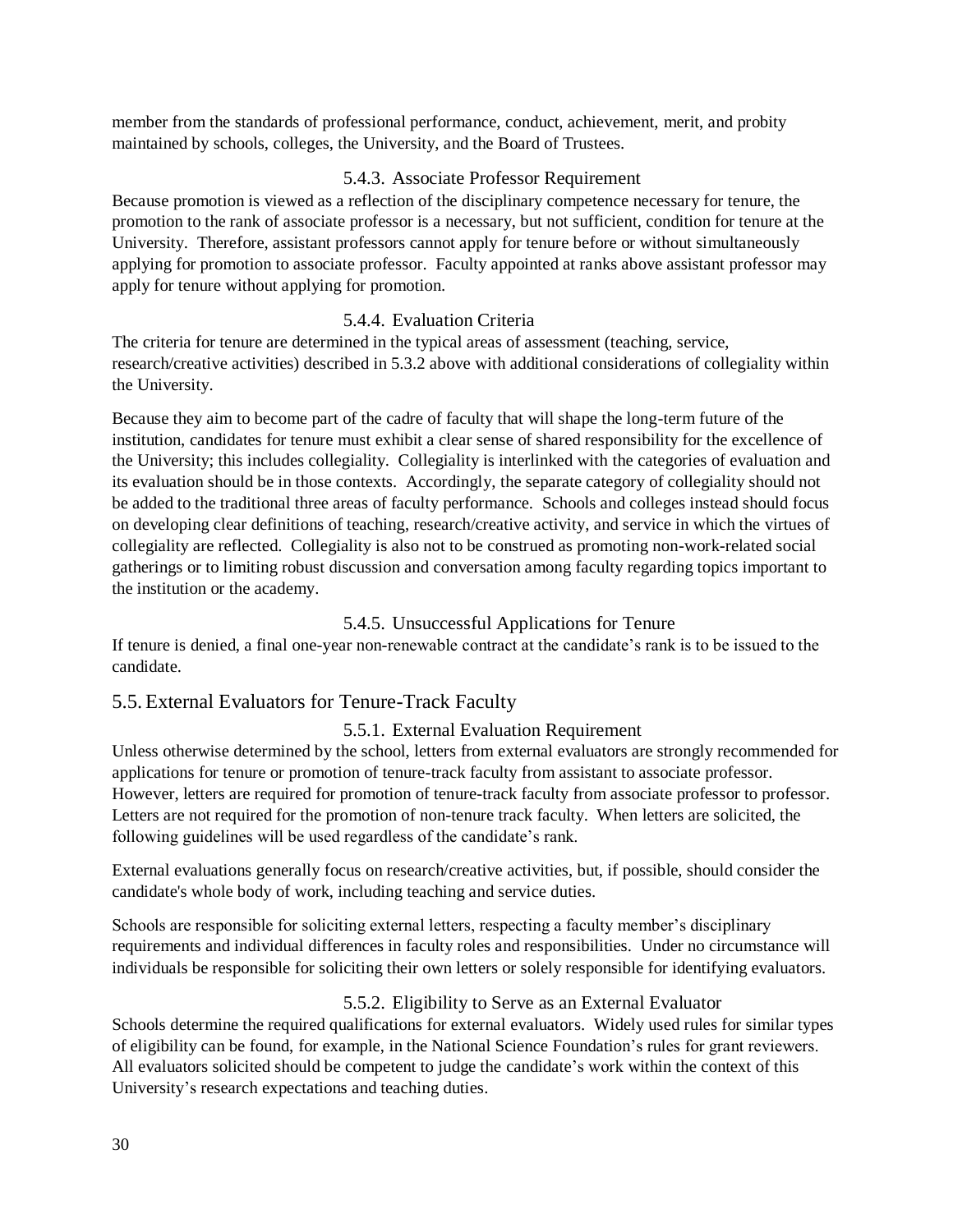member from the standards of professional performance, conduct, achievement, merit, and probity maintained by schools, colleges, the University, and the Board of Trustees.

#### 5.4.3. Associate Professor Requirement

Because promotion is viewed as a reflection of the disciplinary competence necessary for tenure, the promotion to the rank of associate professor is a necessary, but not sufficient, condition for tenure at the University. Therefore, assistant professors cannot apply for tenure before or without simultaneously applying for promotion to associate professor. Faculty appointed at ranks above assistant professor may apply for tenure without applying for promotion.

#### 5.4.4. Evaluation Criteria

The criteria for tenure are determined in the typical areas of assessment (teaching, service, research/creative activities) described in 5.3.2 above with additional considerations of collegiality within the University.

Because they aim to become part of the cadre of faculty that will shape the long-term future of the institution, candidates for tenure must exhibit a clear sense of shared responsibility for the excellence of the University; this includes collegiality. Collegiality is interlinked with the categories of evaluation and its evaluation should be in those contexts. Accordingly, the separate category of collegiality should not be added to the traditional three areas of faculty performance. Schools and colleges instead should focus on developing clear definitions of teaching, research/creative activity, and service in which the virtues of collegiality are reflected. Collegiality is also not to be construed as promoting non-work-related social gatherings or to limiting robust discussion and conversation among faculty regarding topics important to the institution or the academy.

#### 5.4.5. Unsuccessful Applications for Tenure

If tenure is denied, a final one-year non-renewable contract at the candidate's rank is to be issued to the candidate.

### 5.5. External Evaluators for Tenure-Track Faculty

#### 5.5.1. External Evaluation Requirement

Unless otherwise determined by the school, letters from external evaluators are strongly recommended for applications for tenure or promotion of tenure-track faculty from assistant to associate professor. However, letters are required for promotion of tenure-track faculty from associate professor to professor. Letters are not required for the promotion of non-tenure track faculty. When letters are solicited, the following guidelines will be used regardless of the candidate's rank.

External evaluations generally focus on research/creative activities, but, if possible, should consider the candidate's whole body of work, including teaching and service duties.

Schools are responsible for soliciting external letters, respecting a faculty member's disciplinary requirements and individual differences in faculty roles and responsibilities. Under no circumstance will individuals be responsible for soliciting their own letters or solely responsible for identifying evaluators.

#### 5.5.2. Eligibility to Serve as an External Evaluator

Schools determine the required qualifications for external evaluators. Widely used rules for similar types of eligibility can be found, for example, in the National Science Foundation's rules for grant reviewers. All evaluators solicited should be competent to judge the candidate's work within the context of this University's research expectations and teaching duties.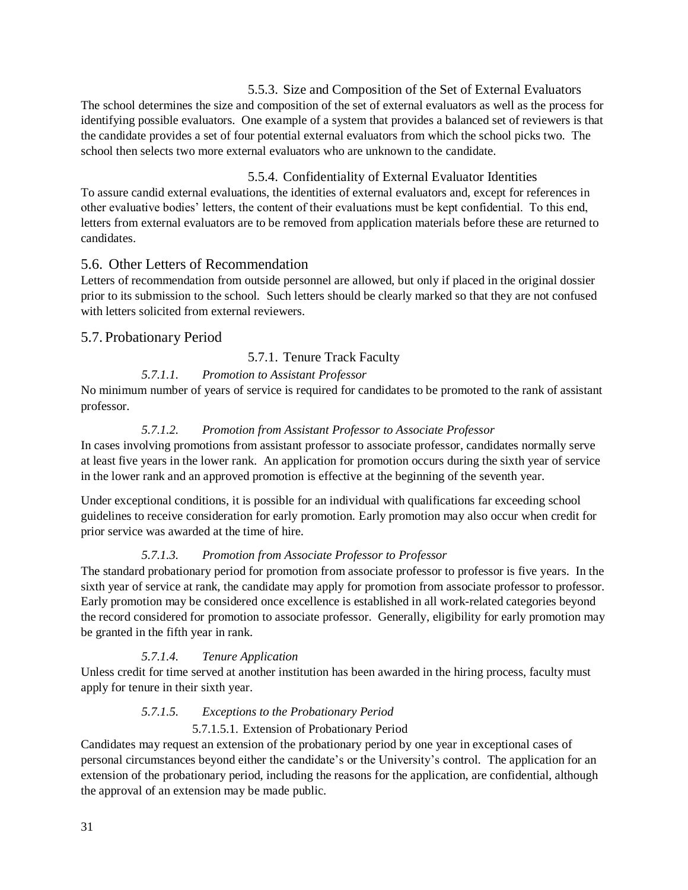#### 5.5.3. Size and Composition of the Set of External Evaluators

The school determines the size and composition of the set of external evaluators as well as the process for identifying possible evaluators. One example of a system that provides a balanced set of reviewers is that the candidate provides a set of four potential external evaluators from which the school picks two. The school then selects two more external evaluators who are unknown to the candidate.

#### 5.5.4. Confidentiality of External Evaluator Identities

To assure candid external evaluations, the identities of external evaluators and, except for references in other evaluative bodies' letters, the content of their evaluations must be kept confidential. To this end, letters from external evaluators are to be removed from application materials before these are returned to candidates.

### 5.6. Other Letters of Recommendation

Letters of recommendation from outside personnel are allowed, but only if placed in the original dossier prior to its submission to the school. Such letters should be clearly marked so that they are not confused with letters solicited from external reviewers.

### 5.7. Probationary Period

#### 5.7.1. Tenure Track Faculty

##### *5.7.1.1. Promotion to Assistant Professor*

No minimum number of years of service is required for candidates to be promoted to the rank of assistant professor.

##### *5.7.1.2. Promotion from Assistant Professor to Associate Professor*

In cases involving promotions from assistant professor to associate professor, candidates normally serve at least five years in the lower rank. An application for promotion occurs during the sixth year of service in the lower rank and an approved promotion is effective at the beginning of the seventh year.

Under exceptional conditions, it is possible for an individual with qualifications far exceeding school guidelines to receive consideration for early promotion. Early promotion may also occur when credit for prior service was awarded at the time of hire.

##### *5.7.1.3. Promotion from Associate Professor to Professor*

The standard probationary period for promotion from associate professor to professor is five years. In the sixth year of service at rank, the candidate may apply for promotion from associate professor to professor. Early promotion may be considered once excellence is established in all work-related categories beyond the record considered for promotion to associate professor. Generally, eligibility for early promotion may be granted in the fifth year in rank.

##### *5.7.1.4. Tenure Application*

Unless credit for time served at another institution has been awarded in the hiring process, faculty must apply for tenure in their sixth year.

##### *5.7.1.5. Exceptions to the Probationary Period*

###### 5.7.1.5.1. Extension of Probationary Period

Candidates may request an extension of the probationary period by one year in exceptional cases of personal circumstances beyond either the candidate's or the University's control. The application for an extension of the probationary period, including the reasons for the application, are confidential, although the approval of an extension may be made public.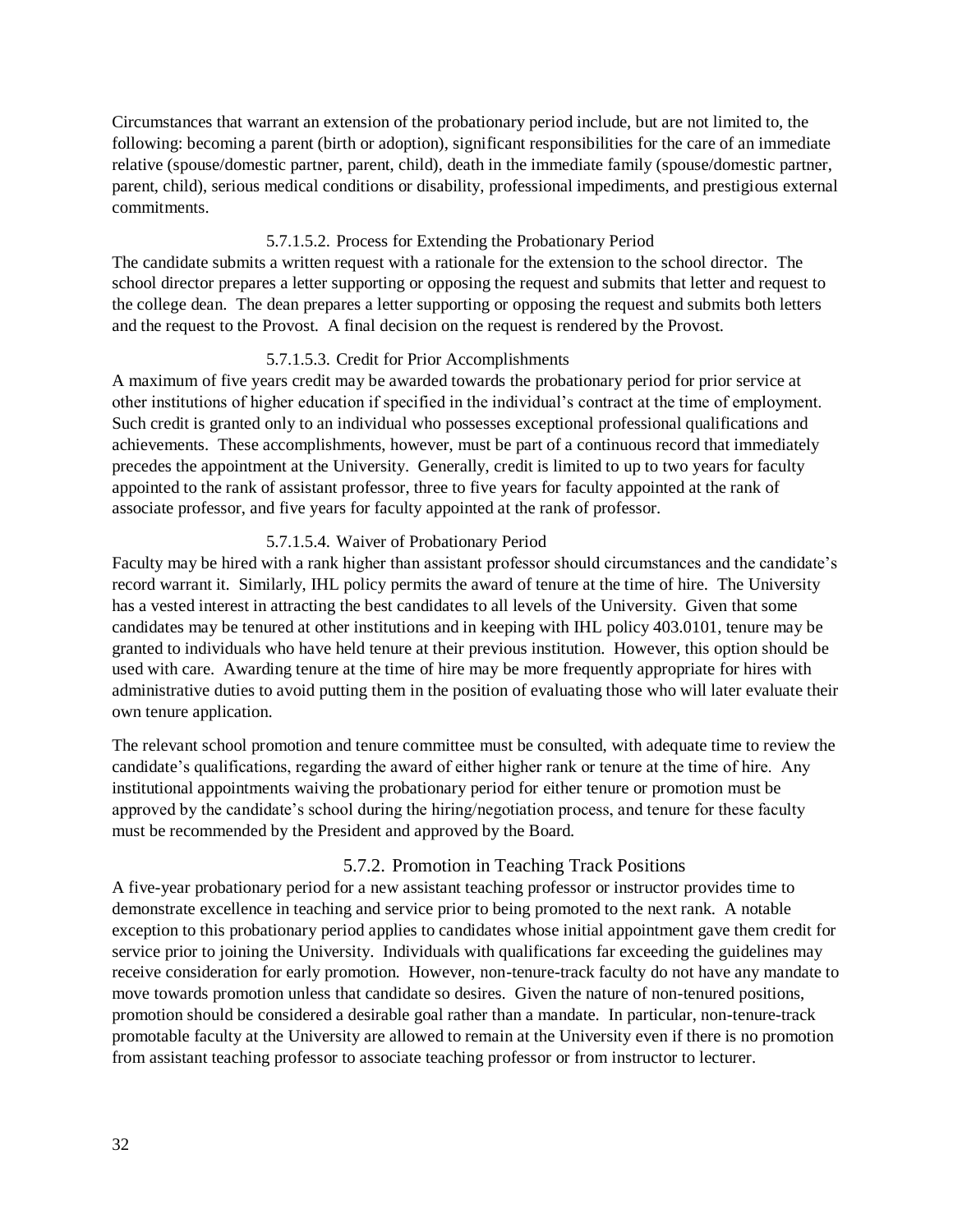Circumstances that warrant an extension of the probationary period include, but are not limited to, the following: becoming a parent (birth or adoption), significant responsibilities for the care of an immediate relative (spouse/domestic partner, parent, child), death in the immediate family (spouse/domestic partner, parent, child), serious medical conditions or disability, professional impediments, and prestigious external commitments.

##### 5.7.1.5.2. Process for Extending the Probationary Period

The candidate submits a written request with a rationale for the extension to the school director. The school director prepares a letter supporting or opposing the request and submits that letter and request to the college dean. The dean prepares a letter supporting or opposing the request and submits both letters and the request to the Provost. A final decision on the request is rendered by the Provost.

##### 5.7.1.5.3. Credit for Prior Accomplishments

A maximum of five years credit may be awarded towards the probationary period for prior service at other institutions of higher education if specified in the individual's contract at the time of employment. Such credit is granted only to an individual who possesses exceptional professional qualifications and achievements. These accomplishments, however, must be part of a continuous record that immediately precedes the appointment at the University. Generally, credit is limited to up to two years for faculty appointed to the rank of assistant professor, three to five years for faculty appointed at the rank of associate professor, and five years for faculty appointed at the rank of professor.

##### 5.7.1.5.4. Waiver of Probationary Period

Faculty may be hired with a rank higher than assistant professor should circumstances and the candidate's record warrant it. Similarly, IHL policy permits the award of tenure at the time of hire. The University has a vested interest in attracting the best candidates to all levels of the University. Given that some candidates may be tenured at other institutions and in keeping with IHL policy 403.0101, tenure may be granted to individuals who have held tenure at their previous institution. However, this option should be used with care. Awarding tenure at the time of hire may be more frequently appropriate for hires with administrative duties to avoid putting them in the position of evaluating those who will later evaluate their own tenure application.

The relevant school promotion and tenure committee must be consulted, with adequate time to review the candidate's qualifications, regarding the award of either higher rank or tenure at the time of hire. Any institutional appointments waiving the probationary period for either tenure or promotion must be approved by the candidate's school during the hiring/negotiation process, and tenure for these faculty must be recommended by the President and approved by the Board.

### 5.7.2. Promotion in Teaching Track Positions

A five-year probationary period for a new assistant teaching professor or instructor provides time to demonstrate excellence in teaching and service prior to being promoted to the next rank. A notable exception to this probationary period applies to candidates whose initial appointment gave them credit for service prior to joining the University. Individuals with qualifications far exceeding the guidelines may receive consideration for early promotion. However, non-tenure-track faculty do not have any mandate to move towards promotion unless that candidate so desires. Given the nature of non-tenured positions, promotion should be considered a desirable goal rather than a mandate. In particular, non-tenure-track promotable faculty at the University are allowed to remain at the University even if there is no promotion from assistant teaching professor to associate teaching professor or from instructor to lecturer.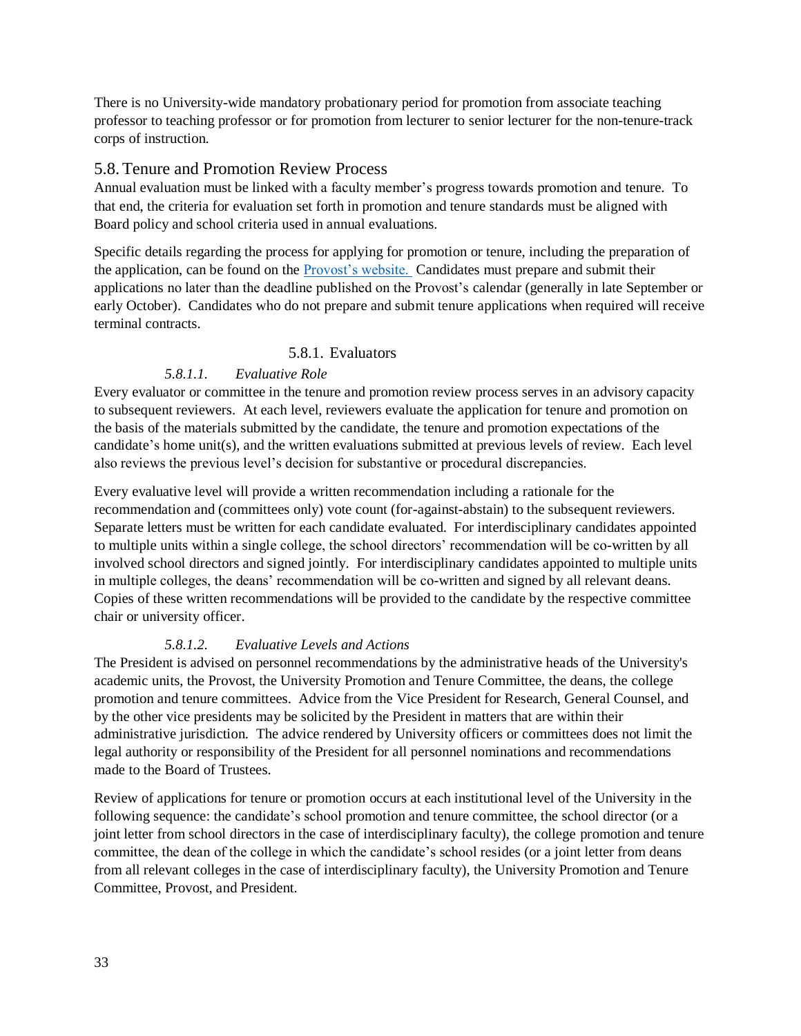There is no University-wide mandatory probationary period for promotion from associate teaching professor to teaching professor or for promotion from lecturer to senior lecturer for the non-tenure-track corps of instruction.

## 5.8. Tenure and Promotion Review Process

Annual evaluation must be linked with a faculty member's progress towards promotion and tenure. To that end, the criteria for evaluation set forth in promotion and tenure standards must be aligned with Board policy and school criteria used in annual evaluations.

Specific details regarding the process for applying for promotion or tenure, including the preparation of the application, can be found on the [Provost's website.](#) Candidates must prepare and submit their applications no later than the deadline published on the Provost's calendar (generally in late September or early October). Candidates who do not prepare and submit tenure applications when required will receive terminal contracts.

### 5.8.1. Evaluators

#### *5.8.1.1. Evaluative Role*

Every evaluator or committee in the tenure and promotion review process serves in an advisory capacity to subsequent reviewers. At each level, reviewers evaluate the application for tenure and promotion on the basis of the materials submitted by the candidate, the tenure and promotion expectations of the candidate's home unit(s), and the written evaluations submitted at previous levels of review. Each level also reviews the previous level's decision for substantive or procedural discrepancies.

Every evaluative level will provide a written recommendation including a rationale for the recommendation and (committees only) vote count (for-against-abstain) to the subsequent reviewers. Separate letters must be written for each candidate evaluated. For interdisciplinary candidates appointed to multiple units within a single college, the school directors' recommendation will be co-written by all involved school directors and signed jointly. For interdisciplinary candidates appointed to multiple units in multiple colleges, the deans' recommendation will be co-written and signed by all relevant deans. Copies of these written recommendations will be provided to the candidate by the respective committee chair or university officer.

#### *5.8.1.2. Evaluative Levels and Actions*

The President is advised on personnel recommendations by the administrative heads of the University's academic units, the Provost, the University Promotion and Tenure Committee, the deans, the college promotion and tenure committees. Advice from the Vice President for Research, General Counsel, and by the other vice presidents may be solicited by the President in matters that are within their administrative jurisdiction. The advice rendered by University officers or committees does not limit the legal authority or responsibility of the President for all personnel nominations and recommendations made to the Board of Trustees.

Review of applications for tenure or promotion occurs at each institutional level of the University in the following sequence: the candidate's school promotion and tenure committee, the school director (or a joint letter from school directors in the case of interdisciplinary faculty), the college promotion and tenure committee, the dean of the college in which the candidate's school resides (or a joint letter from deans from all relevant colleges in the case of interdisciplinary faculty), the University Promotion and Tenure Committee, Provost, and President.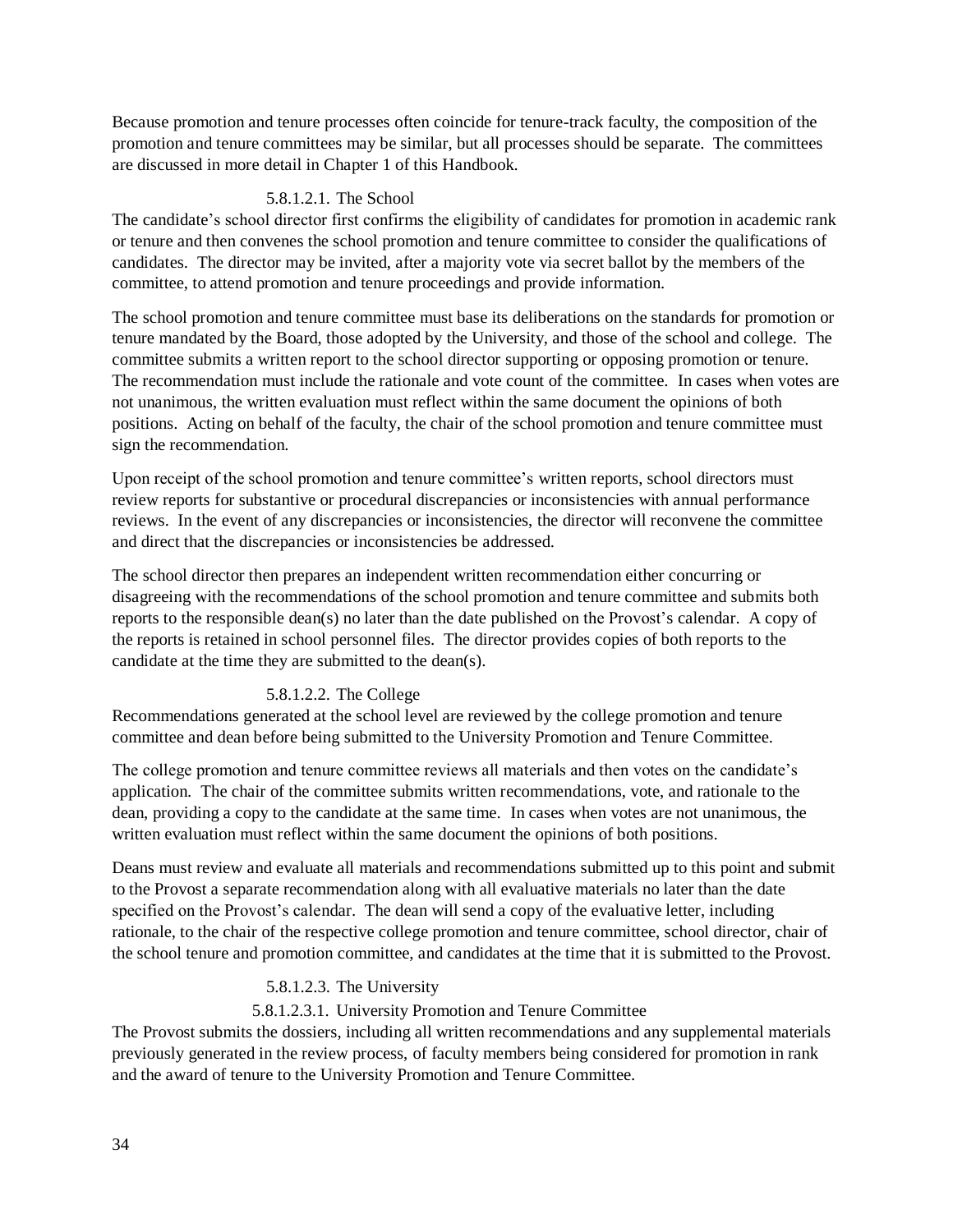Because promotion and tenure processes often coincide for tenure-track faculty, the composition of the promotion and tenure committees may be similar, but all processes should be separate. The committees are discussed in more detail in Chapter 1 of this Handbook.

#### 5.8.1.2.1. The School

The candidate's school director first confirms the eligibility of candidates for promotion in academic rank or tenure and then convenes the school promotion and tenure committee to consider the qualifications of candidates. The director may be invited, after a majority vote via secret ballot by the members of the committee, to attend promotion and tenure proceedings and provide information.

The school promotion and tenure committee must base its deliberations on the standards for promotion or tenure mandated by the Board, those adopted by the University, and those of the school and college. The committee submits a written report to the school director supporting or opposing promotion or tenure. The recommendation must include the rationale and vote count of the committee. In cases when votes are not unanimous, the written evaluation must reflect within the same document the opinions of both positions. Acting on behalf of the faculty, the chair of the school promotion and tenure committee must sign the recommendation.

Upon receipt of the school promotion and tenure committee's written reports, school directors must review reports for substantive or procedural discrepancies or inconsistencies with annual performance reviews. In the event of any discrepancies or inconsistencies, the director will reconvene the committee and direct that the discrepancies or inconsistencies be addressed.

The school director then prepares an independent written recommendation either concurring or disagreeing with the recommendations of the school promotion and tenure committee and submits both reports to the responsible dean(s) no later than the date published on the Provost's calendar. A copy of the reports is retained in school personnel files. The director provides copies of both reports to the candidate at the time they are submitted to the dean(s).

#### 5.8.1.2.2. The College

Recommendations generated at the school level are reviewed by the college promotion and tenure committee and dean before being submitted to the University Promotion and Tenure Committee.

The college promotion and tenure committee reviews all materials and then votes on the candidate's application. The chair of the committee submits written recommendations, vote, and rationale to the dean, providing a copy to the candidate at the same time. In cases when votes are not unanimous, the written evaluation must reflect within the same document the opinions of both positions.

Deans must review and evaluate all materials and recommendations submitted up to this point and submit to the Provost a separate recommendation along with all evaluative materials no later than the date specified on the Provost's calendar. The dean will send a copy of the evaluative letter, including rationale, to the chair of the respective college promotion and tenure committee, school director, chair of the school tenure and promotion committee, and candidates at the time that it is submitted to the Provost.

#### 5.8.1.2.3. The University

##### 5.8.1.2.3.1. University Promotion and Tenure Committee

The Provost submits the dossiers, including all written recommendations and any supplemental materials previously generated in the review process, of faculty members being considered for promotion in rank and the award of tenure to the University Promotion and Tenure Committee.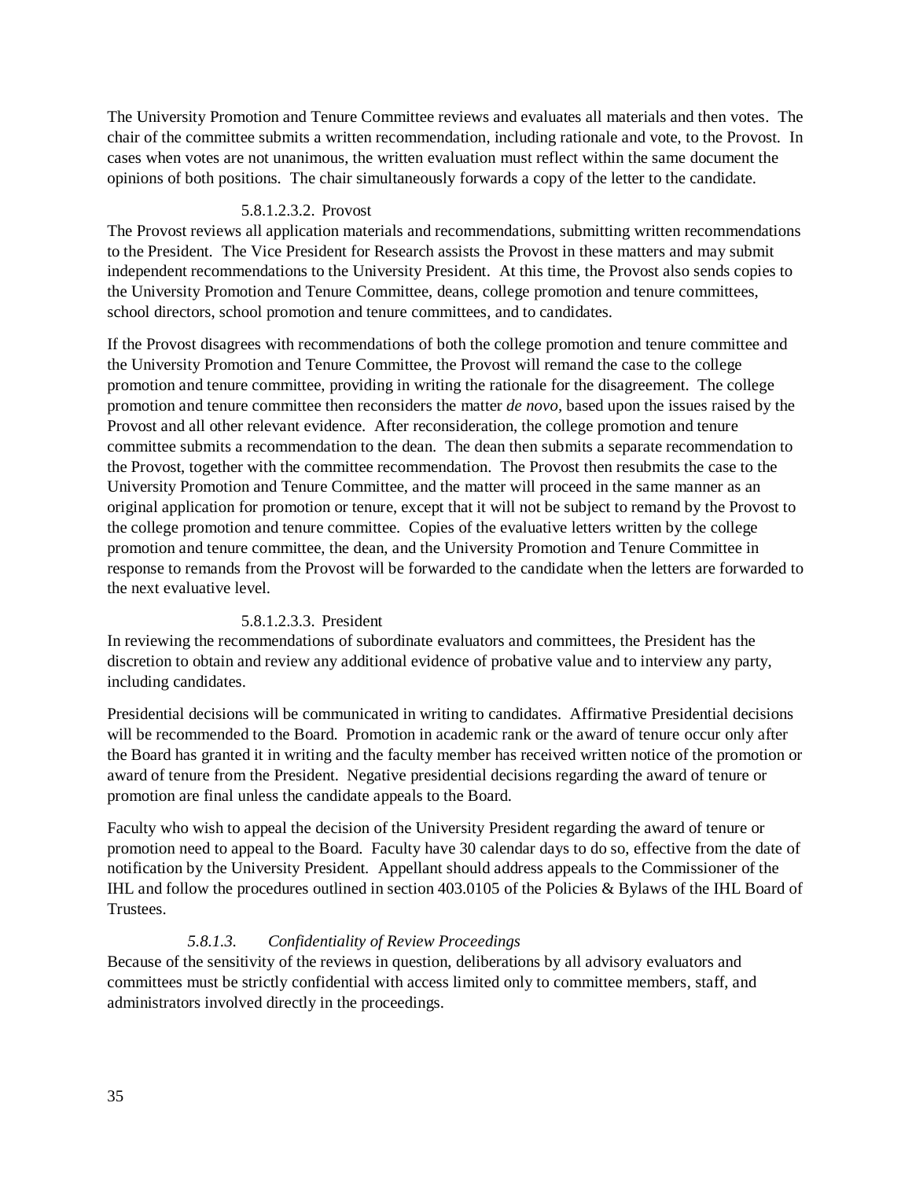The University Promotion and Tenure Committee reviews and evaluates all materials and then votes. The chair of the committee submits a written recommendation, including rationale and vote, to the Provost. In cases when votes are not unanimous, the written evaluation must reflect within the same document the opinions of both positions. The chair simultaneously forwards a copy of the letter to the candidate.

5.8.1.2.3.2. Provost

The Provost reviews all application materials and recommendations, submitting written recommendations to the President. The Vice President for Research assists the Provost in these matters and may submit independent recommendations to the University President. At this time, the Provost also sends copies to the University Promotion and Tenure Committee, deans, college promotion and tenure committees, school directors, school promotion and tenure committees, and to candidates.

If the Provost disagrees with recommendations of both the college promotion and tenure committee and the University Promotion and Tenure Committee, the Provost will remand the case to the college promotion and tenure committee, providing in writing the rationale for the disagreement. The college promotion and tenure committee then reconsiders the matter *de novo*, based upon the issues raised by the Provost and all other relevant evidence. After reconsideration, the college promotion and tenure committee submits a recommendation to the dean. The dean then submits a separate recommendation to the Provost, together with the committee recommendation. The Provost then resubmits the case to the University Promotion and Tenure Committee, and the matter will proceed in the same manner as an original application for promotion or tenure, except that it will not be subject to remand by the Provost to the college promotion and tenure committee. Copies of the evaluative letters written by the college promotion and tenure committee, the dean, and the University Promotion and Tenure Committee in response to remands from the Provost will be forwarded to the candidate when the letters are forwarded to the next evaluative level.

5.8.1.2.3.3. President

In reviewing the recommendations of subordinate evaluators and committees, the President has the discretion to obtain and review any additional evidence of probative value and to interview any party, including candidates.

Presidential decisions will be communicated in writing to candidates. Affirmative Presidential decisions will be recommended to the Board. Promotion in academic rank or the award of tenure occur only after the Board has granted it in writing and the faculty member has received written notice of the promotion or award of tenure from the President. Negative presidential decisions regarding the award of tenure or promotion are final unless the candidate appeals to the Board.

Faculty who wish to appeal the decision of the University President regarding the award of tenure or promotion need to appeal to the Board. Faculty have 30 calendar days to do so, effective from the date of notification by the University President. Appellant should address appeals to the Commissioner of the IHL and follow the procedures outlined in section 403.0105 of the Policies & Bylaws of the IHL Board of Trustees.

*5.8.1.3. Confidentiality of Review Proceedings*

Because of the sensitivity of the reviews in question, deliberations by all advisory evaluators and committees must be strictly confidential with access limited only to committee members, staff, and administrators involved directly in the proceedings.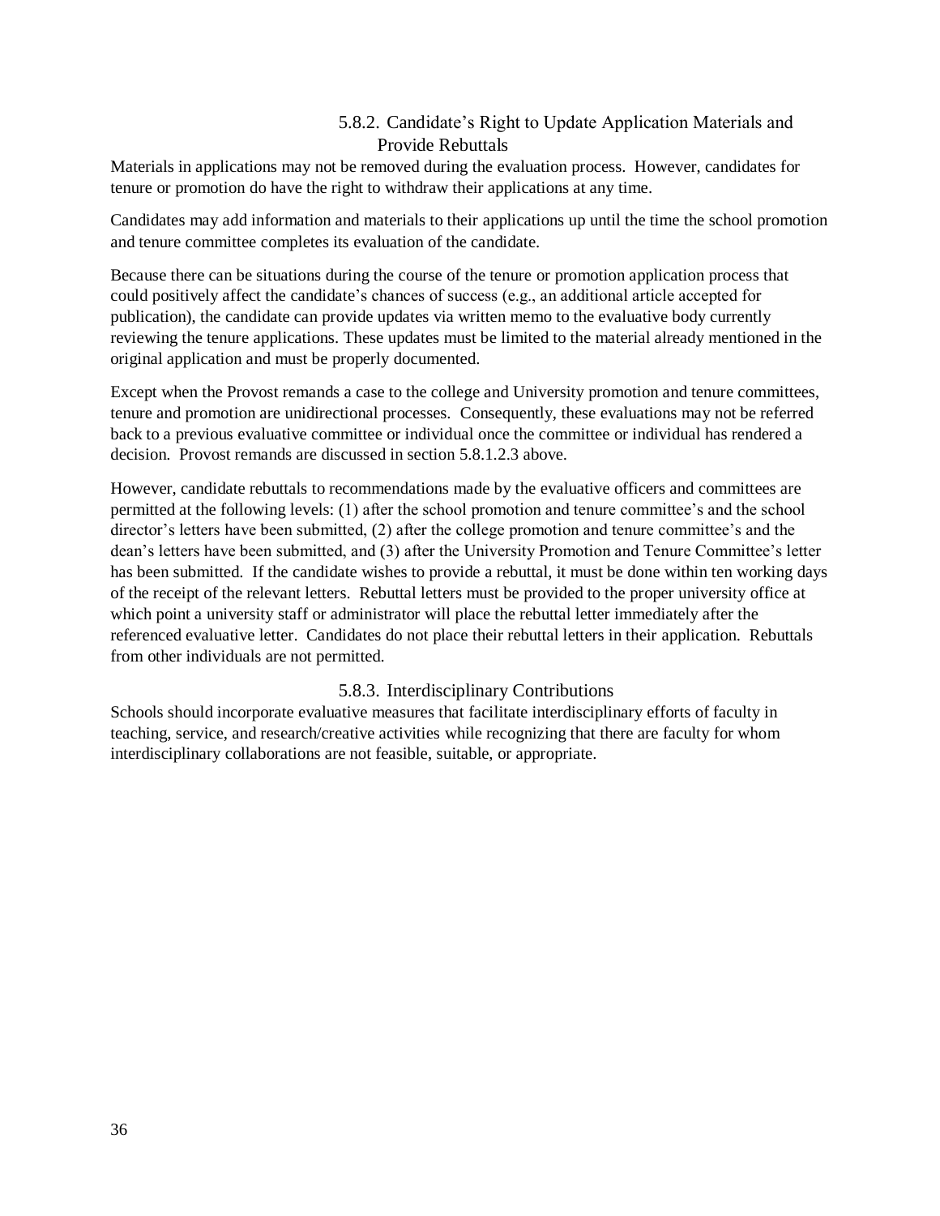### 5.8.2. Candidate's Right to Update Application Materials and Provide Rebuttals

Materials in applications may not be removed during the evaluation process. However, candidates for tenure or promotion do have the right to withdraw their applications at any time.

Candidates may add information and materials to their applications up until the time the school promotion and tenure committee completes its evaluation of the candidate.

Because there can be situations during the course of the tenure or promotion application process that could positively affect the candidate's chances of success (e.g., an additional article accepted for publication), the candidate can provide updates via written memo to the evaluative body currently reviewing the tenure applications. These updates must be limited to the material already mentioned in the original application and must be properly documented.

Except when the Provost remands a case to the college and University promotion and tenure committees, tenure and promotion are unidirectional processes. Consequently, these evaluations may not be referred back to a previous evaluative committee or individual once the committee or individual has rendered a decision. Provost remands are discussed in section 5.8.1.2.3 above.

However, candidate rebuttals to recommendations made by the evaluative officers and committees are permitted at the following levels: (1) after the school promotion and tenure committee's and the school director's letters have been submitted, (2) after the college promotion and tenure committee's and the dean's letters have been submitted, and (3) after the University Promotion and Tenure Committee's letter has been submitted. If the candidate wishes to provide a rebuttal, it must be done within ten working days of the receipt of the relevant letters. Rebuttal letters must be provided to the proper university office at which point a university staff or administrator will place the rebuttal letter immediately after the referenced evaluative letter. Candidates do not place their rebuttal letters in their application. Rebuttals from other individuals are not permitted.

### 5.8.3. Interdisciplinary Contributions

Schools should incorporate evaluative measures that facilitate interdisciplinary efforts of faculty in teaching, service, and research/creative activities while recognizing that there are faculty for whom interdisciplinary collaborations are not feasible, suitable, or appropriate.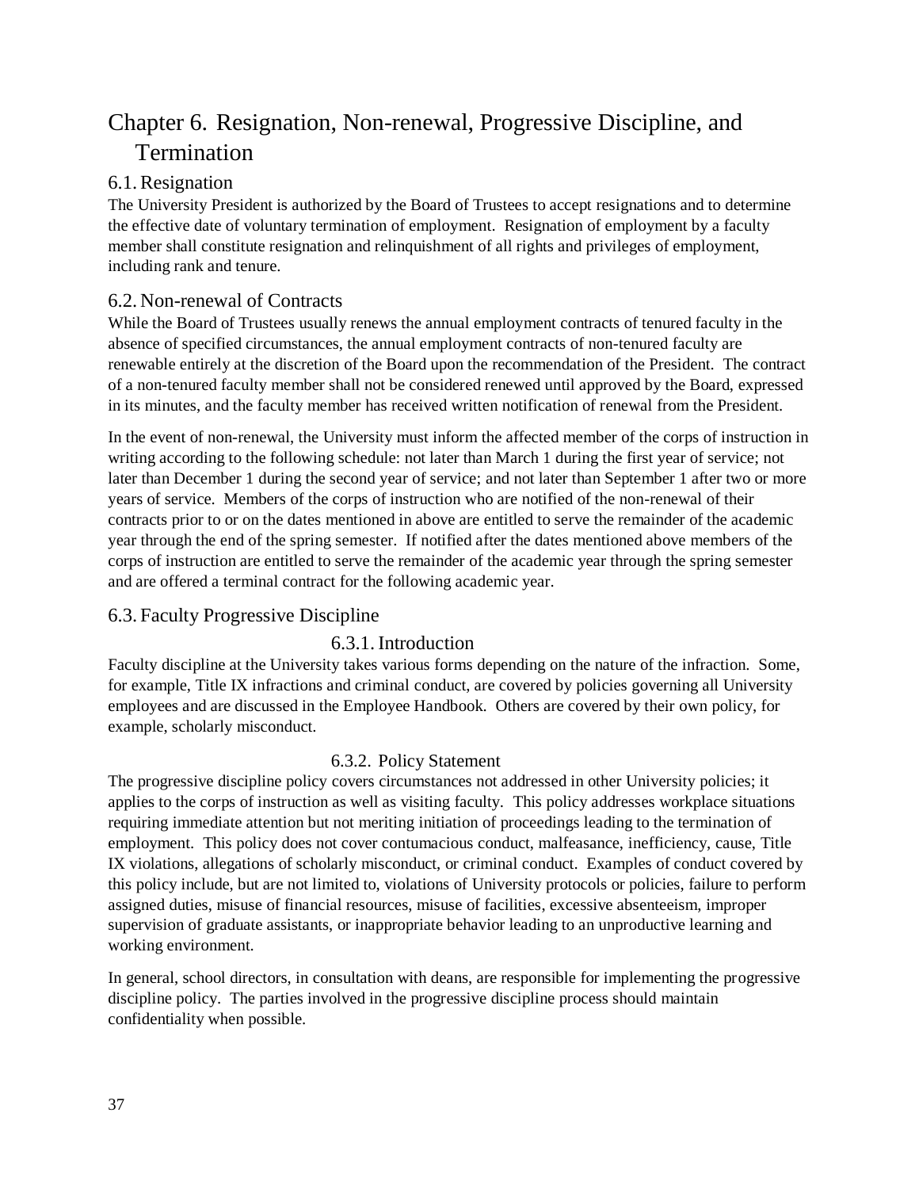# Chapter 6. Resignation, Non-renewal, Progressive Discipline, and Termination

## 6.1. Resignation

The University President is authorized by the Board of Trustees to accept resignations and to determine the effective date of voluntary termination of employment. Resignation of employment by a faculty member shall constitute resignation and relinquishment of all rights and privileges of employment, including rank and tenure.

## 6.2. Non-renewal of Contracts

While the Board of Trustees usually renews the annual employment contracts of tenured faculty in the absence of specified circumstances, the annual employment contracts of non-tenured faculty are renewable entirely at the discretion of the Board upon the recommendation of the President. The contract of a non-tenured faculty member shall not be considered renewed until approved by the Board, expressed in its minutes, and the faculty member has received written notification of renewal from the President.

In the event of non-renewal, the University must inform the affected member of the corps of instruction in writing according to the following schedule: not later than March 1 during the first year of service; not later than December 1 during the second year of service; and not later than September 1 after two or more years of service. Members of the corps of instruction who are notified of the non-renewal of their contracts prior to or on the dates mentioned in above are entitled to serve the remainder of the academic year through the end of the spring semester. If notified after the dates mentioned above members of the corps of instruction are entitled to serve the remainder of the academic year through the spring semester and are offered a terminal contract for the following academic year.

## 6.3. Faculty Progressive Discipline

### 6.3.1. Introduction

Faculty discipline at the University takes various forms depending on the nature of the infraction. Some, for example, Title IX infractions and criminal conduct, are covered by policies governing all University employees and are discussed in the Employee Handbook. Others are covered by their own policy, for example, scholarly misconduct.

### 6.3.2. Policy Statement

The progressive discipline policy covers circumstances not addressed in other University policies; it applies to the corps of instruction as well as visiting faculty. This policy addresses workplace situations requiring immediate attention but not meriting initiation of proceedings leading to the termination of employment. This policy does not cover contumacious conduct, malfeasance, inefficiency, cause, Title IX violations, allegations of scholarly misconduct, or criminal conduct. Examples of conduct covered by this policy include, but are not limited to, violations of University protocols or policies, failure to perform assigned duties, misuse of financial resources, misuse of facilities, excessive absenteeism, improper supervision of graduate assistants, or inappropriate behavior leading to an unproductive learning and working environment.

In general, school directors, in consultation with deans, are responsible for implementing the progressive discipline policy. The parties involved in the progressive discipline process should maintain confidentiality when possible.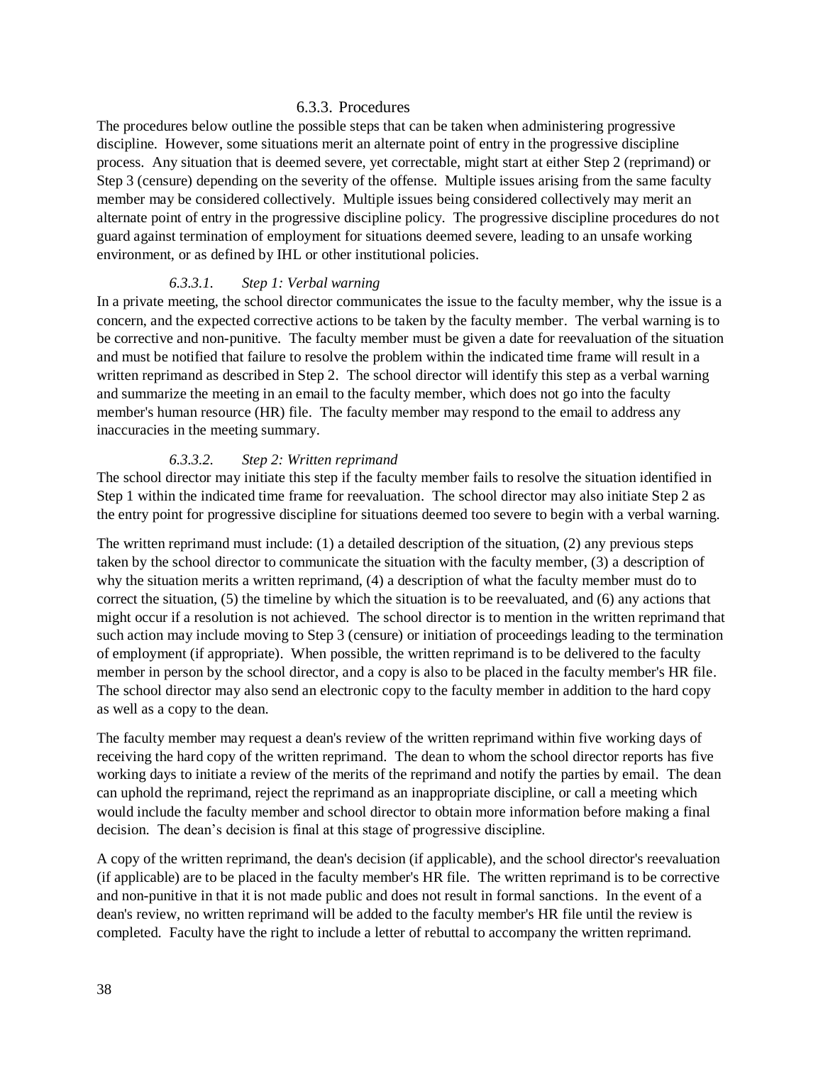### 6.3.3. Procedures

The procedures below outline the possible steps that can be taken when administering progressive discipline. However, some situations merit an alternate point of entry in the progressive discipline process. Any situation that is deemed severe, yet correctable, might start at either Step 2 (reprimand) or Step 3 (censure) depending on the severity of the offense. Multiple issues arising from the same faculty member may be considered collectively. Multiple issues being considered collectively may merit an alternate point of entry in the progressive discipline policy. The progressive discipline procedures do not guard against termination of employment for situations deemed severe, leading to an unsafe working environment, or as defined by IHL or other institutional policies.

#### *6.3.3.1. Step 1: Verbal warning*

In a private meeting, the school director communicates the issue to the faculty member, why the issue is a concern, and the expected corrective actions to be taken by the faculty member. The verbal warning is to be corrective and non-punitive. The faculty member must be given a date for reevaluation of the situation and must be notified that failure to resolve the problem within the indicated time frame will result in a written reprimand as described in Step 2. The school director will identify this step as a verbal warning and summarize the meeting in an email to the faculty member, which does not go into the faculty member's human resource (HR) file. The faculty member may respond to the email to address any inaccuracies in the meeting summary.

#### *6.3.3.2. Step 2: Written reprimand*

The school director may initiate this step if the faculty member fails to resolve the situation identified in Step 1 within the indicated time frame for reevaluation. The school director may also initiate Step 2 as the entry point for progressive discipline for situations deemed too severe to begin with a verbal warning.

The written reprimand must include: (1) a detailed description of the situation, (2) any previous steps taken by the school director to communicate the situation with the faculty member, (3) a description of why the situation merits a written reprimand, (4) a description of what the faculty member must do to correct the situation, (5) the timeline by which the situation is to be reevaluated, and (6) any actions that might occur if a resolution is not achieved. The school director is to mention in the written reprimand that such action may include moving to Step 3 (censure) or initiation of proceedings leading to the termination of employment (if appropriate). When possible, the written reprimand is to be delivered to the faculty member in person by the school director, and a copy is also to be placed in the faculty member's HR file. The school director may also send an electronic copy to the faculty member in addition to the hard copy as well as a copy to the dean.

The faculty member may request a dean's review of the written reprimand within five working days of receiving the hard copy of the written reprimand. The dean to whom the school director reports has five working days to initiate a review of the merits of the reprimand and notify the parties by email. The dean can uphold the reprimand, reject the reprimand as an inappropriate discipline, or call a meeting which would include the faculty member and school director to obtain more information before making a final decision. The dean’s decision is final at this stage of progressive discipline.

A copy of the written reprimand, the dean's decision (if applicable), and the school director's reevaluation (if applicable) are to be placed in the faculty member's HR file. The written reprimand is to be corrective and non-punitive in that it is not made public and does not result in formal sanctions. In the event of a dean's review, no written reprimand will be added to the faculty member's HR file until the review is completed. Faculty have the right to include a letter of rebuttal to accompany the written reprimand.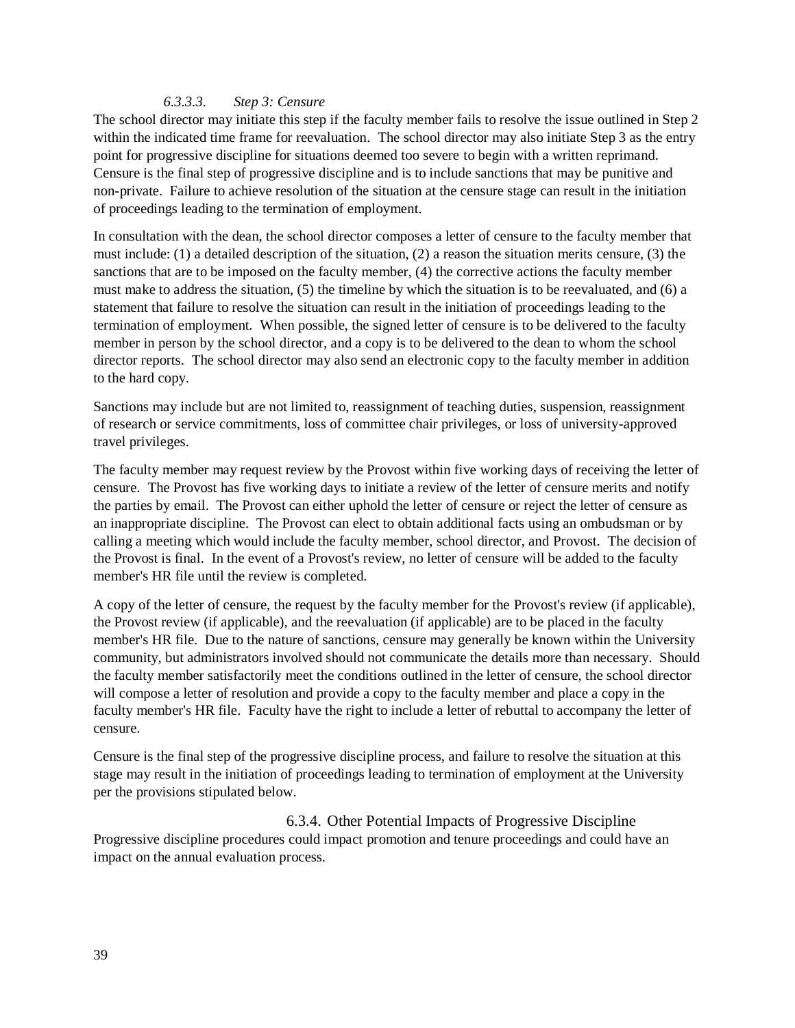#### *6.3.3.3. Step 3: Censure*

The school director may initiate this step if the faculty member fails to resolve the issue outlined in Step 2 within the indicated time frame for reevaluation. The school director may also initiate Step 3 as the entry point for progressive discipline for situations deemed too severe to begin with a written reprimand. Censure is the final step of progressive discipline and is to include sanctions that may be punitive and non-private. Failure to achieve resolution of the situation at the censure stage can result in the initiation of proceedings leading to the termination of employment.

In consultation with the dean, the school director composes a letter of censure to the faculty member that must include: (1) a detailed description of the situation, (2) a reason the situation merits censure, (3) the sanctions that are to be imposed on the faculty member, (4) the corrective actions the faculty member must make to address the situation, (5) the timeline by which the situation is to be reevaluated, and (6) a statement that failure to resolve the situation can result in the initiation of proceedings leading to the termination of employment. When possible, the signed letter of censure is to be delivered to the faculty member in person by the school director, and a copy is to be delivered to the dean to whom the school director reports. The school director may also send an electronic copy to the faculty member in addition to the hard copy.

Sanctions may include but are not limited to, reassignment of teaching duties, suspension, reassignment of research or service commitments, loss of committee chair privileges, or loss of university-approved travel privileges.

The faculty member may request review by the Provost within five working days of receiving the letter of censure. The Provost has five working days to initiate a review of the letter of censure merits and notify the parties by email. The Provost can either uphold the letter of censure or reject the letter of censure as an inappropriate discipline. The Provost can elect to obtain additional facts using an ombudsman or by calling a meeting which would include the faculty member, school director, and Provost. The decision of the Provost is final. In the event of a Provost's review, no letter of censure will be added to the faculty member's HR file until the review is completed.

A copy of the letter of censure, the request by the faculty member for the Provost's review (if applicable), the Provost review (if applicable), and the reevaluation (if applicable) are to be placed in the faculty member's HR file. Due to the nature of sanctions, censure may generally be known within the University community, but administrators involved should not communicate the details more than necessary. Should the faculty member satisfactorily meet the conditions outlined in the letter of censure, the school director will compose a letter of resolution and provide a copy to the faculty member and place a copy in the faculty member's HR file. Faculty have the right to include a letter of rebuttal to accompany the letter of censure.

Censure is the final step of the progressive discipline process, and failure to resolve the situation at this stage may result in the initiation of proceedings leading to termination of employment at the University per the provisions stipulated below.

### 6.3.4. Other Potential Impacts of Progressive Discipline

Progressive discipline procedures could impact promotion and tenure proceedings and could have an impact on the annual evaluation process.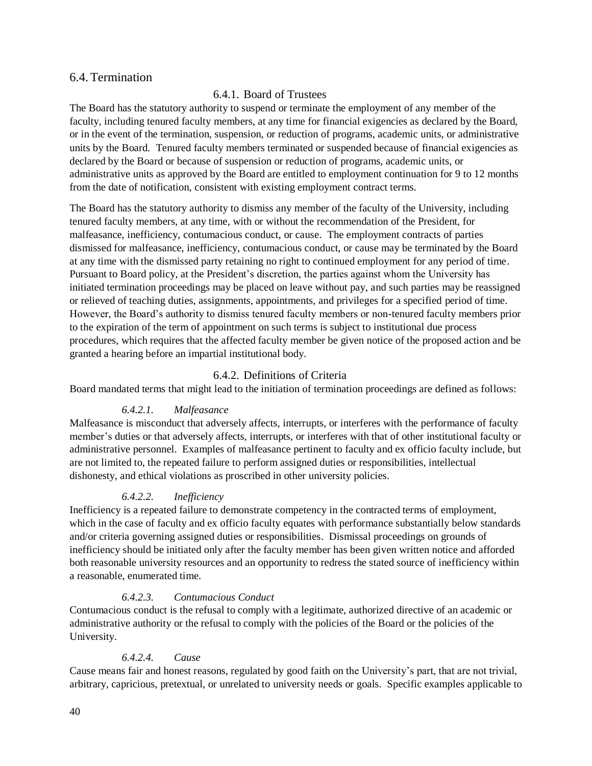## 6.4. Termination

### 6.4.1. Board of Trustees

The Board has the statutory authority to suspend or terminate the employment of any member of the faculty, including tenured faculty members, at any time for financial exigencies as declared by the Board, or in the event of the termination, suspension, or reduction of programs, academic units, or administrative units by the Board. Tenured faculty members terminated or suspended because of financial exigencies as declared by the Board or because of suspension or reduction of programs, academic units, or administrative units as approved by the Board are entitled to employment continuation for 9 to 12 months from the date of notification, consistent with existing employment contract terms.

The Board has the statutory authority to dismiss any member of the faculty of the University, including tenured faculty members, at any time, with or without the recommendation of the President, for malfeasance, inefficiency, contumacious conduct, or cause. The employment contracts of parties dismissed for malfeasance, inefficiency, contumacious conduct, or cause may be terminated by the Board at any time with the dismissed party retaining no right to continued employment for any period of time. Pursuant to Board policy, at the President's discretion, the parties against whom the University has initiated termination proceedings may be placed on leave without pay, and such parties may be reassigned or relieved of teaching duties, assignments, appointments, and privileges for a specified period of time. However, the Board's authority to dismiss tenured faculty members or non-tenured faculty members prior to the expiration of the term of appointment on such terms is subject to institutional due process procedures, which requires that the affected faculty member be given notice of the proposed action and be granted a hearing before an impartial institutional body.

### 6.4.2. Definitions of Criteria

Board mandated terms that might lead to the initiation of termination proceedings are defined as follows:

#### *6.4.2.1. Malfeasance*

Malfeasance is misconduct that adversely affects, interrupts, or interferes with the performance of faculty member's duties or that adversely affects, interrupts, or interferes with that of other institutional faculty or administrative personnel. Examples of malfeasance pertinent to faculty and ex officio faculty include, but are not limited to, the repeated failure to perform assigned duties or responsibilities, intellectual dishonesty, and ethical violations as proscribed in other university policies.

#### *6.4.2.2. Inefficiency*

Inefficiency is a repeated failure to demonstrate competency in the contracted terms of employment, which in the case of faculty and ex officio faculty equates with performance substantially below standards and/or criteria governing assigned duties or responsibilities. Dismissal proceedings on grounds of inefficiency should be initiated only after the faculty member has been given written notice and afforded both reasonable university resources and an opportunity to redress the stated source of inefficiency within a reasonable, enumerated time.

#### *6.4.2.3. Contumacious Conduct*

Contumacious conduct is the refusal to comply with a legitimate, authorized directive of an academic or administrative authority or the refusal to comply with the policies of the Board or the policies of the University.

#### *6.4.2.4. Cause*

Cause means fair and honest reasons, regulated by good faith on the University's part, that are not trivial, arbitrary, capricious, pretextual, or unrelated to university needs or goals. Specific examples applicable to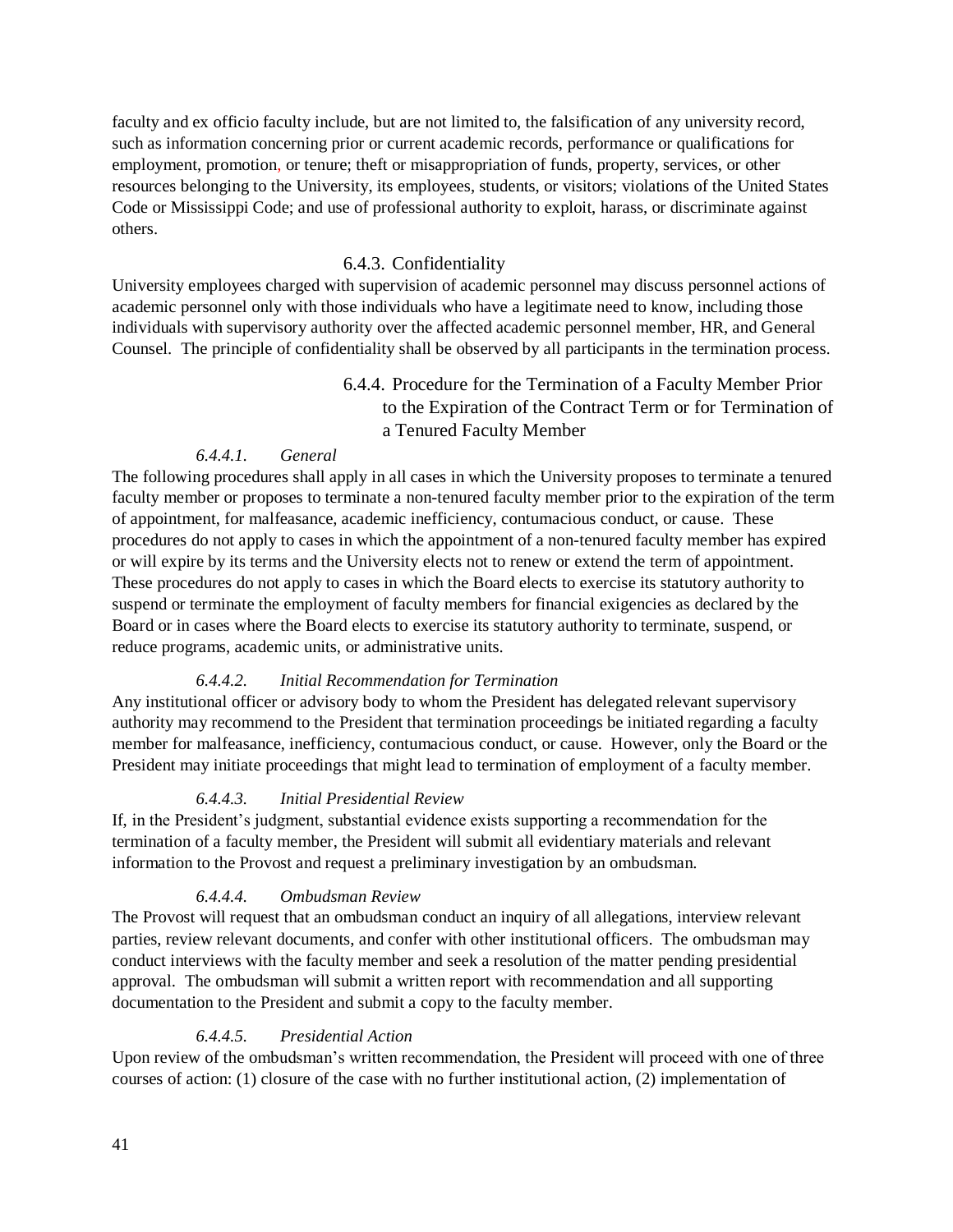faculty and ex officio faculty include, but are not limited to, the falsification of any university record, such as information concerning prior or current academic records, performance or qualifications for employment, promotion, or tenure; theft or misappropriation of funds, property, services, or other resources belonging to the University, its employees, students, or visitors; violations of the United States Code or Mississippi Code; and use of professional authority to exploit, harass, or discriminate against others.

### 6.4.3. Confidentiality

University employees charged with supervision of academic personnel may discuss personnel actions of academic personnel only with those individuals who have a legitimate need to know, including those individuals with supervisory authority over the affected academic personnel member, HR, and General Counsel. The principle of confidentiality shall be observed by all participants in the termination process.

### 6.4.4. Procedure for the Termination of a Faculty Member Prior to the Expiration of the Contract Term or for Termination of a Tenured Faculty Member

#### *6.4.4.1. General*

The following procedures shall apply in all cases in which the University proposes to terminate a tenured faculty member or proposes to terminate a non-tenured faculty member prior to the expiration of the term of appointment, for malfeasance, academic inefficiency, contumacious conduct, or cause. These procedures do not apply to cases in which the appointment of a non-tenured faculty member has expired or will expire by its terms and the University elects not to renew or extend the term of appointment. These procedures do not apply to cases in which the Board elects to exercise its statutory authority to suspend or terminate the employment of faculty members for financial exigencies as declared by the Board or in cases where the Board elects to exercise its statutory authority to terminate, suspend, or reduce programs, academic units, or administrative units.

#### *6.4.4.2. Initial Recommendation for Termination*

Any institutional officer or advisory body to whom the President has delegated relevant supervisory authority may recommend to the President that termination proceedings be initiated regarding a faculty member for malfeasance, inefficiency, contumacious conduct, or cause. However, only the Board or the President may initiate proceedings that might lead to termination of employment of a faculty member.

#### *6.4.4.3. Initial Presidential Review*

If, in the President's judgment, substantial evidence exists supporting a recommendation for the termination of a faculty member, the President will submit all evidentiary materials and relevant information to the Provost and request a preliminary investigation by an ombudsman.

#### *6.4.4.4. Ombudsman Review*

The Provost will request that an ombudsman conduct an inquiry of all allegations, interview relevant parties, review relevant documents, and confer with other institutional officers. The ombudsman may conduct interviews with the faculty member and seek a resolution of the matter pending presidential approval. The ombudsman will submit a written report with recommendation and all supporting documentation to the President and submit a copy to the faculty member.

#### *6.4.4.5. Presidential Action*

Upon review of the ombudsman's written recommendation, the President will proceed with one of three courses of action: (1) closure of the case with no further institutional action, (2) implementation of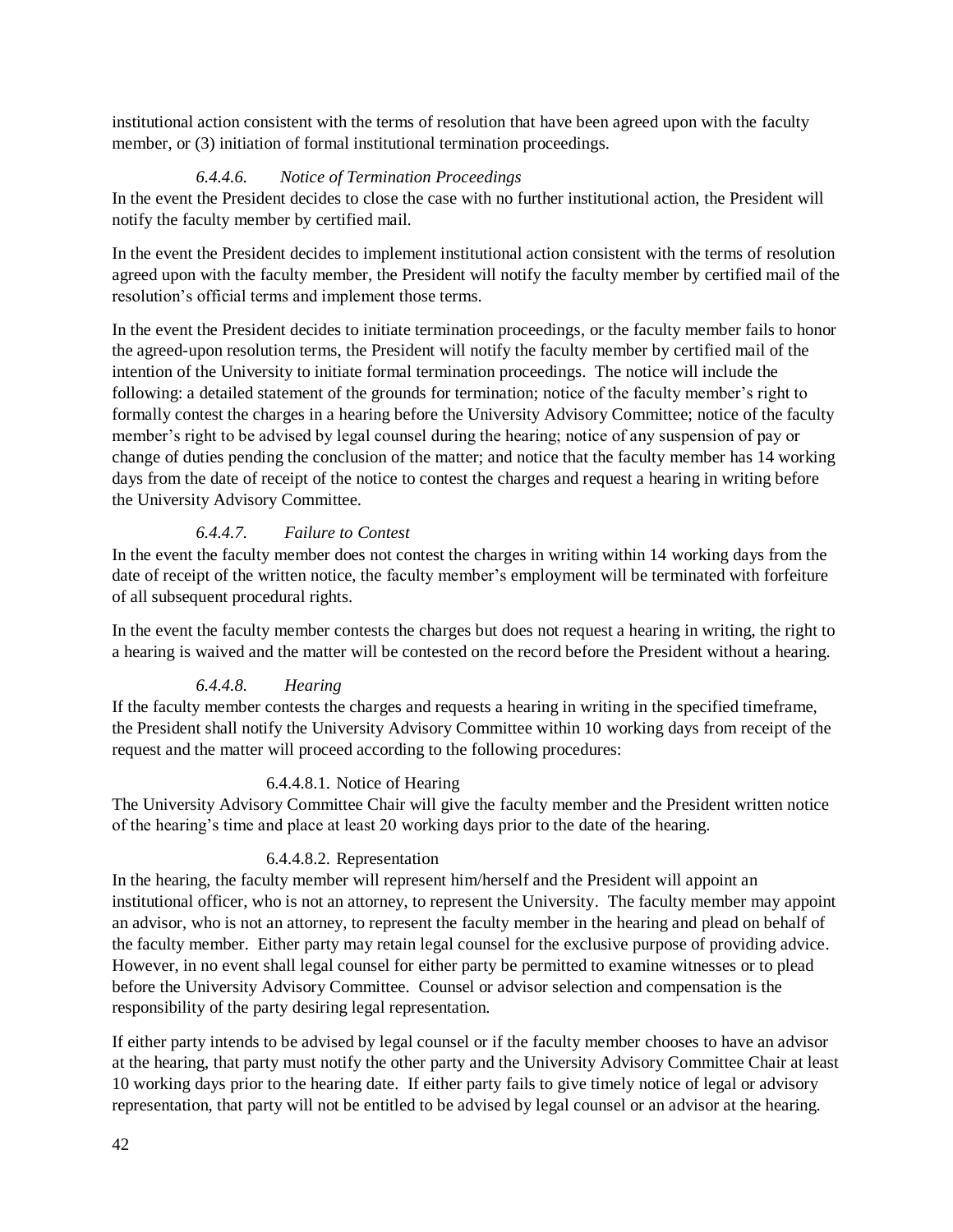institutional action consistent with the terms of resolution that have been agreed upon with the faculty member, or (3) initiation of formal institutional termination proceedings.

##### *6.4.4.6. Notice of Termination Proceedings*

In the event the President decides to close the case with no further institutional action, the President will notify the faculty member by certified mail.

In the event the President decides to implement institutional action consistent with the terms of resolution agreed upon with the faculty member, the President will notify the faculty member by certified mail of the resolution's official terms and implement those terms.

In the event the President decides to initiate termination proceedings, or the faculty member fails to honor the agreed-upon resolution terms, the President will notify the faculty member by certified mail of the intention of the University to initiate formal termination proceedings. The notice will include the following: a detailed statement of the grounds for termination; notice of the faculty member's right to formally contest the charges in a hearing before the University Advisory Committee; notice of the faculty member's right to be advised by legal counsel during the hearing; notice of any suspension of pay or change of duties pending the conclusion of the matter; and notice that the faculty member has 14 working days from the date of receipt of the notice to contest the charges and request a hearing in writing before the University Advisory Committee.

##### *6.4.4.7. Failure to Contest*

In the event the faculty member does not contest the charges in writing within 14 working days from the date of receipt of the written notice, the faculty member's employment will be terminated with forfeiture of all subsequent procedural rights.

In the event the faculty member contests the charges but does not request a hearing in writing, the right to a hearing is waived and the matter will be contested on the record before the President without a hearing.

##### *6.4.4.8. Hearing*

If the faculty member contests the charges and requests a hearing in writing in the specified timeframe, the President shall notify the University Advisory Committee within 10 working days from receipt of the request and the matter will proceed according to the following procedures:

###### 6.4.4.8.1. Notice of Hearing

The University Advisory Committee Chair will give the faculty member and the President written notice of the hearing's time and place at least 20 working days prior to the date of the hearing.

###### 6.4.4.8.2. Representation

In the hearing, the faculty member will represent him/herself and the President will appoint an institutional officer, who is not an attorney, to represent the University. The faculty member may appoint an advisor, who is not an attorney, to represent the faculty member in the hearing and plead on behalf of the faculty member. Either party may retain legal counsel for the exclusive purpose of providing advice. However, in no event shall legal counsel for either party be permitted to examine witnesses or to plead before the University Advisory Committee. Counsel or advisor selection and compensation is the responsibility of the party desiring legal representation.

If either party intends to be advised by legal counsel or if the faculty member chooses to have an advisor at the hearing, that party must notify the other party and the University Advisory Committee Chair at least 10 working days prior to the hearing date. If either party fails to give timely notice of legal or advisory representation, that party will not be entitled to be advised by legal counsel or an advisor at the hearing.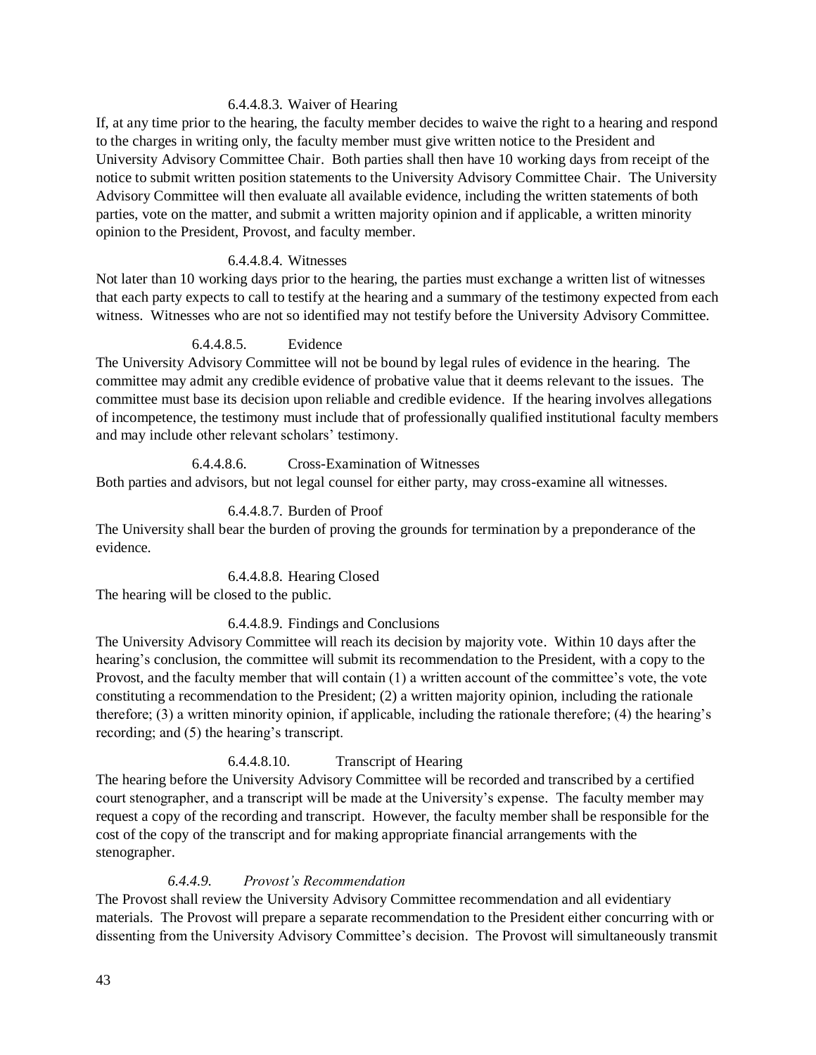#### 6.4.4.8.3. Waiver of Hearing

If, at any time prior to the hearing, the faculty member decides to waive the right to a hearing and respond to the charges in writing only, the faculty member must give written notice to the President and University Advisory Committee Chair. Both parties shall then have 10 working days from receipt of the notice to submit written position statements to the University Advisory Committee Chair. The University Advisory Committee will then evaluate all available evidence, including the written statements of both parties, vote on the matter, and submit a written majority opinion and if applicable, a written minority opinion to the President, Provost, and faculty member.

#### 6.4.4.8.4. Witnesses

Not later than 10 working days prior to the hearing, the parties must exchange a written list of witnesses that each party expects to call to testify at the hearing and a summary of the testimony expected from each witness. Witnesses who are not so identified may not testify before the University Advisory Committee.

#### 6.4.4.8.5. Evidence

The University Advisory Committee will not be bound by legal rules of evidence in the hearing. The committee may admit any credible evidence of probative value that it deems relevant to the issues. The committee must base its decision upon reliable and credible evidence. If the hearing involves allegations of incompetence, the testimony must include that of professionally qualified institutional faculty members and may include other relevant scholars' testimony.

#### 6.4.4.8.6. Cross-Examination of Witnesses

Both parties and advisors, but not legal counsel for either party, may cross-examine all witnesses.

#### 6.4.4.8.7. Burden of Proof

The University shall bear the burden of proving the grounds for termination by a preponderance of the evidence.

#### 6.4.4.8.8. Hearing Closed

The hearing will be closed to the public.

#### 6.4.4.8.9. Findings and Conclusions

The University Advisory Committee will reach its decision by majority vote. Within 10 days after the hearing's conclusion, the committee will submit its recommendation to the President, with a copy to the Provost, and the faculty member that will contain (1) a written account of the committee's vote, the vote constituting a recommendation to the President; (2) a written majority opinion, including the rationale therefore; (3) a written minority opinion, if applicable, including the rationale therefore; (4) the hearing's recording; and (5) the hearing's transcript.

#### 6.4.4.8.10. Transcript of Hearing

The hearing before the University Advisory Committee will be recorded and transcribed by a certified court stenographer, and a transcript will be made at the University's expense. The faculty member may request a copy of the recording and transcript. However, the faculty member shall be responsible for the cost of the copy of the transcript and for making appropriate financial arrangements with the stenographer.

### *6.4.4.9. Provost's Recommendation*

The Provost shall review the University Advisory Committee recommendation and all evidentiary materials. The Provost will prepare a separate recommendation to the President either concurring with or dissenting from the University Advisory Committee's decision. The Provost will simultaneously transmit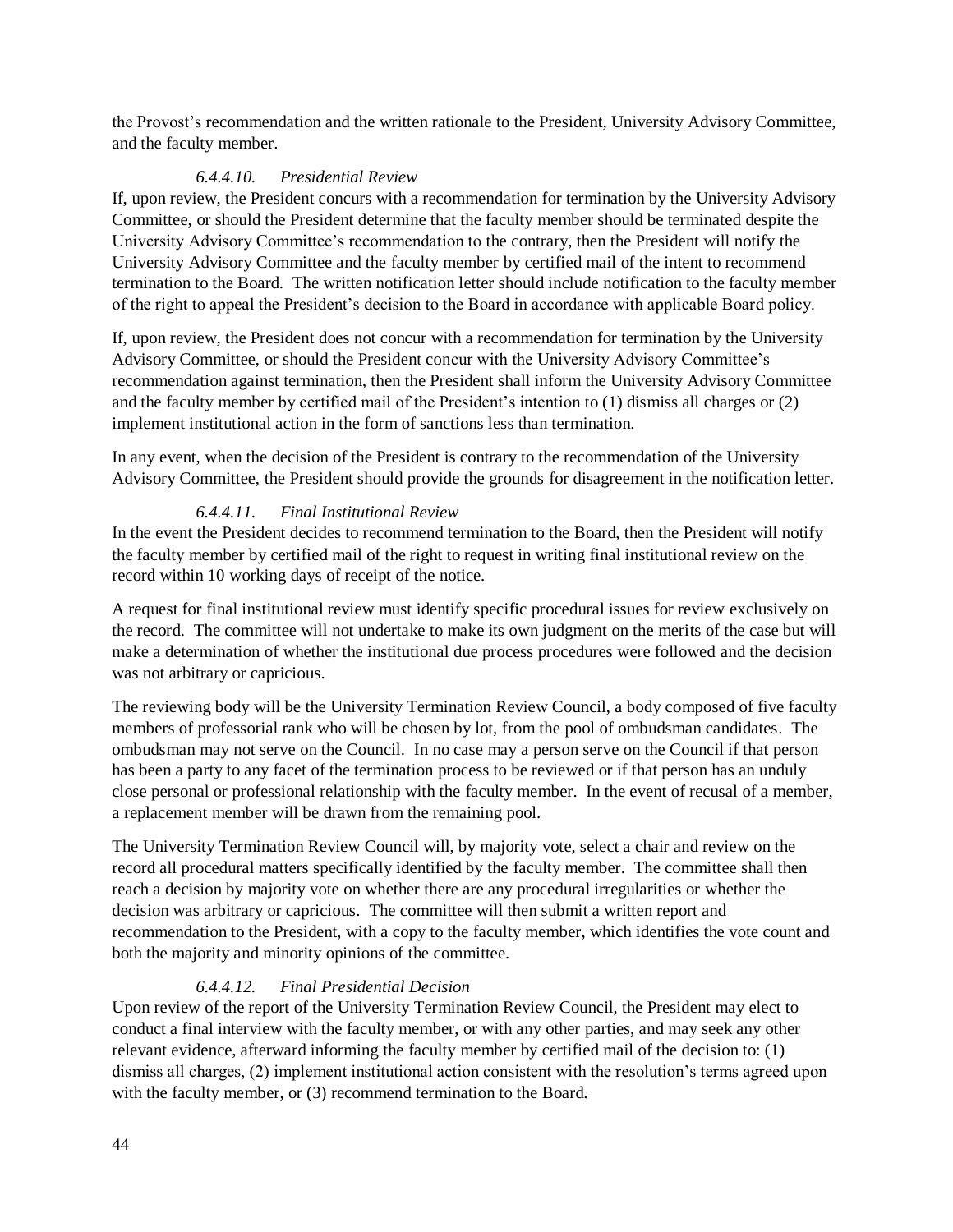the Provost's recommendation and the written rationale to the President, University Advisory Committee, and the faculty member.

#### *6.4.4.10. Presidential Review*

If, upon review, the President concurs with a recommendation for termination by the University Advisory Committee, or should the President determine that the faculty member should be terminated despite the University Advisory Committee's recommendation to the contrary, then the President will notify the University Advisory Committee and the faculty member by certified mail of the intent to recommend termination to the Board. The written notification letter should include notification to the faculty member of the right to appeal the President's decision to the Board in accordance with applicable Board policy.

If, upon review, the President does not concur with a recommendation for termination by the University Advisory Committee, or should the President concur with the University Advisory Committee's recommendation against termination, then the President shall inform the University Advisory Committee and the faculty member by certified mail of the President's intention to (1) dismiss all charges or (2) implement institutional action in the form of sanctions less than termination.

In any event, when the decision of the President is contrary to the recommendation of the University Advisory Committee, the President should provide the grounds for disagreement in the notification letter.

#### *6.4.4.11. Final Institutional Review*

In the event the President decides to recommend termination to the Board, then the President will notify the faculty member by certified mail of the right to request in writing final institutional review on the record within 10 working days of receipt of the notice.

A request for final institutional review must identify specific procedural issues for review exclusively on the record. The committee will not undertake to make its own judgment on the merits of the case but will make a determination of whether the institutional due process procedures were followed and the decision was not arbitrary or capricious.

The reviewing body will be the University Termination Review Council, a body composed of five faculty members of professorial rank who will be chosen by lot, from the pool of ombudsman candidates. The ombudsman may not serve on the Council. In no case may a person serve on the Council if that person has been a party to any facet of the termination process to be reviewed or if that person has an unduly close personal or professional relationship with the faculty member. In the event of recusal of a member, a replacement member will be drawn from the remaining pool.

The University Termination Review Council will, by majority vote, select a chair and review on the record all procedural matters specifically identified by the faculty member. The committee shall then reach a decision by majority vote on whether there are any procedural irregularities or whether the decision was arbitrary or capricious. The committee will then submit a written report and recommendation to the President, with a copy to the faculty member, which identifies the vote count and both the majority and minority opinions of the committee.

#### *6.4.4.12. Final Presidential Decision*

Upon review of the report of the University Termination Review Council, the President may elect to conduct a final interview with the faculty member, or with any other parties, and may seek any other relevant evidence, afterward informing the faculty member by certified mail of the decision to: (1) dismiss all charges, (2) implement institutional action consistent with the resolution's terms agreed upon with the faculty member, or (3) recommend termination to the Board.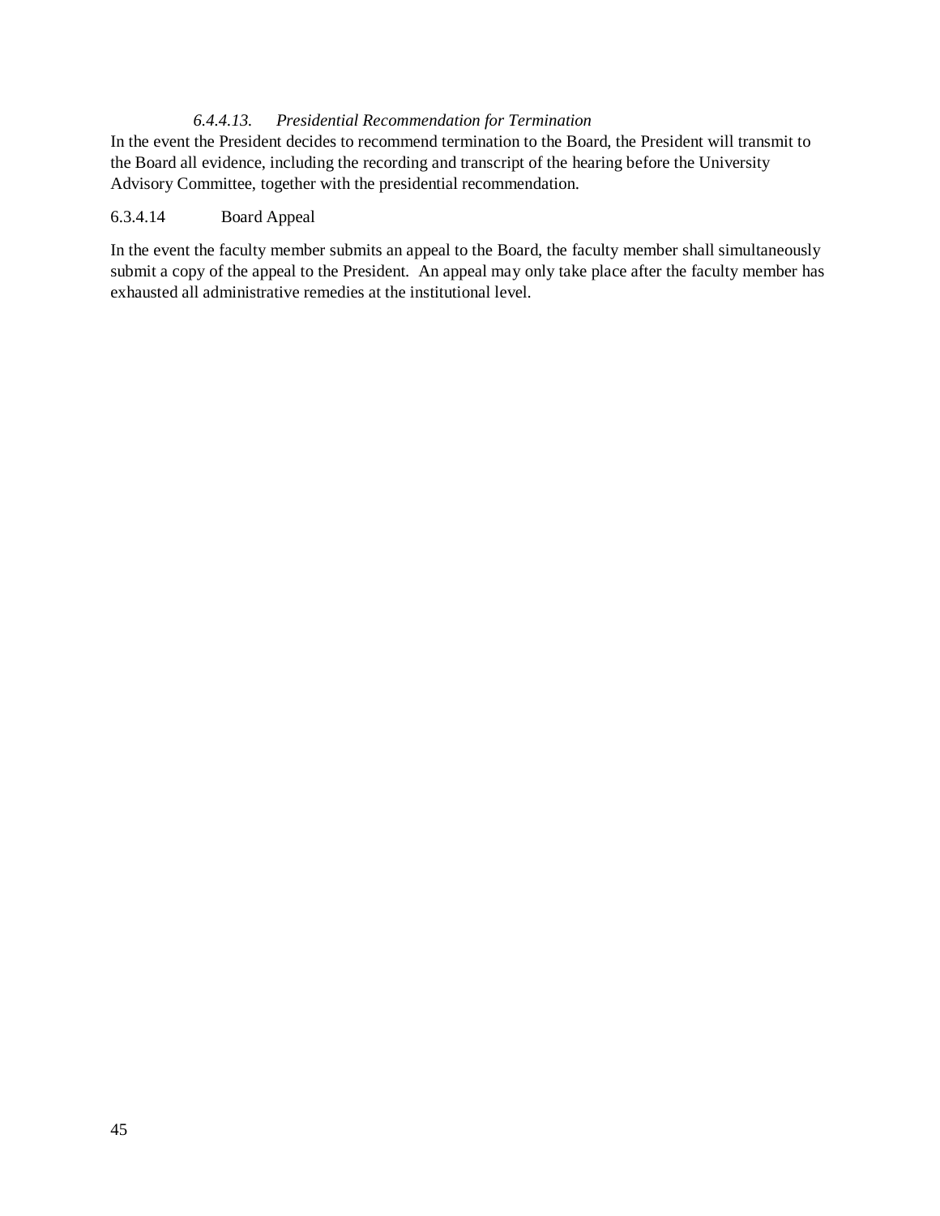#### *6.4.4.13. Presidential Recommendation for Termination*

In the event the President decides to recommend termination to the Board, the President will transmit to the Board all evidence, including the recording and transcript of the hearing before the University Advisory Committee, together with the presidential recommendation.

#### 6.3.4.14 Board Appeal

In the event the faculty member submits an appeal to the Board, the faculty member shall simultaneously submit a copy of the appeal to the President. An appeal may only take place after the faculty member has exhausted all administrative remedies at the institutional level.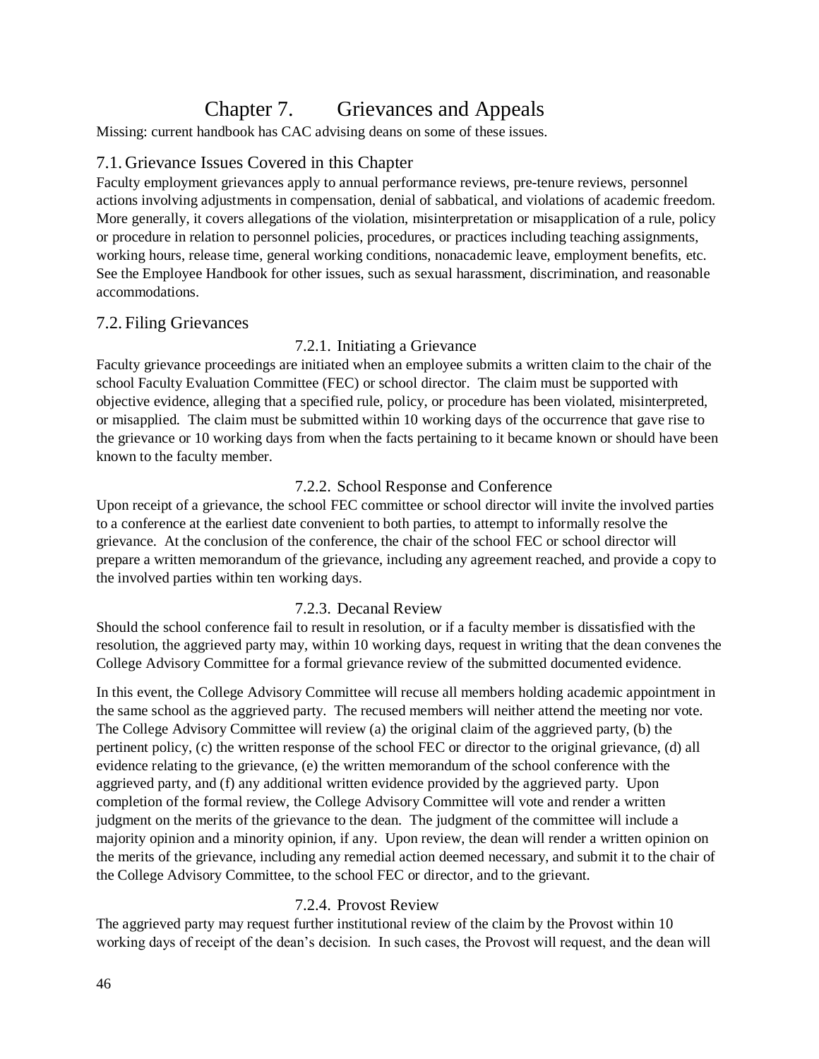# Chapter 7. Grievances and Appeals

Missing: current handbook has CAC advising deans on some of these issues.

## 7.1. Grievance Issues Covered in this Chapter

Faculty employment grievances apply to annual performance reviews, pre-tenure reviews, personnel actions involving adjustments in compensation, denial of sabbatical, and violations of academic freedom. More generally, it covers allegations of the violation, misinterpretation or misapplication of a rule, policy or procedure in relation to personnel policies, procedures, or practices including teaching assignments, working hours, release time, general working conditions, nonacademic leave, employment benefits, etc. See the Employee Handbook for other issues, such as sexual harassment, discrimination, and reasonable accommodations.

## 7.2. Filing Grievances

### 7.2.1. Initiating a Grievance

Faculty grievance proceedings are initiated when an employee submits a written claim to the chair of the school Faculty Evaluation Committee (FEC) or school director. The claim must be supported with objective evidence, alleging that a specified rule, policy, or procedure has been violated, misinterpreted, or misapplied. The claim must be submitted within 10 working days of the occurrence that gave rise to the grievance or 10 working days from when the facts pertaining to it became known or should have been known to the faculty member.

### 7.2.2. School Response and Conference

Upon receipt of a grievance, the school FEC committee or school director will invite the involved parties to a conference at the earliest date convenient to both parties, to attempt to informally resolve the grievance. At the conclusion of the conference, the chair of the school FEC or school director will prepare a written memorandum of the grievance, including any agreement reached, and provide a copy to the involved parties within ten working days.

### 7.2.3. Decanal Review

Should the school conference fail to result in resolution, or if a faculty member is dissatisfied with the resolution, the aggrieved party may, within 10 working days, request in writing that the dean convenes the College Advisory Committee for a formal grievance review of the submitted documented evidence.

In this event, the College Advisory Committee will recuse all members holding academic appointment in the same school as the aggrieved party. The recused members will neither attend the meeting nor vote. The College Advisory Committee will review (a) the original claim of the aggrieved party, (b) the pertinent policy, (c) the written response of the school FEC or director to the original grievance, (d) all evidence relating to the grievance, (e) the written memorandum of the school conference with the aggrieved party, and (f) any additional written evidence provided by the aggrieved party. Upon completion of the formal review, the College Advisory Committee will vote and render a written judgment on the merits of the grievance to the dean. The judgment of the committee will include a majority opinion and a minority opinion, if any. Upon review, the dean will render a written opinion on the merits of the grievance, including any remedial action deemed necessary, and submit it to the chair of the College Advisory Committee, to the school FEC or director, and to the grievant.

### 7.2.4. Provost Review

The aggrieved party may request further institutional review of the claim by the Provost within 10 working days of receipt of the dean's decision. In such cases, the Provost will request, and the dean will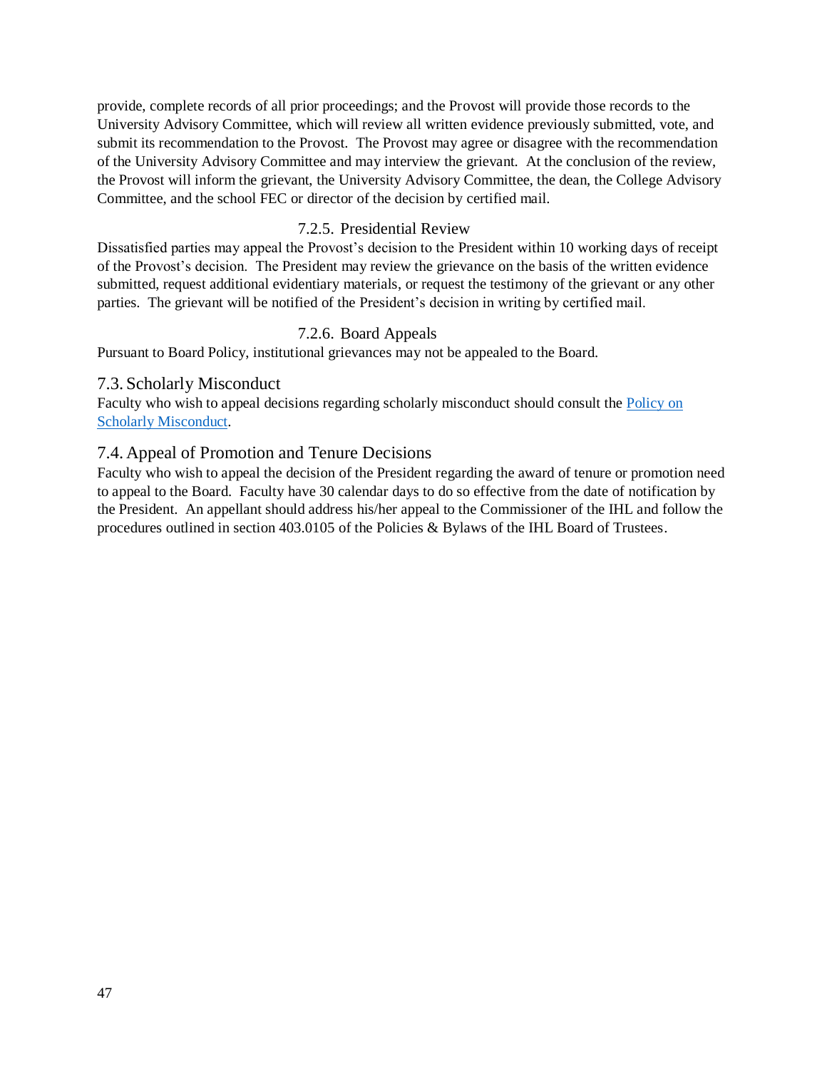provide, complete records of all prior proceedings; and the Provost will provide those records to the University Advisory Committee, which will review all written evidence previously submitted, vote, and submit its recommendation to the Provost. The Provost may agree or disagree with the recommendation of the University Advisory Committee and may interview the grievant. At the conclusion of the review, the Provost will inform the grievant, the University Advisory Committee, the dean, the College Advisory Committee, and the school FEC or director of the decision by certified mail.

### 7.2.5. Presidential Review

Dissatisfied parties may appeal the Provost's decision to the President within 10 working days of receipt of the Provost's decision. The President may review the grievance on the basis of the written evidence submitted, request additional evidentiary materials, or request the testimony of the grievant or any other parties. The grievant will be notified of the President's decision in writing by certified mail.

### 7.2.6. Board Appeals

Pursuant to Board Policy, institutional grievances may not be appealed to the Board.

## 7.3. Scholarly Misconduct

Faculty who wish to appeal decisions regarding scholarly misconduct should consult the Policy on Scholarly Misconduct.

## 7.4. Appeal of Promotion and Tenure Decisions

Faculty who wish to appeal the decision of the President regarding the award of tenure or promotion need to appeal to the Board. Faculty have 30 calendar days to do so effective from the date of notification by the President. An appellant should address his/her appeal to the Commissioner of the IHL and follow the procedures outlined in section 403.0105 of the Policies & Bylaws of the IHL Board of Trustees.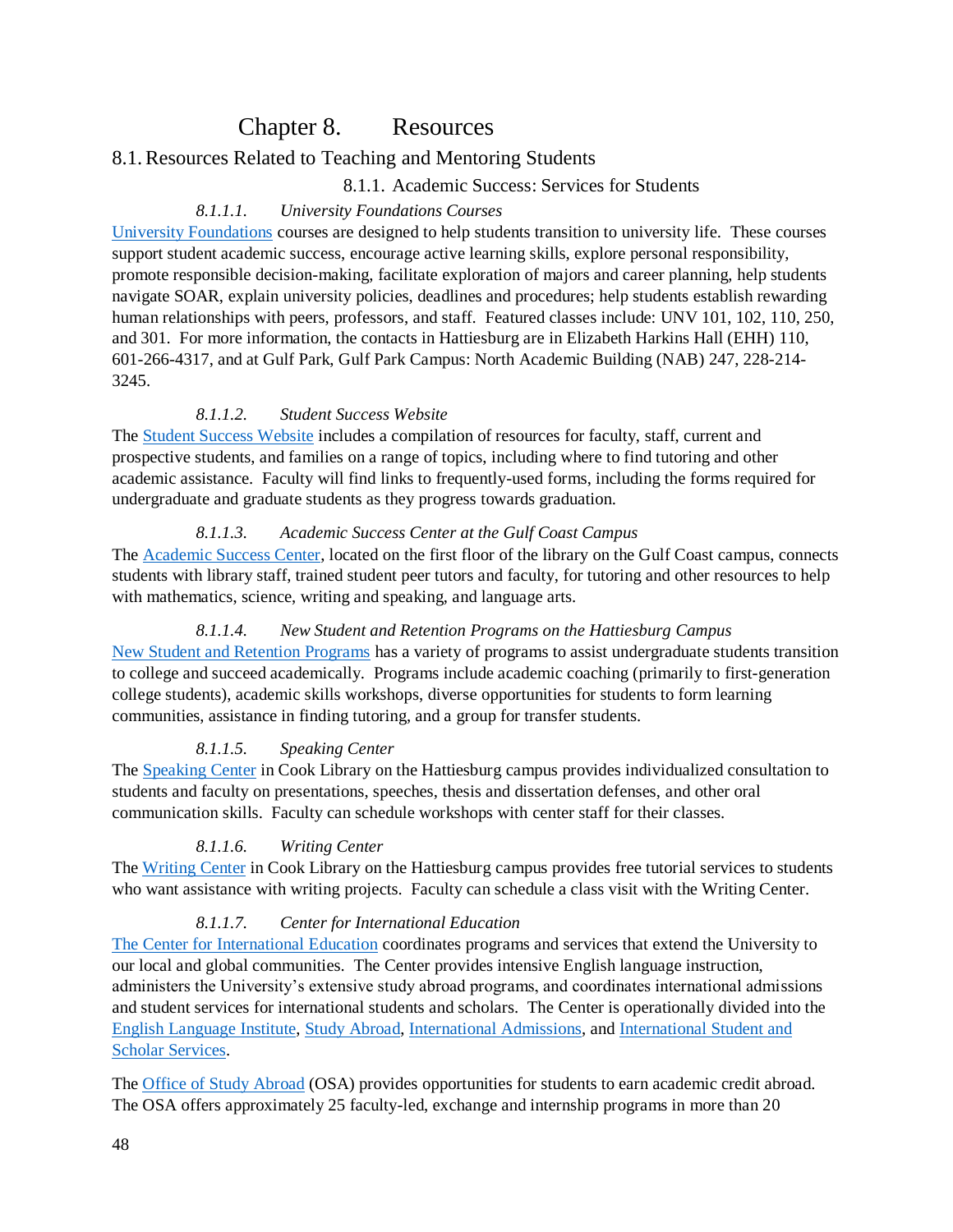# Chapter 8. Resources

## 8.1. Resources Related to Teaching and Mentoring Students

### 8.1.1. Academic Success: Services for Students

#### *8.1.1.1. University Foundations Courses*

University Foundations courses are designed to help students transition to university life. These courses support student academic success, encourage active learning skills, explore personal responsibility, promote responsible decision-making, facilitate exploration of majors and career planning, help students navigate SOAR, explain university policies, deadlines and procedures; help students establish rewarding human relationships with peers, professors, and staff. Featured classes include: UNV 101, 102, 110, 250, and 301. For more information, the contacts in Hattiesburg are in Elizabeth Harkins Hall (EHH) 110, 601-266-4317, and at Gulf Park, Gulf Park Campus: North Academic Building (NAB) 247, 228-214-3245.

#### *8.1.1.2. Student Success Website*

The Student Success Website includes a compilation of resources for faculty, staff, current and prospective students, and families on a range of topics, including where to find tutoring and other academic assistance. Faculty will find links to frequently-used forms, including the forms required for undergraduate and graduate students as they progress towards graduation.

#### *8.1.1.3. Academic Success Center at the Gulf Coast Campus*

The Academic Success Center, located on the first floor of the library on the Gulf Coast campus, connects students with library staff, trained student peer tutors and faculty, for tutoring and other resources to help with mathematics, science, writing and speaking, and language arts.

#### *8.1.1.4. New Student and Retention Programs on the Hattiesburg Campus*

New Student and Retention Programs has a variety of programs to assist undergraduate students transition to college and succeed academically. Programs include academic coaching (primarily to first-generation college students), academic skills workshops, diverse opportunities for students to form learning communities, assistance in finding tutoring, and a group for transfer students.

#### *8.1.1.5. Speaking Center*

The Speaking Center in Cook Library on the Hattiesburg campus provides individualized consultation to students and faculty on presentations, speeches, thesis and dissertation defenses, and other oral communication skills. Faculty can schedule workshops with center staff for their classes.

#### *8.1.1.6. Writing Center*

The Writing Center in Cook Library on the Hattiesburg campus provides free tutorial services to students who want assistance with writing projects. Faculty can schedule a class visit with the Writing Center.

#### *8.1.1.7. Center for International Education*

The Center for International Education coordinates programs and services that extend the University to our local and global communities. The Center provides intensive English language instruction, administers the University's extensive study abroad programs, and coordinates international admissions and student services for international students and scholars. The Center is operationally divided into the English Language Institute, Study Abroad, International Admissions, and International Student and Scholar Services.

The Office of Study Abroad (OSA) provides opportunities for students to earn academic credit abroad. The OSA offers approximately 25 faculty-led, exchange and internship programs in more than 20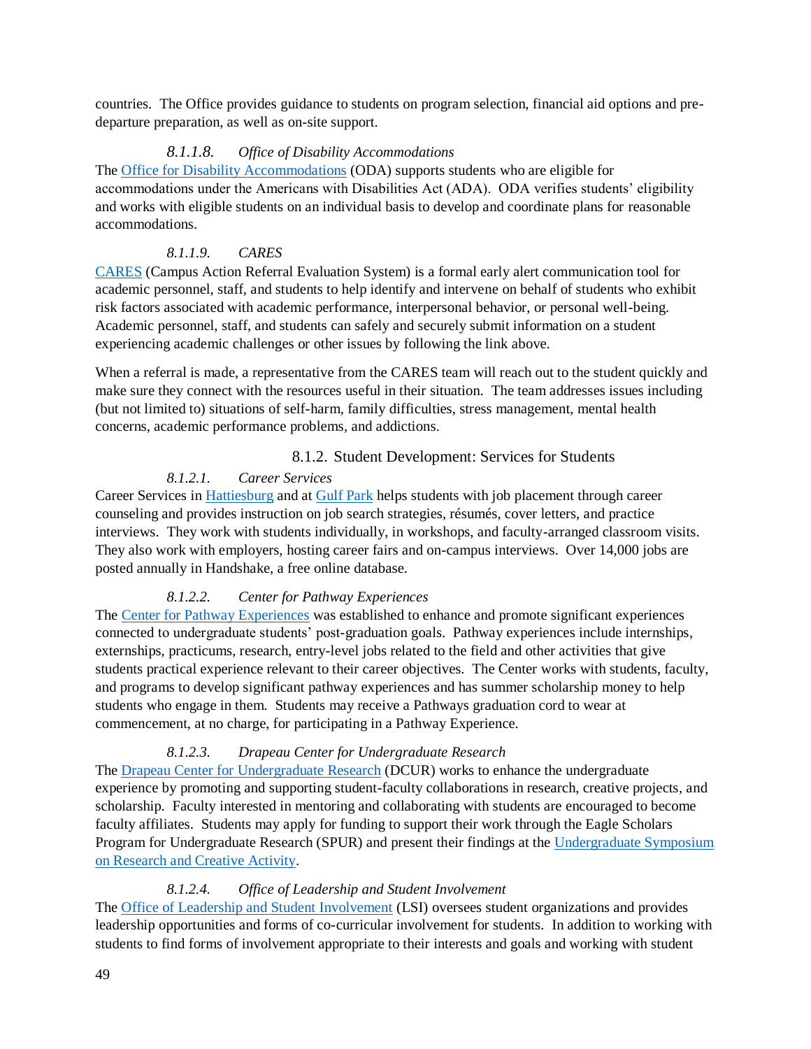countries. The Office provides guidance to students on program selection, financial aid options and pre-departure preparation, as well as on-site support.

#### *8.1.1.8. Office of Disability Accommodations*

The Office for Disability Accommodations (ODA) supports students who are eligible for accommodations under the Americans with Disabilities Act (ADA). ODA verifies students' eligibility and works with eligible students on an individual basis to develop and coordinate plans for reasonable accommodations.

#### *8.1.1.9. CARES*

CARES (Campus Action Referral Evaluation System) is a formal early alert communication tool for academic personnel, staff, and students to help identify and intervene on behalf of students who exhibit risk factors associated with academic performance, interpersonal behavior, or personal well-being. Academic personnel, staff, and students can safely and securely submit information on a student experiencing academic challenges or other issues by following the link above.

When a referral is made, a representative from the CARES team will reach out to the student quickly and make sure they connect with the resources useful in their situation. The team addresses issues including (but not limited to) situations of self-harm, family difficulties, stress management, mental health concerns, academic performance problems, and addictions.

### 8.1.2. Student Development: Services for Students

#### *8.1.2.1. Career Services*

Career Services in Hattiesburg and at Gulf Park helps students with job placement through career counseling and provides instruction on job search strategies, résumés, cover letters, and practice interviews. They work with students individually, in workshops, and faculty-arranged classroom visits. They also work with employers, hosting career fairs and on-campus interviews. Over 14,000 jobs are posted annually in Handshake, a free online database.

#### *8.1.2.2. Center for Pathway Experiences*

The Center for Pathway Experiences was established to enhance and promote significant experiences connected to undergraduate students' post-graduation goals. Pathway experiences include internships, externships, practicums, research, entry-level jobs related to the field and other activities that give students practical experience relevant to their career objectives. The Center works with students, faculty, and programs to develop significant pathway experiences and has summer scholarship money to help students who engage in them. Students may receive a Pathways graduation cord to wear at commencement, at no charge, for participating in a Pathway Experience.

#### *8.1.2.3. Drapeau Center for Undergraduate Research*

The Drapeau Center for Undergraduate Research (DCUR) works to enhance the undergraduate experience by promoting and supporting student-faculty collaborations in research, creative projects, and scholarship. Faculty interested in mentoring and collaborating with students are encouraged to become faculty affiliates. Students may apply for funding to support their work through the Eagle Scholars Program for Undergraduate Research (SPUR) and present their findings at the Undergraduate Symposium on Research and Creative Activity.

#### *8.1.2.4. Office of Leadership and Student Involvement*

The Office of Leadership and Student Involvement (LSI) oversees student organizations and provides leadership opportunities and forms of co-curricular involvement for students. In addition to working with students to find forms of involvement appropriate to their interests and goals and working with student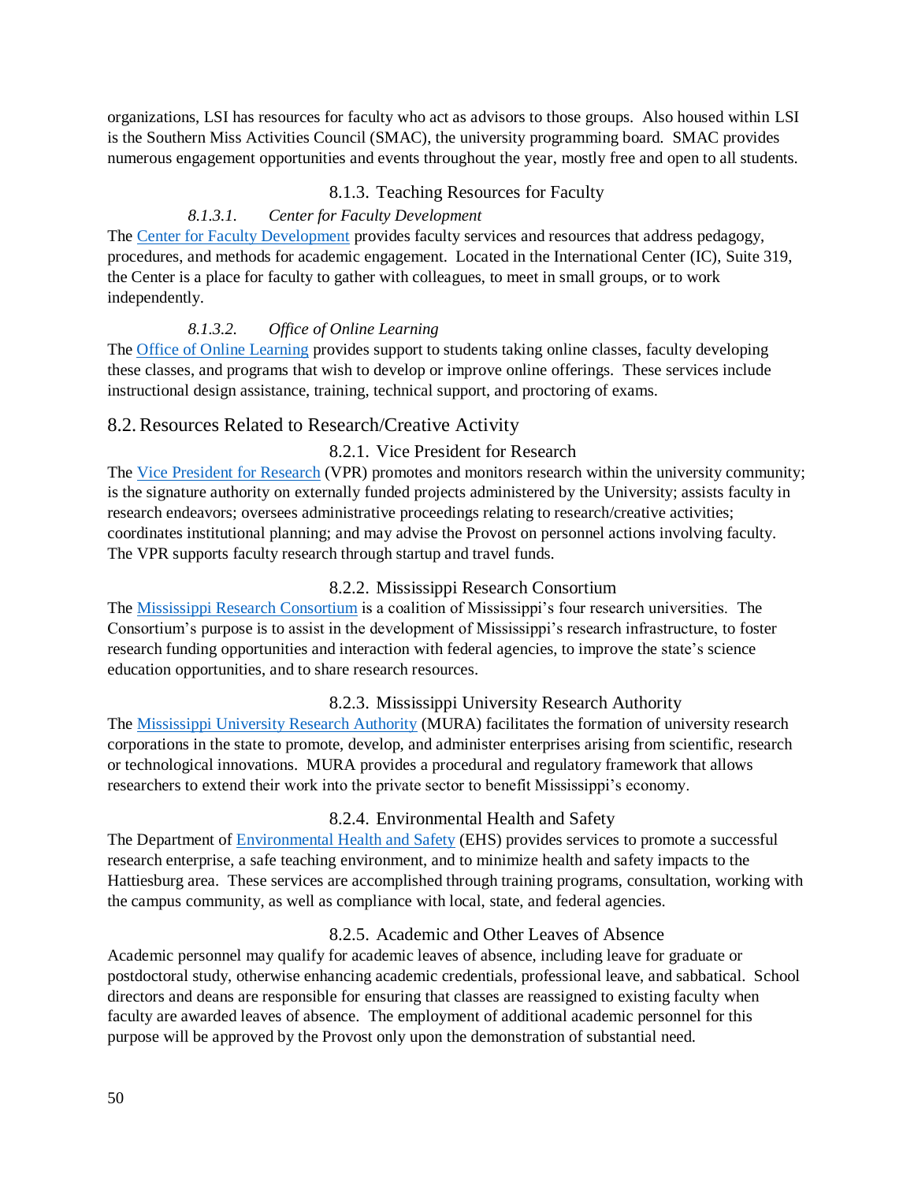organizations, LSI has resources for faculty who act as advisors to those groups. Also housed within LSI is the Southern Miss Activities Council (SMAC), the university programming board. SMAC provides numerous engagement opportunities and events throughout the year, mostly free and open to all students.

### 8.1.3. Teaching Resources for Faculty

#### *8.1.3.1. Center for Faculty Development*

The Center for Faculty Development provides faculty services and resources that address pedagogy, procedures, and methods for academic engagement. Located in the International Center (IC), Suite 319, the Center is a place for faculty to gather with colleagues, to meet in small groups, or to work independently.

#### *8.1.3.2. Office of Online Learning*

The Office of Online Learning provides support to students taking online classes, faculty developing these classes, and programs that wish to develop or improve online offerings. These services include instructional design assistance, training, technical support, and proctoring of exams.

## 8.2. Resources Related to Research/Creative Activity

### 8.2.1. Vice President for Research

The Vice President for Research (VPR) promotes and monitors research within the university community; is the signature authority on externally funded projects administered by the University; assists faculty in research endeavors; oversees administrative proceedings relating to research/creative activities; coordinates institutional planning; and may advise the Provost on personnel actions involving faculty. The VPR supports faculty research through startup and travel funds.

### 8.2.2. Mississippi Research Consortium

The Mississippi Research Consortium is a coalition of Mississippi's four research universities. The Consortium's purpose is to assist in the development of Mississippi's research infrastructure, to foster research funding opportunities and interaction with federal agencies, to improve the state's science education opportunities, and to share research resources.

### 8.2.3. Mississippi University Research Authority

The Mississippi University Research Authority (MURA) facilitates the formation of university research corporations in the state to promote, develop, and administer enterprises arising from scientific, research or technological innovations. MURA provides a procedural and regulatory framework that allows researchers to extend their work into the private sector to benefit Mississippi's economy.

### 8.2.4. Environmental Health and Safety

The Department of Environmental Health and Safety (EHS) provides services to promote a successful research enterprise, a safe teaching environment, and to minimize health and safety impacts to the Hattiesburg area. These services are accomplished through training programs, consultation, working with the campus community, as well as compliance with local, state, and federal agencies.

### 8.2.5. Academic and Other Leaves of Absence

Academic personnel may qualify for academic leaves of absence, including leave for graduate or postdoctoral study, otherwise enhancing academic credentials, professional leave, and sabbatical. School directors and deans are responsible for ensuring that classes are reassigned to existing faculty when faculty are awarded leaves of absence. The employment of additional academic personnel for this purpose will be approved by the Provost only upon the demonstration of substantial need.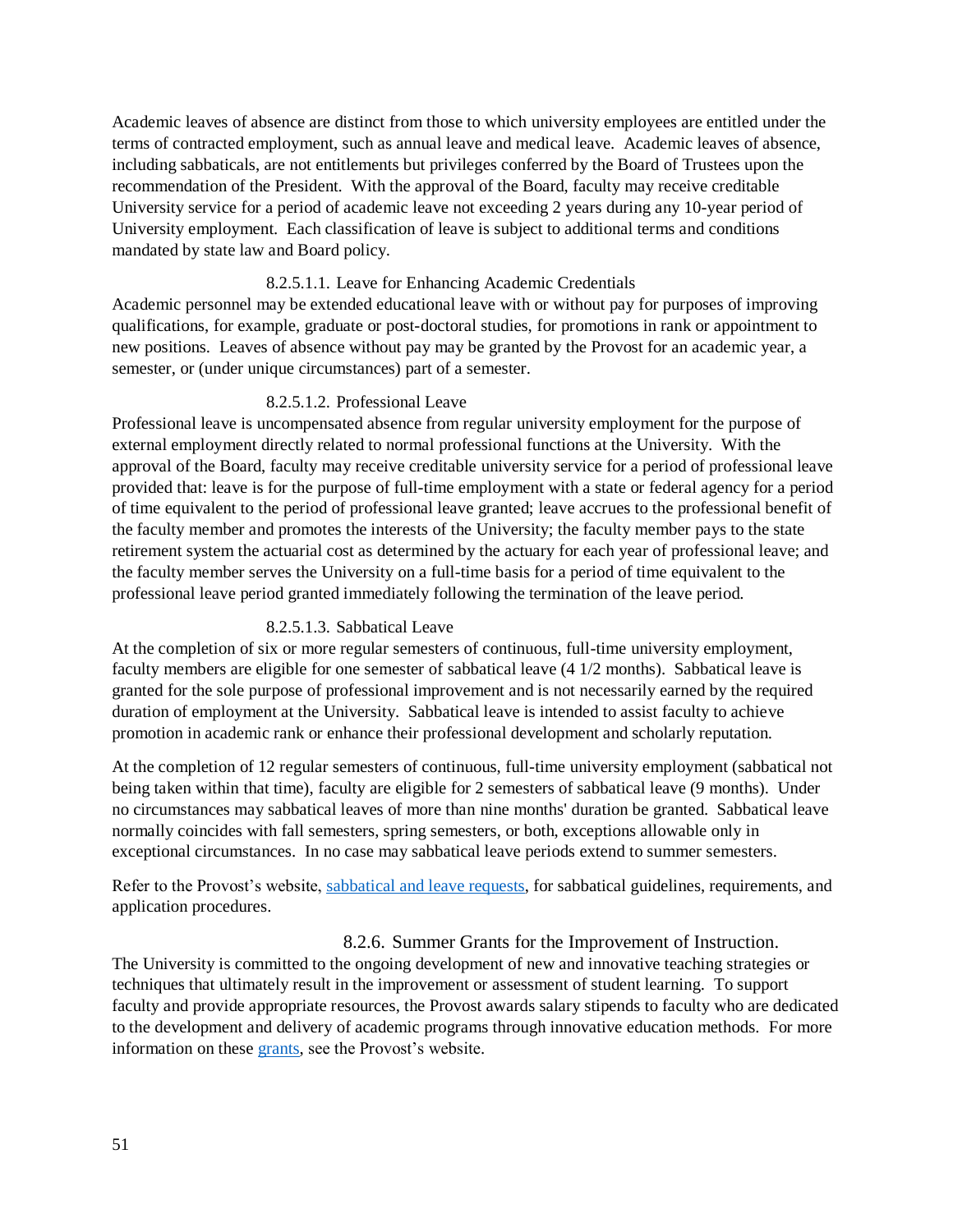Academic leaves of absence are distinct from those to which university employees are entitled under the terms of contracted employment, such as annual leave and medical leave. Academic leaves of absence, including sabbaticals, are not entitlements but privileges conferred by the Board of Trustees upon the recommendation of the President. With the approval of the Board, faculty may receive creditable University service for a period of academic leave not exceeding 2 years during any 10-year period of University employment. Each classification of leave is subject to additional terms and conditions mandated by state law and Board policy.

##### 8.2.5.1.1. Leave for Enhancing Academic Credentials

Academic personnel may be extended educational leave with or without pay for purposes of improving qualifications, for example, graduate or post-doctoral studies, for promotions in rank or appointment to new positions. Leaves of absence without pay may be granted by the Provost for an academic year, a semester, or (under unique circumstances) part of a semester.

##### 8.2.5.1.2. Professional Leave

Professional leave is uncompensated absence from regular university employment for the purpose of external employment directly related to normal professional functions at the University. With the approval of the Board, faculty may receive creditable university service for a period of professional leave provided that: leave is for the purpose of full-time employment with a state or federal agency for a period of time equivalent to the period of professional leave granted; leave accrues to the professional benefit of the faculty member and promotes the interests of the University; the faculty member pays to the state retirement system the actuarial cost as determined by the actuary for each year of professional leave; and the faculty member serves the University on a full-time basis for a period of time equivalent to the professional leave period granted immediately following the termination of the leave period.

##### 8.2.5.1.3. Sabbatical Leave

At the completion of six or more regular semesters of continuous, full-time university employment, faculty members are eligible for one semester of sabbatical leave (4 1/2 months). Sabbatical leave is granted for the sole purpose of professional improvement and is not necessarily earned by the required duration of employment at the University. Sabbatical leave is intended to assist faculty to achieve promotion in academic rank or enhance their professional development and scholarly reputation.

At the completion of 12 regular semesters of continuous, full-time university employment (sabbatical not being taken within that time), faculty are eligible for 2 semesters of sabbatical leave (9 months). Under no circumstances may sabbatical leaves of more than nine months' duration be granted. Sabbatical leave normally coincides with fall semesters, spring semesters, or both, exceptions allowable only in exceptional circumstances. In no case may sabbatical leave periods extend to summer semesters.

Refer to the Provost's website, [sabbatical and leave requests], for sabbatical guidelines, requirements, and application procedures.

### 8.2.6. Summer Grants for the Improvement of Instruction.

The University is committed to the ongoing development of new and innovative teaching strategies or techniques that ultimately result in the improvement or assessment of student learning. To support faculty and provide appropriate resources, the Provost awards salary stipends to faculty who are dedicated to the development and delivery of academic programs through innovative education methods. For more information on these [grants], see the Provost's website.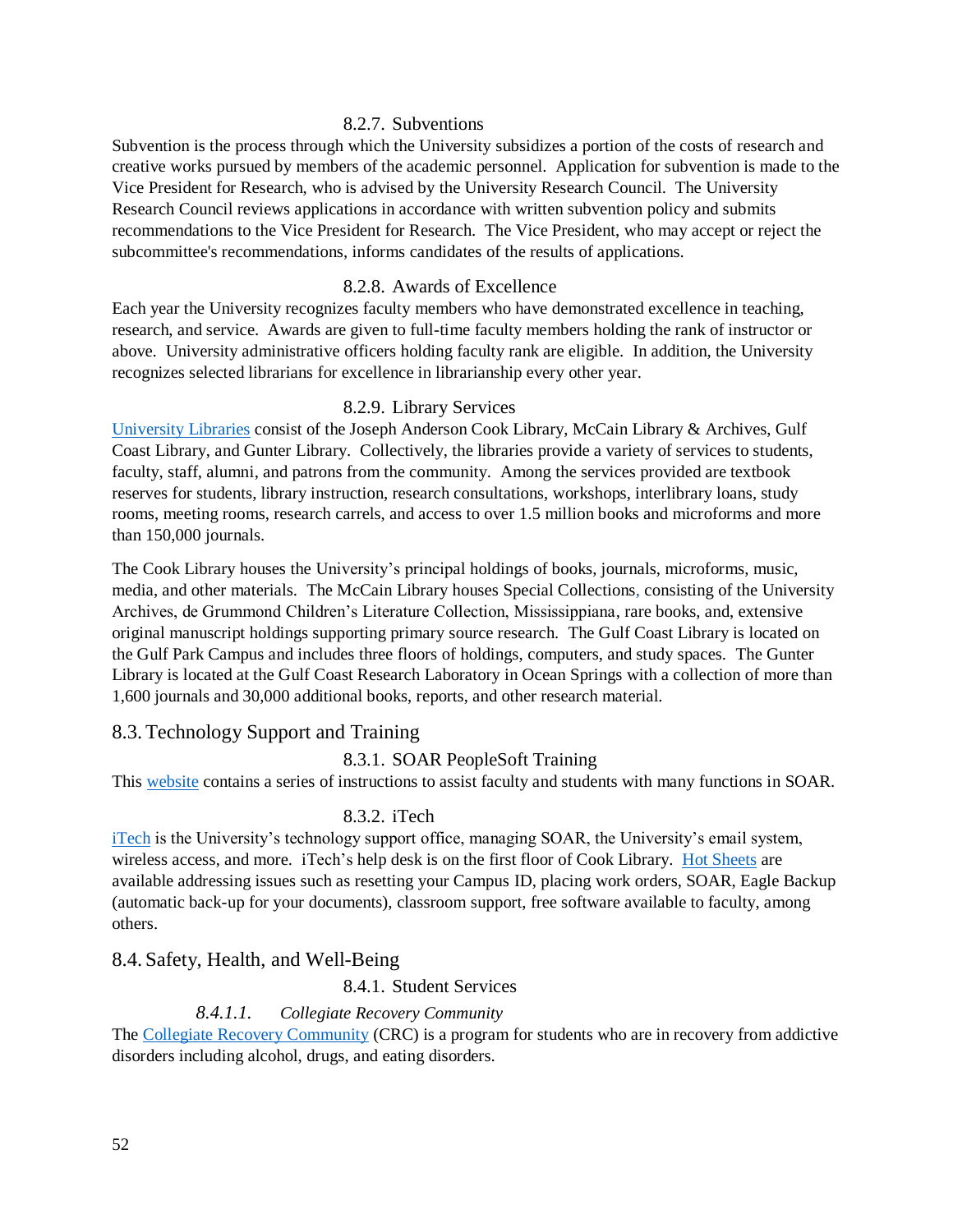### 8.2.7. Subventions

Subvention is the process through which the University subsidizes a portion of the costs of research and creative works pursued by members of the academic personnel. Application for subvention is made to the Vice President for Research, who is advised by the University Research Council. The University Research Council reviews applications in accordance with written subvention policy and submits recommendations to the Vice President for Research. The Vice President, who may accept or reject the subcommittee's recommendations, informs candidates of the results of applications.

### 8.2.8. Awards of Excellence

Each year the University recognizes faculty members who have demonstrated excellence in teaching, research, and service. Awards are given to full-time faculty members holding the rank of instructor or above. University administrative officers holding faculty rank are eligible. In addition, the University recognizes selected librarians for excellence in librarianship every other year.

### 8.2.9. Library Services

University Libraries consist of the Joseph Anderson Cook Library, McCain Library & Archives, Gulf Coast Library, and Gunter Library. Collectively, the libraries provide a variety of services to students, faculty, staff, alumni, and patrons from the community. Among the services provided are textbook reserves for students, library instruction, research consultations, workshops, interlibrary loans, study rooms, meeting rooms, research carrels, and access to over 1.5 million books and microforms and more than 150,000 journals.

The Cook Library houses the University's principal holdings of books, journals, microforms, music, media, and other materials. The McCain Library houses Special Collections, consisting of the University Archives, de Grummond Children's Literature Collection, Mississippiana, rare books, and, extensive original manuscript holdings supporting primary source research. The Gulf Coast Library is located on the Gulf Park Campus and includes three floors of holdings, computers, and study spaces. The Gunter Library is located at the Gulf Coast Research Laboratory in Ocean Springs with a collection of more than 1,600 journals and 30,000 additional books, reports, and other research material.

## 8.3. Technology Support and Training

### 8.3.1. SOAR PeopleSoft Training

This website contains a series of instructions to assist faculty and students with many functions in SOAR.

### 8.3.2. iTech

iTech is the University's technology support office, managing SOAR, the University's email system, wireless access, and more. iTech's help desk is on the first floor of Cook Library. Hot Sheets are available addressing issues such as resetting your Campus ID, placing work orders, SOAR, Eagle Backup (automatic back-up for your documents), classroom support, free software available to faculty, among others.

## 8.4. Safety, Health, and Well-Being

### 8.4.1. Student Services

#### *8.4.1.1. Collegiate Recovery Community*

The Collegiate Recovery Community (CRC) is a program for students who are in recovery from addictive disorders including alcohol, drugs, and eating disorders.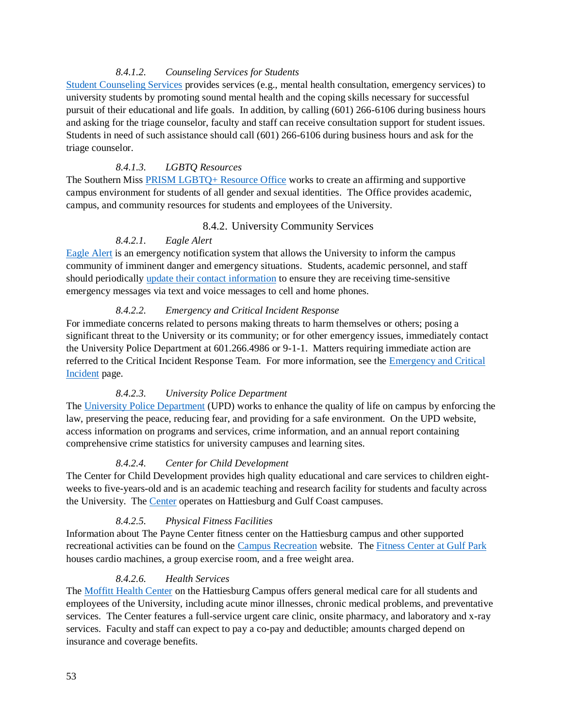#### *8.4.1.2. Counseling Services for Students*

Student Counseling Services provides services (e.g., mental health consultation, emergency services) to university students by promoting sound mental health and the coping skills necessary for successful pursuit of their educational and life goals. In addition, by calling (601) 266-6106 during business hours and asking for the triage counselor, faculty and staff can receive consultation support for student issues. Students in need of such assistance should call (601) 266-6106 during business hours and ask for the triage counselor.

#### *8.4.1.3. LGBTQ Resources*

The Southern Miss PRISM LGBTQ+ Resource Office works to create an affirming and supportive campus environment for students of all gender and sexual identities. The Office provides academic, campus, and community resources for students and employees of the University.

### 8.4.2. University Community Services

#### *8.4.2.1. Eagle Alert*

Eagle Alert is an emergency notification system that allows the University to inform the campus community of imminent danger and emergency situations. Students, academic personnel, and staff should periodically update their contact information to ensure they are receiving time-sensitive emergency messages via text and voice messages to cell and home phones.

#### *8.4.2.2. Emergency and Critical Incident Response*

For immediate concerns related to persons making threats to harm themselves or others; posing a significant threat to the University or its community; or for other emergency issues, immediately contact the University Police Department at 601.266.4986 or 9-1-1. Matters requiring immediate action are referred to the Critical Incident Response Team. For more information, see the Emergency and Critical Incident page.

#### *8.4.2.3. University Police Department*

The University Police Department (UPD) works to enhance the quality of life on campus by enforcing the law, preserving the peace, reducing fear, and providing for a safe environment. On the UPD website, access information on programs and services, crime information, and an annual report containing comprehensive crime statistics for university campuses and learning sites.

#### *8.4.2.4. Center for Child Development*

The Center for Child Development provides high quality educational and care services to children eight-weeks to five-years-old and is an academic teaching and research facility for students and faculty across the University. The Center operates on Hattiesburg and Gulf Coast campuses.

#### *8.4.2.5. Physical Fitness Facilities*

Information about The Payne Center fitness center on the Hattiesburg campus and other supported recreational activities can be found on the Campus Recreation website. The Fitness Center at Gulf Park houses cardio machines, a group exercise room, and a free weight area.

#### *8.4.2.6. Health Services*

The Moffitt Health Center on the Hattiesburg Campus offers general medical care for all students and employees of the University, including acute minor illnesses, chronic medical problems, and preventative services. The Center features a full-service urgent care clinic, onsite pharmacy, and laboratory and x-ray services. Faculty and staff can expect to pay a co-pay and deductible; amounts charged depend on insurance and coverage benefits.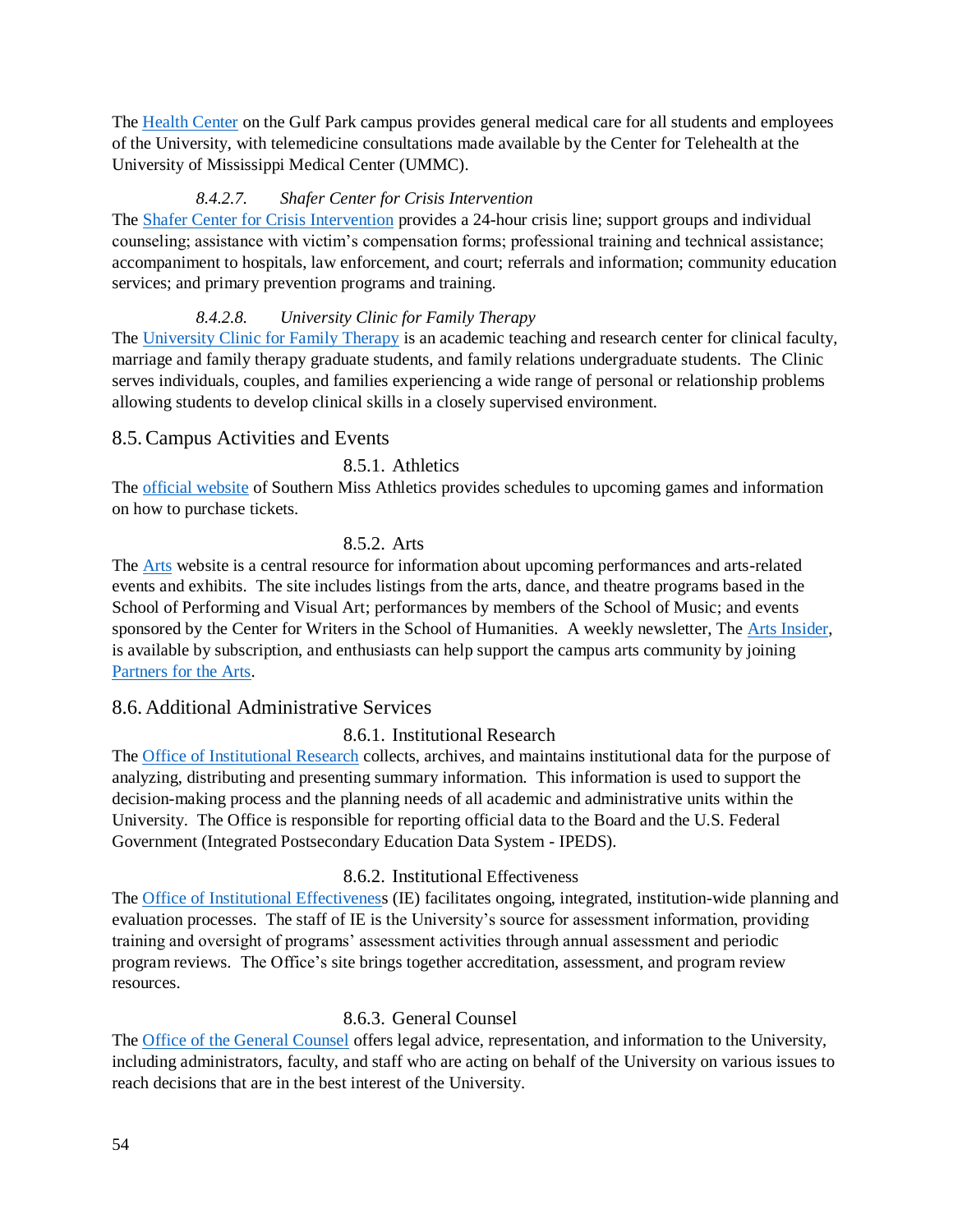The Health Center on the Gulf Park campus provides general medical care for all students and employees of the University, with telemedicine consultations made available by the Center for Telehealth at the University of Mississippi Medical Center (UMMC).

#### *8.4.2.7. Shafer Center for Crisis Intervention*

The Shafer Center for Crisis Intervention provides a 24-hour crisis line; support groups and individual counseling; assistance with victim's compensation forms; professional training and technical assistance; accompaniment to hospitals, law enforcement, and court; referrals and information; community education services; and primary prevention programs and training.

#### *8.4.2.8. University Clinic for Family Therapy*

The University Clinic for Family Therapy is an academic teaching and research center for clinical faculty, marriage and family therapy graduate students, and family relations undergraduate students. The Clinic serves individuals, couples, and families experiencing a wide range of personal or relationship problems allowing students to develop clinical skills in a closely supervised environment.

## 8.5. Campus Activities and Events

### 8.5.1. Athletics

The official website of Southern Miss Athletics provides schedules to upcoming games and information on how to purchase tickets.

### 8.5.2. Arts

The Arts website is a central resource for information about upcoming performances and arts-related events and exhibits. The site includes listings from the arts, dance, and theatre programs based in the School of Performing and Visual Art; performances by members of the School of Music; and events sponsored by the Center for Writers in the School of Humanities. A weekly newsletter, The Arts Insider, is available by subscription, and enthusiasts can help support the campus arts community by joining Partners for the Arts.

## 8.6. Additional Administrative Services

### 8.6.1. Institutional Research

The Office of Institutional Research collects, archives, and maintains institutional data for the purpose of analyzing, distributing and presenting summary information. This information is used to support the decision-making process and the planning needs of all academic and administrative units within the University. The Office is responsible for reporting official data to the Board and the U.S. Federal Government (Integrated Postsecondary Education Data System - IPEDS).

### 8.6.2. Institutional Effectiveness

The Office of Institutional Effectiveness (IE) facilitates ongoing, integrated, institution-wide planning and evaluation processes. The staff of IE is the University's source for assessment information, providing training and oversight of programs' assessment activities through annual assessment and periodic program reviews. The Office's site brings together accreditation, assessment, and program review resources.

### 8.6.3. General Counsel

The Office of the General Counsel offers legal advice, representation, and information to the University, including administrators, faculty, and staff who are acting on behalf of the University on various issues to reach decisions that are in the best interest of the University.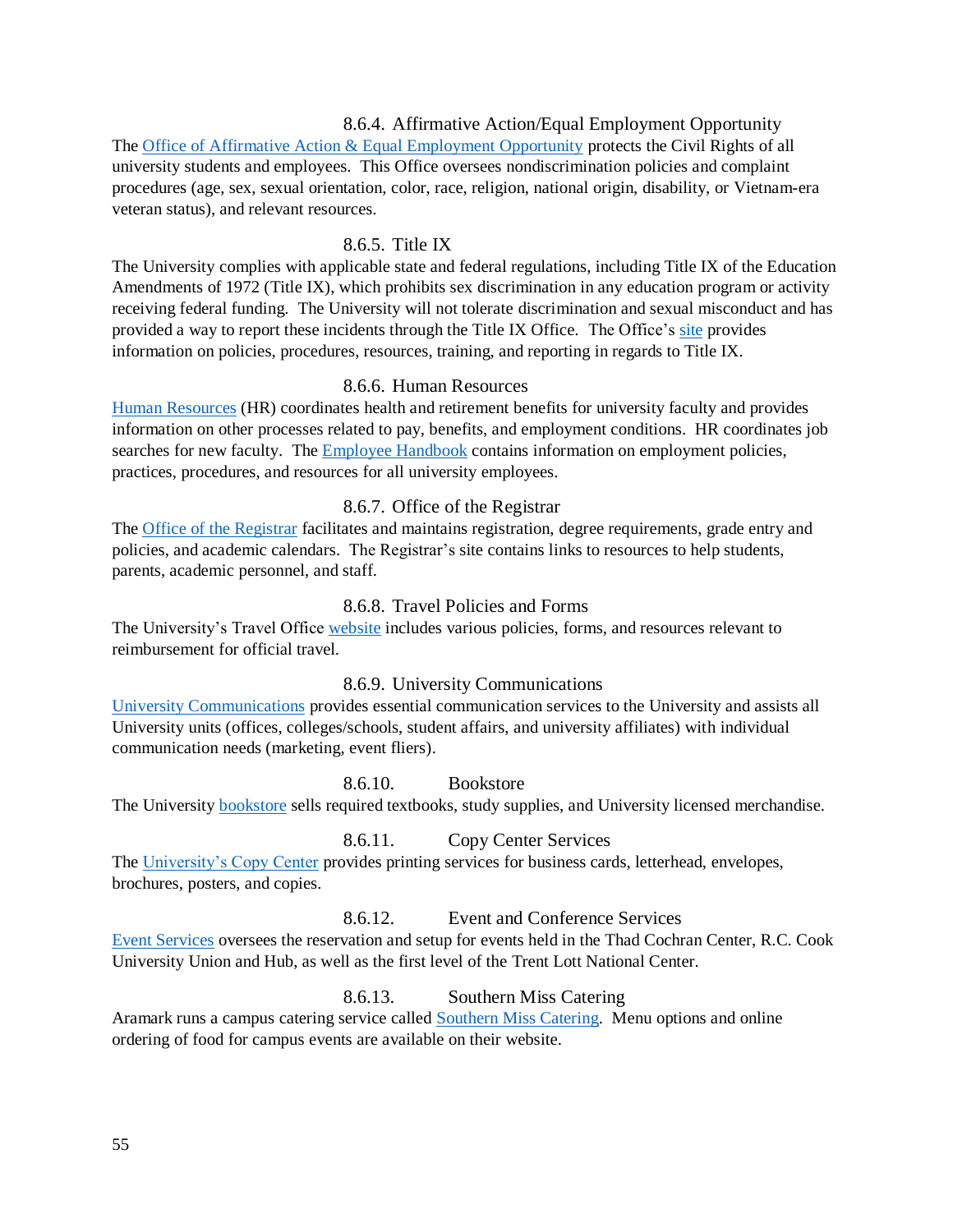### 8.6.4. Affirmative Action/Equal Employment Opportunity

The Office of Affirmative Action & Equal Employment Opportunity protects the Civil Rights of all university students and employees. This Office oversees nondiscrimination policies and complaint procedures (age, sex, sexual orientation, color, race, religion, national origin, disability, or Vietnam-era veteran status), and relevant resources.

### 8.6.5. Title IX

The University complies with applicable state and federal regulations, including Title IX of the Education Amendments of 1972 (Title IX), which prohibits sex discrimination in any education program or activity receiving federal funding. The University will not tolerate discrimination and sexual misconduct and has provided a way to report these incidents through the Title IX Office. The Office's site provides information on policies, procedures, resources, training, and reporting in regards to Title IX.

### 8.6.6. Human Resources

Human Resources (HR) coordinates health and retirement benefits for university faculty and provides information on other processes related to pay, benefits, and employment conditions. HR coordinates job searches for new faculty. The Employee Handbook contains information on employment policies, practices, procedures, and resources for all university employees.

### 8.6.7. Office of the Registrar

The Office of the Registrar facilitates and maintains registration, degree requirements, grade entry and policies, and academic calendars. The Registrar's site contains links to resources to help students, parents, academic personnel, and staff.

### 8.6.8. Travel Policies and Forms

The University's Travel Office website includes various policies, forms, and resources relevant to reimbursement for official travel.

### 8.6.9. University Communications

University Communications provides essential communication services to the University and assists all University units (offices, colleges/schools, student affairs, and university affiliates) with individual communication needs (marketing, event fliers).

### 8.6.10. Bookstore

The University bookstore sells required textbooks, study supplies, and University licensed merchandise.

### 8.6.11. Copy Center Services

The University's Copy Center provides printing services for business cards, letterhead, envelopes, brochures, posters, and copies.

### 8.6.12. Event and Conference Services

Event Services oversees the reservation and setup for events held in the Thad Cochran Center, R.C. Cook University Union and Hub, as well as the first level of the Trent Lott National Center.

### 8.6.13. Southern Miss Catering

Aramark runs a campus catering service called Southern Miss Catering. Menu options and online ordering of food for campus events are available on their website.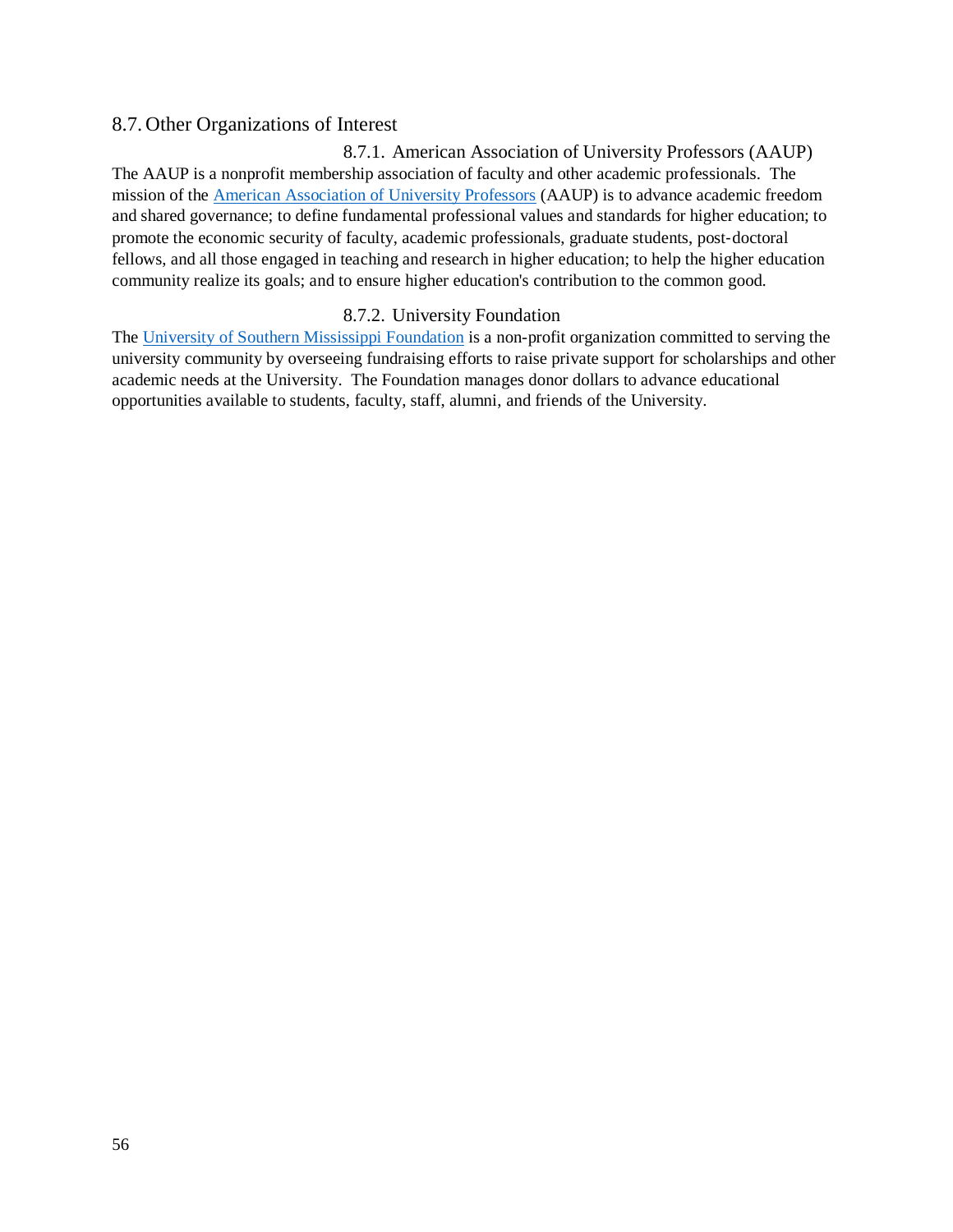## 8.7. Other Organizations of Interest

### 8.7.1. American Association of University Professors (AAUP)

The AAUP is a nonprofit membership association of faculty and other academic professionals. The mission of the American Association of University Professors (AAUP) is to advance academic freedom and shared governance; to define fundamental professional values and standards for higher education; to promote the economic security of faculty, academic professionals, graduate students, post-doctoral fellows, and all those engaged in teaching and research in higher education; to help the higher education community realize its goals; and to ensure higher education's contribution to the common good.

### 8.7.2. University Foundation

The University of Southern Mississippi Foundation is a non-profit organization committed to serving the university community by overseeing fundraising efforts to raise private support for scholarships and other academic needs at the University. The Foundation manages donor dollars to advance educational opportunities available to students, faculty, staff, alumni, and friends of the University.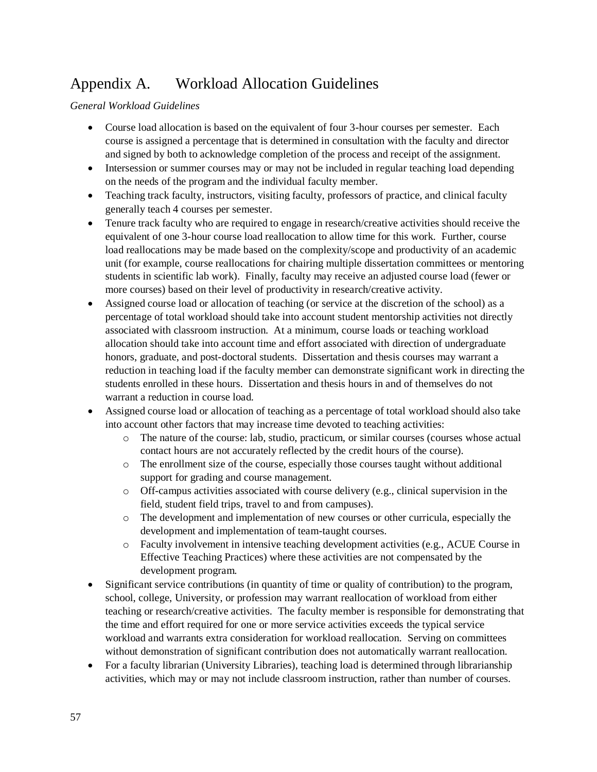# Appendix A. Workload Allocation Guidelines

*General Workload Guidelines*

- Course load allocation is based on the equivalent of four 3-hour courses per semester. Each course is assigned a percentage that is determined in consultation with the faculty and director and signed by both to acknowledge completion of the process and receipt of the assignment.
- Intersession or summer courses may or may not be included in regular teaching load depending on the needs of the program and the individual faculty member.
- Teaching track faculty, instructors, visiting faculty, professors of practice, and clinical faculty generally teach 4 courses per semester.
- Tenure track faculty who are required to engage in research/creative activities should receive the equivalent of one 3-hour course load reallocation to allow time for this work. Further, course load reallocations may be made based on the complexity/scope and productivity of an academic unit (for example, course reallocations for chairing multiple dissertation committees or mentoring students in scientific lab work). Finally, faculty may receive an adjusted course load (fewer or more courses) based on their level of productivity in research/creative activity.
- Assigned course load or allocation of teaching (or service at the discretion of the school) as a percentage of total workload should take into account student mentorship activities not directly associated with classroom instruction. At a minimum, course loads or teaching workload allocation should take into account time and effort associated with direction of undergraduate honors, graduate, and post-doctoral students. Dissertation and thesis courses may warrant a reduction in teaching load if the faculty member can demonstrate significant work in directing the students enrolled in these hours. Dissertation and thesis hours in and of themselves do not warrant a reduction in course load.
- Assigned course load or allocation of teaching as a percentage of total workload should also take into account other factors that may increase time devoted to teaching activities:
  - The nature of the course: lab, studio, practicum, or similar courses (courses whose actual contact hours are not accurately reflected by the credit hours of the course).
  - The enrollment size of the course, especially those courses taught without additional support for grading and course management.
  - Off-campus activities associated with course delivery (e.g., clinical supervision in the field, student field trips, travel to and from campuses).
  - The development and implementation of new courses or other curricula, especially the development and implementation of team-taught courses.
  - Faculty involvement in intensive teaching development activities (e.g., ACUE Course in Effective Teaching Practices) where these activities are not compensated by the development program.
- Significant service contributions (in quantity of time or quality of contribution) to the program, school, college, University, or profession may warrant reallocation of workload from either teaching or research/creative activities. The faculty member is responsible for demonstrating that the time and effort required for one or more service activities exceeds the typical service workload and warrants extra consideration for workload reallocation. Serving on committees without demonstration of significant contribution does not automatically warrant reallocation.
- For a faculty librarian (University Libraries), teaching load is determined through librarianship activities, which may or may not include classroom instruction, rather than number of courses.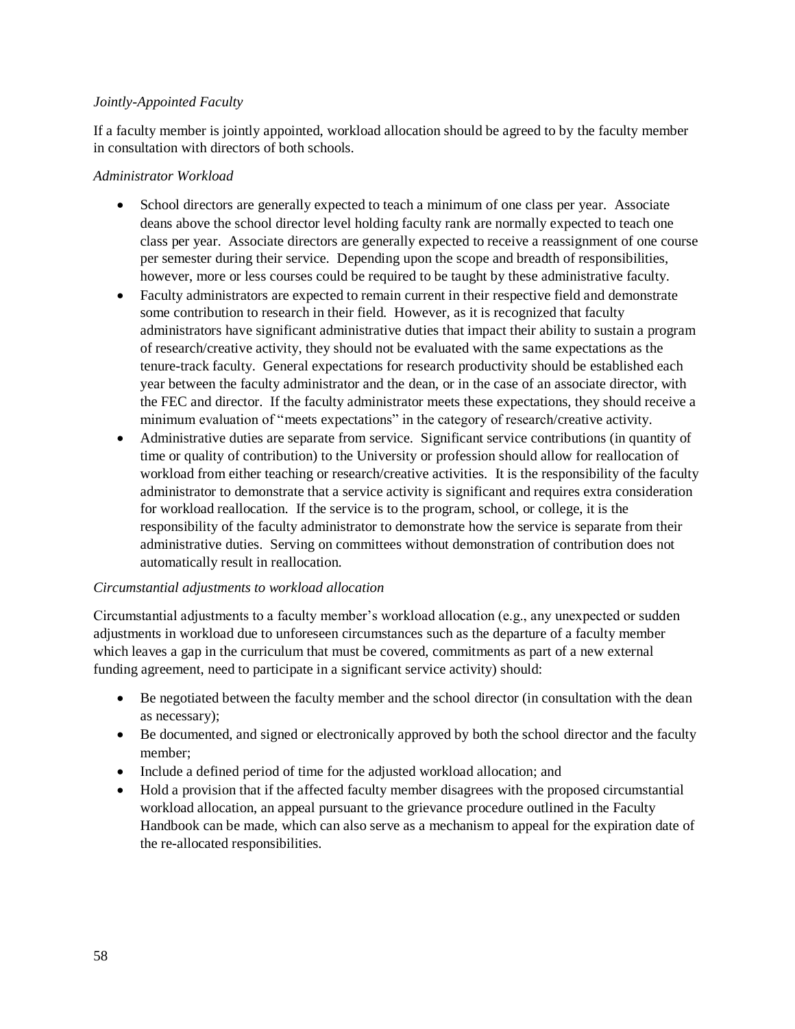*Jointly-Appointed Faculty*

If a faculty member is jointly appointed, workload allocation should be agreed to by the faculty member in consultation with directors of both schools.

*Administrator Workload*

- School directors are generally expected to teach a minimum of one class per year. Associate deans above the school director level holding faculty rank are normally expected to teach one class per year. Associate directors are generally expected to receive a reassignment of one course per semester during their service. Depending upon the scope and breadth of responsibilities, however, more or less courses could be required to be taught by these administrative faculty.
- Faculty administrators are expected to remain current in their respective field and demonstrate some contribution to research in their field. However, as it is recognized that faculty administrators have significant administrative duties that impact their ability to sustain a program of research/creative activity, they should not be evaluated with the same expectations as the tenure-track faculty. General expectations for research productivity should be established each year between the faculty administrator and the dean, or in the case of an associate director, with the FEC and director. If the faculty administrator meets these expectations, they should receive a minimum evaluation of "meets expectations" in the category of research/creative activity.
- Administrative duties are separate from service. Significant service contributions (in quantity of time or quality of contribution) to the University or profession should allow for reallocation of workload from either teaching or research/creative activities. It is the responsibility of the faculty administrator to demonstrate that a service activity is significant and requires extra consideration for workload reallocation. If the service is to the program, school, or college, it is the responsibility of the faculty administrator to demonstrate how the service is separate from their administrative duties. Serving on committees without demonstration of contribution does not automatically result in reallocation.

*Circumstantial adjustments to workload allocation*

Circumstantial adjustments to a faculty member's workload allocation (e.g., any unexpected or sudden adjustments in workload due to unforeseen circumstances such as the departure of a faculty member which leaves a gap in the curriculum that must be covered, commitments as part of a new external funding agreement, need to participate in a significant service activity) should:

- Be negotiated between the faculty member and the school director (in consultation with the dean as necessary);
- Be documented, and signed or electronically approved by both the school director and the faculty member;
- Include a defined period of time for the adjusted workload allocation; and
- Hold a provision that if the affected faculty member disagrees with the proposed circumstantial workload allocation, an appeal pursuant to the grievance procedure outlined in the Faculty Handbook can be made, which can also serve as a mechanism to appeal for the expiration date of the re-allocated responsibilities.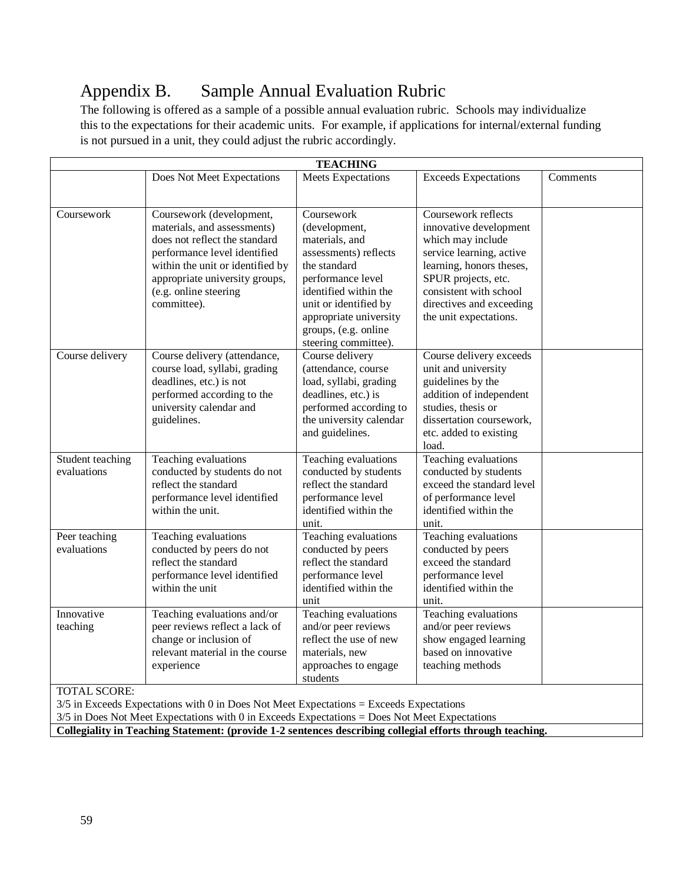# Appendix B. Sample Annual Evaluation Rubric

The following is offered as a sample of a possible annual evaluation rubric. Schools may individualize this to the expectations for their academic units. For example, if applications for internal/external funding is not pursued in a unit, they could adjust the rubric accordingly.

| **TEACHING** | | | | |
|---|---|---|---|---|
| | Does Not Meet Expectations | Meets Expectations | Exceeds Expectations | Comments |
| Coursework | Coursework (development, materials, and assessments) does not reflect the standard performance level identified within the unit or identified by appropriate university groups, (e.g. online steering committee). | Coursework (development, materials, and assessments) reflects the standard performance level identified within the unit or identified by appropriate university groups, (e.g. online steering committee). | Coursework reflects innovative development which may include service learning, active learning, honors theses, SPUR projects, etc. consistent with school directives and exceeding the unit expectations. | |
| Course delivery | Course delivery (attendance, course load, syllabi, grading deadlines, etc.) is not performed according to the university calendar and guidelines. | Course delivery (attendance, course load, syllabi, grading deadlines, etc.) is performed according to the university calendar and guidelines. | Course delivery exceeds unit and university guidelines by the addition of independent studies, thesis or dissertation coursework, etc. added to existing load. | |
| Student teaching evaluations | Teaching evaluations conducted by students do not reflect the standard performance level identified within the unit. | Teaching evaluations conducted by students reflect the standard performance level identified within the unit. | Teaching evaluations conducted by students exceed the standard level of performance level identified within the unit. | |
| Peer teaching evaluations | Teaching evaluations conducted by peers do not reflect the standard performance level identified within the unit | Teaching evaluations conducted by peers reflect the standard performance level identified within the unit | Teaching evaluations conducted by peers exceed the standard performance level identified within the unit. | |
| Innovative teaching | Teaching evaluations and/or peer reviews reflect a lack of change or inclusion of relevant material in the course experience | Teaching evaluations and/or peer reviews reflect the use of new materials, new approaches to engage students | Teaching evaluations and/or peer reviews show engaged learning based on innovative teaching methods | |
| TOTAL SCORE:<br>3/5 in Exceeds Expectations with 0 in Does Not Meet Expectations = Exceeds Expectations<br>3/5 in Does Not Meet Expectations with 0 in Exceeds Expectations = Does Not Meet Expectations | | | | |
| **Collegiality in Teaching Statement: (provide 1-2 sentences describing collegial efforts through teaching.** | | | | |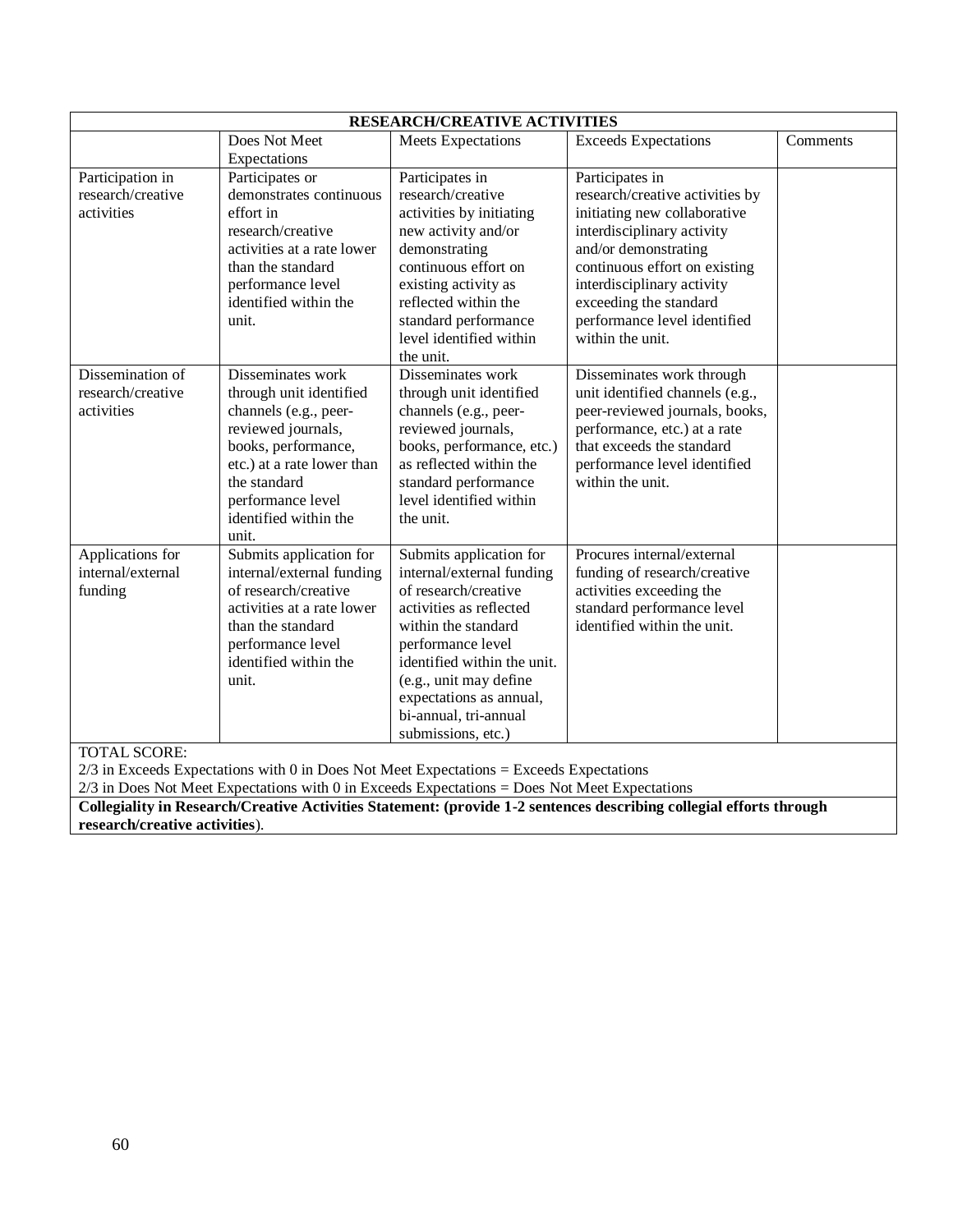| RESEARCH/CREATIVE ACTIVITIES | | | | |
|---|---|---|---|---|
| | Does Not Meet Expectations | Meets Expectations | Exceeds Expectations | Comments |
| Participation in research/creative activities | Participates or demonstrates continuous effort in research/creative activities at a rate lower than the standard performance level identified within the unit. | Participates in research/creative activities by initiating new activity and/or demonstrating continuous effort on existing activity as reflected within the standard performance level identified within the unit. | Participates in research/creative activities by initiating new collaborative interdisciplinary activity and/or demonstrating continuous effort on existing interdisciplinary activity exceeding the standard performance level identified within the unit. | |
| Dissemination of research/creative activities | Disseminates work through unit identified channels (e.g., peer-reviewed journals, books, performance, etc.) at a rate lower than the standard performance level identified within the unit. | Disseminates work through unit identified channels (e.g., peer-reviewed journals, books, performance, etc.) as reflected within the standard performance level identified within the unit. | Disseminates work through unit identified channels (e.g., peer-reviewed journals, books, performance, etc.) at a rate that exceeds the standard performance level identified within the unit. | |
| Applications for internal/external funding | Submits application for internal/external funding of research/creative activities at a rate lower than the standard performance level identified within the unit. | Submits application for internal/external funding of research/creative activities as reflected within the standard performance level identified within the unit. (e.g., unit may define expectations as annual, bi-annual, tri-annual submissions, etc.) | Procures internal/external funding of research/creative activities exceeding the standard performance level identified within the unit. | |
| TOTAL SCORE:<br>2/3 in Exceeds Expectations with 0 in Does Not Meet Expectations = Exceeds Expectations<br>2/3 in Does Not Meet Expectations with 0 in Exceeds Expectations = Does Not Meet Expectations | | | | |
| **Collegiality in Research/Creative Activities Statement: (provide 1-2 sentences describing collegial efforts through research/creative activities**). | | | | |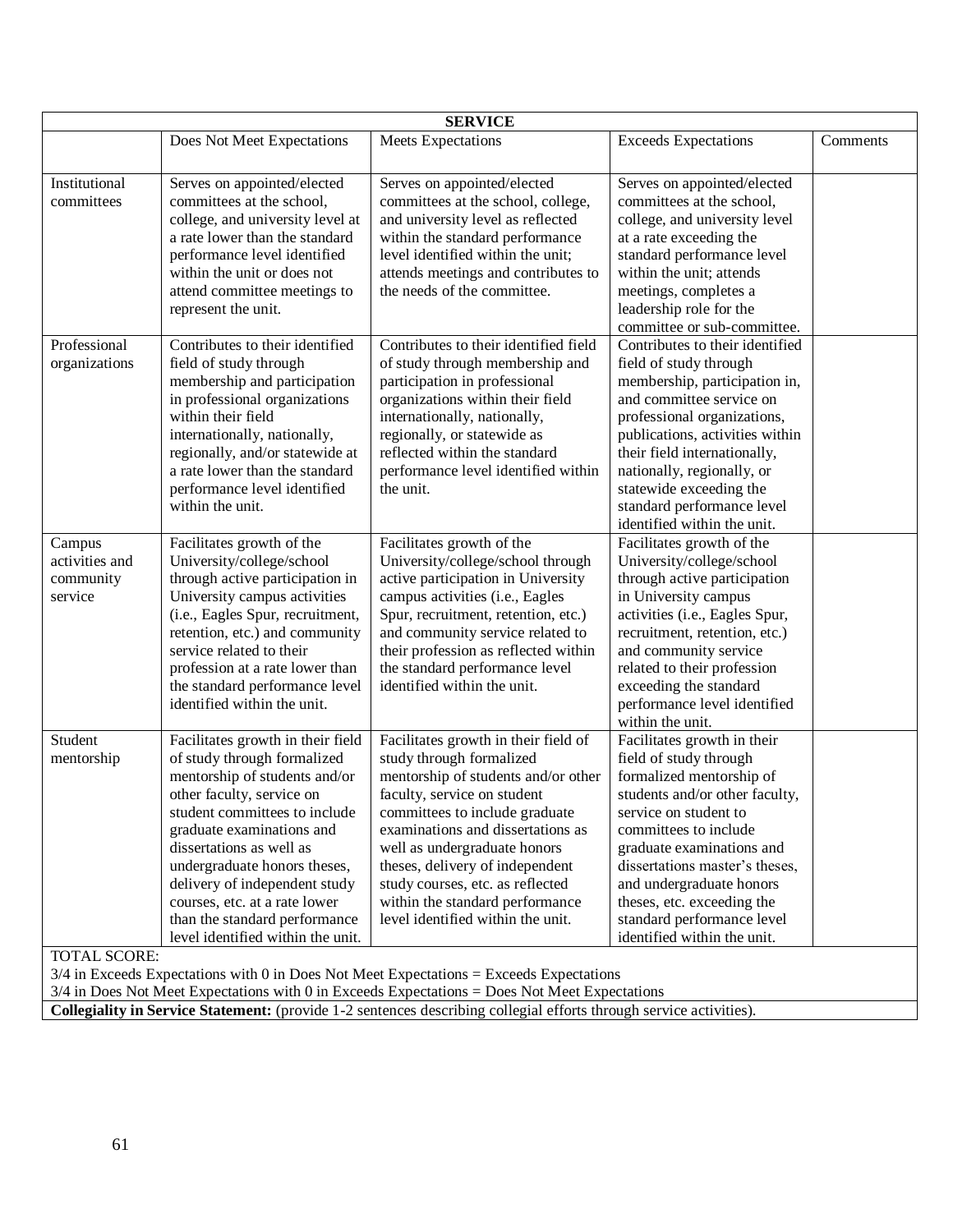| SERVICE | | | | |
|---|---|---|---|---|
| | Does Not Meet Expectations | Meets Expectations | Exceeds Expectations | Comments |
| Institutional committees | Serves on appointed/elected committees at the school, college, and university level at a rate lower than the standard performance level identified within the unit or does not attend committee meetings to represent the unit. | Serves on appointed/elected committees at the school, college, and university level as reflected within the standard performance level identified within the unit; attends meetings and contributes to the needs of the committee. | Serves on appointed/elected committees at the school, college, and university level at a rate exceeding the standard performance level within the unit; attends meetings, completes a leadership role for the committee or sub-committee. | |
| Professional organizations | Contributes to their identified field of study through membership and participation in professional organizations within their field internationally, nationally, regionally, and/or statewide at a rate lower than the standard performance level identified within the unit. | Contributes to their identified field of study through membership and participation in professional organizations within their field internationally, nationally, regionally, or statewide as reflected within the standard performance level identified within the unit. | Contributes to their identified field of study through membership, participation in, and committee service on professional organizations, publications, activities within their field internationally, nationally, regionally, or statewide exceeding the standard performance level identified within the unit. | |
| Campus activities and community service | Facilitates growth of the University/college/school through active participation in University campus activities (i.e., Eagles Spur, recruitment, retention, etc.) and community service related to their profession at a rate lower than the standard performance level identified within the unit. | Facilitates growth of the University/college/school through active participation in University campus activities (i.e., Eagles Spur, recruitment, retention, etc.) and community service related to their profession as reflected within the standard performance level identified within the unit. | Facilitates growth of the University/college/school through active participation in University campus activities (i.e., Eagles Spur, recruitment, retention, etc.) and community service related to their profession exceeding the standard performance level identified within the unit. | |
| Student mentorship | Facilitates growth in their field of study through formalized mentorship of students and/or other faculty, service on student committees to include graduate examinations and dissertations as well as undergraduate honors theses, delivery of independent study courses, etc. at a rate lower than the standard performance level identified within the unit. | Facilitates growth in their field of study through formalized mentorship of students and/or other faculty, service on student committees to include graduate examinations and dissertations as well as undergraduate honors theses, delivery of independent study courses, etc. as reflected within the standard performance level identified within the unit. | Facilitates growth in their field of study through formalized mentorship of students and/or other faculty, service on student to committees to include graduate examinations and dissertations master's theses, and undergraduate honors theses, etc. exceeding the standard performance level identified within the unit. | |
| TOTAL SCORE:<br>3/4 in Exceeds Expectations with 0 in Does Not Meet Expectations = Exceeds Expectations<br>3/4 in Does Not Meet Expectations with 0 in Exceeds Expectations = Does Not Meet Expectations | | | | |
| **Collegiality in Service Statement:** (provide 1-2 sentences describing collegial efforts through service activities). | | | | |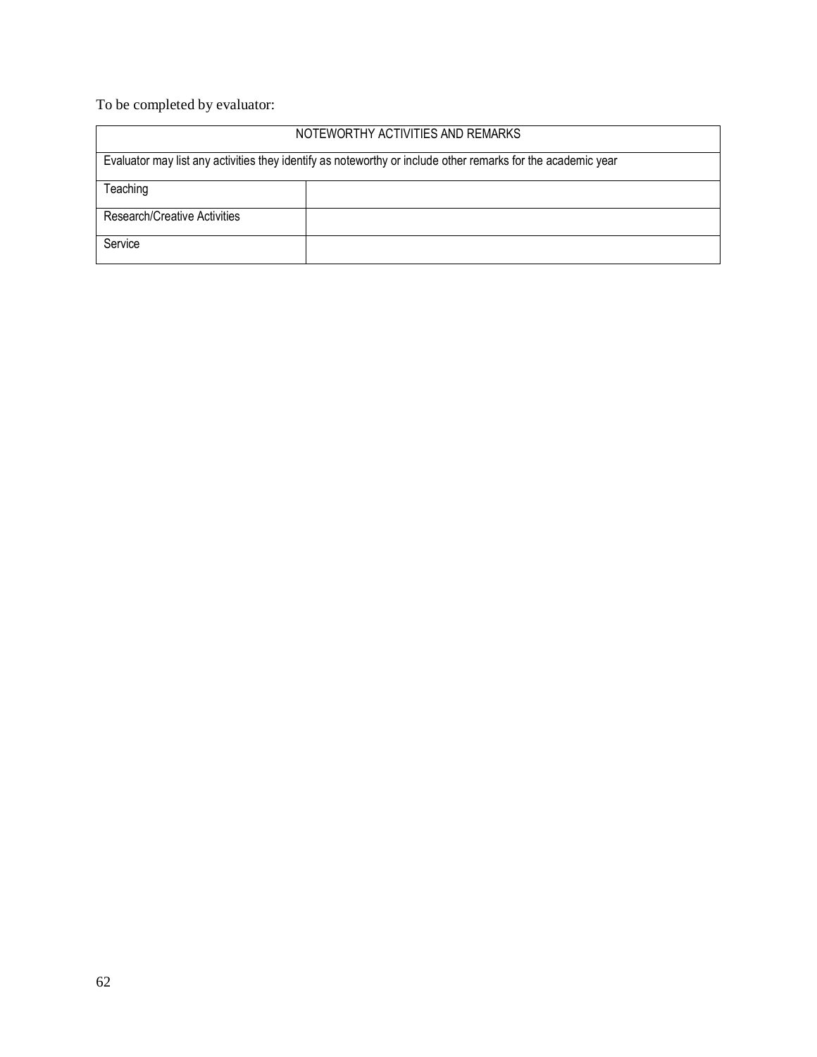To be completed by evaluator:

| NOTEWORTHY ACTIVITIES AND REMARKS | |
|---|---|
| Evaluator may list any activities they identify as noteworthy or include other remarks for the academic year | |
| Teaching | |
| Research/Creative Activities | |
| Service | |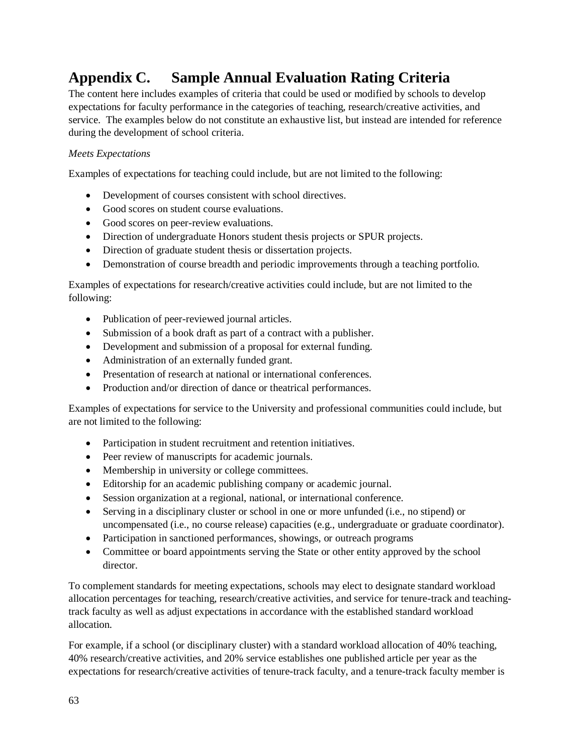# Appendix C. Sample Annual Evaluation Rating Criteria

The content here includes examples of criteria that could be used or modified by schools to develop expectations for faculty performance in the categories of teaching, research/creative activities, and service. The examples below do not constitute an exhaustive list, but instead are intended for reference during the development of school criteria.

*Meets Expectations*

Examples of expectations for teaching could include, but are not limited to the following:

- Development of courses consistent with school directives.
- Good scores on student course evaluations.
- Good scores on peer-review evaluations.
- Direction of undergraduate Honors student thesis projects or SPUR projects.
- Direction of graduate student thesis or dissertation projects.
- Demonstration of course breadth and periodic improvements through a teaching portfolio.

Examples of expectations for research/creative activities could include, but are not limited to the following:

- Publication of peer-reviewed journal articles.
- Submission of a book draft as part of a contract with a publisher.
- Development and submission of a proposal for external funding.
- Administration of an externally funded grant.
- Presentation of research at national or international conferences.
- Production and/or direction of dance or theatrical performances.

Examples of expectations for service to the University and professional communities could include, but are not limited to the following:

- Participation in student recruitment and retention initiatives.
- Peer review of manuscripts for academic journals.
- Membership in university or college committees.
- Editorship for an academic publishing company or academic journal.
- Session organization at a regional, national, or international conference.
- Serving in a disciplinary cluster or school in one or more unfunded (i.e., no stipend) or uncompensated (i.e., no course release) capacities (e.g., undergraduate or graduate coordinator).
- Participation in sanctioned performances, showings, or outreach programs
- Committee or board appointments serving the State or other entity approved by the school director.

To complement standards for meeting expectations, schools may elect to designate standard workload allocation percentages for teaching, research/creative activities, and service for tenure-track and teaching-track faculty as well as adjust expectations in accordance with the established standard workload allocation.

For example, if a school (or disciplinary cluster) with a standard workload allocation of 40% teaching, 40% research/creative activities, and 20% service establishes one published article per year as the expectations for research/creative activities of tenure-track faculty, and a tenure-track faculty member is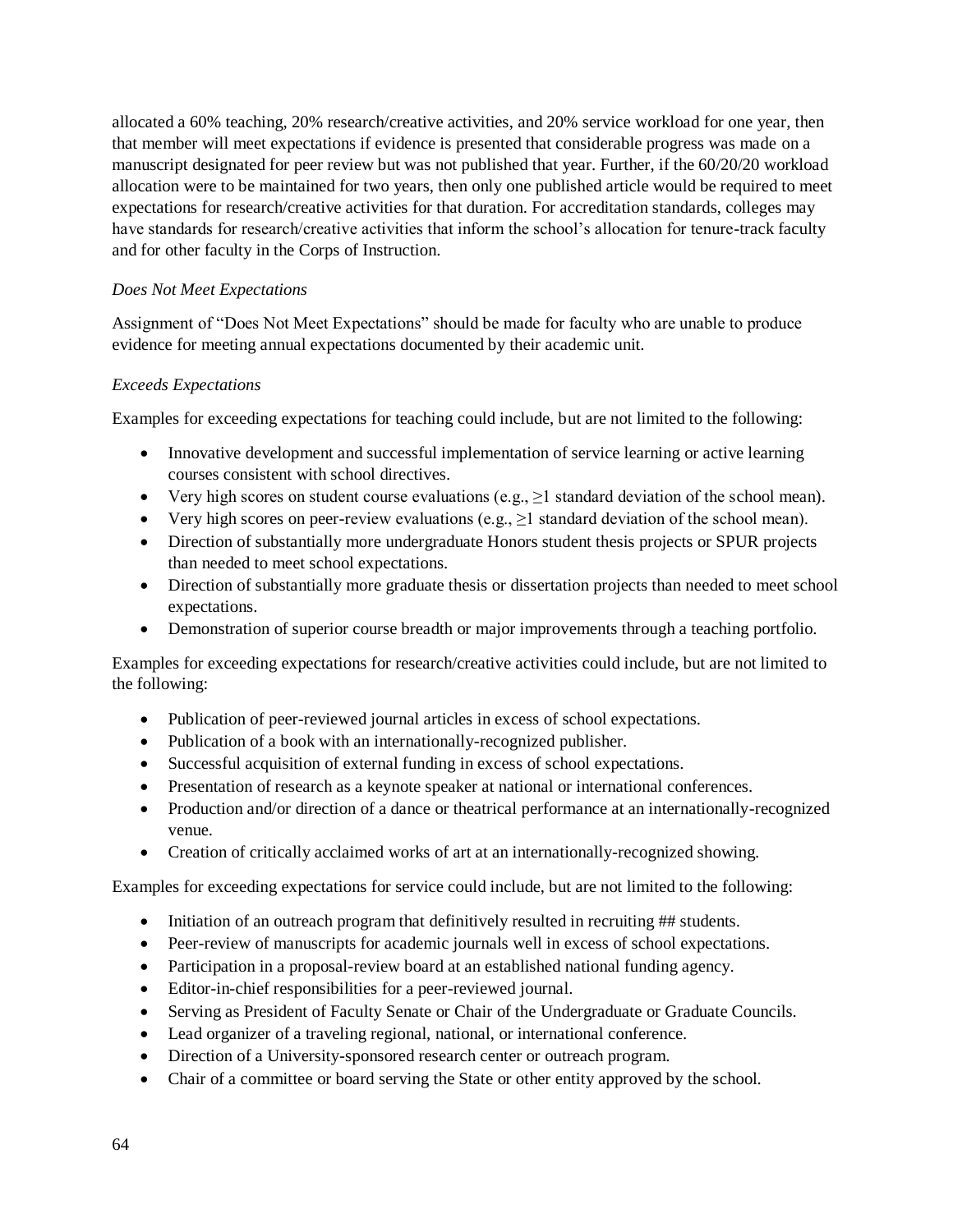allocated a 60% teaching, 20% research/creative activities, and 20% service workload for one year, then that member will meet expectations if evidence is presented that considerable progress was made on a manuscript designated for peer review but was not published that year. Further, if the 60/20/20 workload allocation were to be maintained for two years, then only one published article would be required to meet expectations for research/creative activities for that duration. For accreditation standards, colleges may have standards for research/creative activities that inform the school's allocation for tenure-track faculty and for other faculty in the Corps of Instruction.

*Does Not Meet Expectations*

Assignment of "Does Not Meet Expectations" should be made for faculty who are unable to produce evidence for meeting annual expectations documented by their academic unit.

*Exceeds Expectations*

Examples for exceeding expectations for teaching could include, but are not limited to the following:

- Innovative development and successful implementation of service learning or active learning courses consistent with school directives.
- Very high scores on student course evaluations (e.g., ≥1 standard deviation of the school mean).
- Very high scores on peer-review evaluations (e.g., ≥1 standard deviation of the school mean).
- Direction of substantially more undergraduate Honors student thesis projects or SPUR projects than needed to meet school expectations.
- Direction of substantially more graduate thesis or dissertation projects than needed to meet school expectations.
- Demonstration of superior course breadth or major improvements through a teaching portfolio.

Examples for exceeding expectations for research/creative activities could include, but are not limited to the following:

- Publication of peer-reviewed journal articles in excess of school expectations.
- Publication of a book with an internationally-recognized publisher.
- Successful acquisition of external funding in excess of school expectations.
- Presentation of research as a keynote speaker at national or international conferences.
- Production and/or direction of a dance or theatrical performance at an internationally-recognized venue.
- Creation of critically acclaimed works of art at an internationally-recognized showing.

Examples for exceeding expectations for service could include, but are not limited to the following:

- Initiation of an outreach program that definitively resulted in recruiting ## students.
- Peer-review of manuscripts for academic journals well in excess of school expectations.
- Participation in a proposal-review board at an established national funding agency.
- Editor-in-chief responsibilities for a peer-reviewed journal.
- Serving as President of Faculty Senate or Chair of the Undergraduate or Graduate Councils.
- Lead organizer of a traveling regional, national, or international conference.
- Direction of a University-sponsored research center or outreach program.
- Chair of a committee or board serving the State or other entity approved by the school.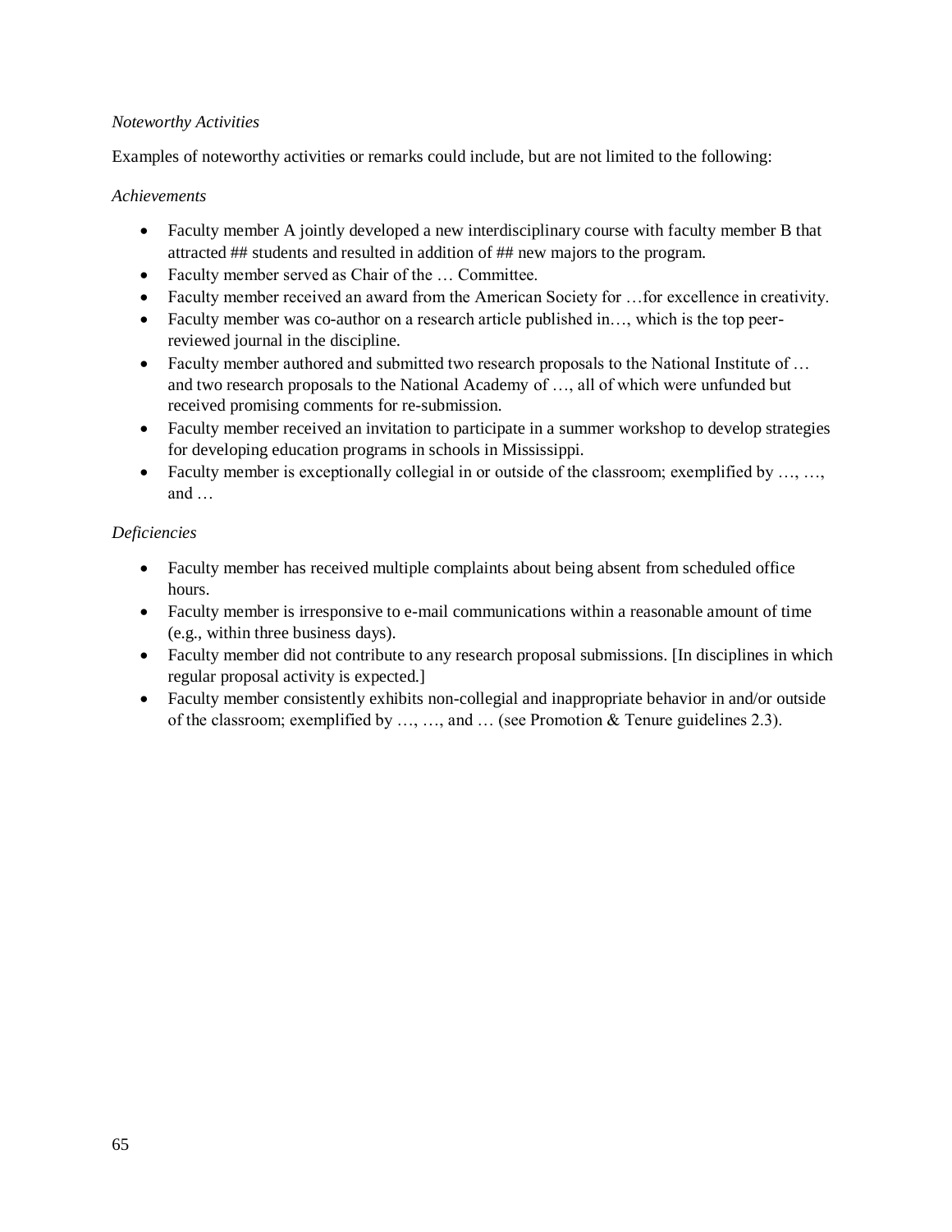*Noteworthy Activities*

Examples of noteworthy activities or remarks could include, but are not limited to the following:

*Achievements*

- Faculty member A jointly developed a new interdisciplinary course with faculty member B that attracted ## students and resulted in addition of ## new majors to the program.
- Faculty member served as Chair of the … Committee.
- Faculty member received an award from the American Society for …for excellence in creativity.
- Faculty member was co-author on a research article published in…, which is the top peer-reviewed journal in the discipline.
- Faculty member authored and submitted two research proposals to the National Institute of … and two research proposals to the National Academy of …, all of which were unfunded but received promising comments for re-submission.
- Faculty member received an invitation to participate in a summer workshop to develop strategies for developing education programs in schools in Mississippi.
- Faculty member is exceptionally collegial in or outside of the classroom; exemplified by …, …, and …

*Deficiencies*

- Faculty member has received multiple complaints about being absent from scheduled office hours.
- Faculty member is irresponsive to e-mail communications within a reasonable amount of time (e.g., within three business days).
- Faculty member did not contribute to any research proposal submissions. [In disciplines in which regular proposal activity is expected.]
- Faculty member consistently exhibits non-collegial and inappropriate behavior in and/or outside of the classroom; exemplified by …, …, and … (see Promotion & Tenure guidelines 2.3).